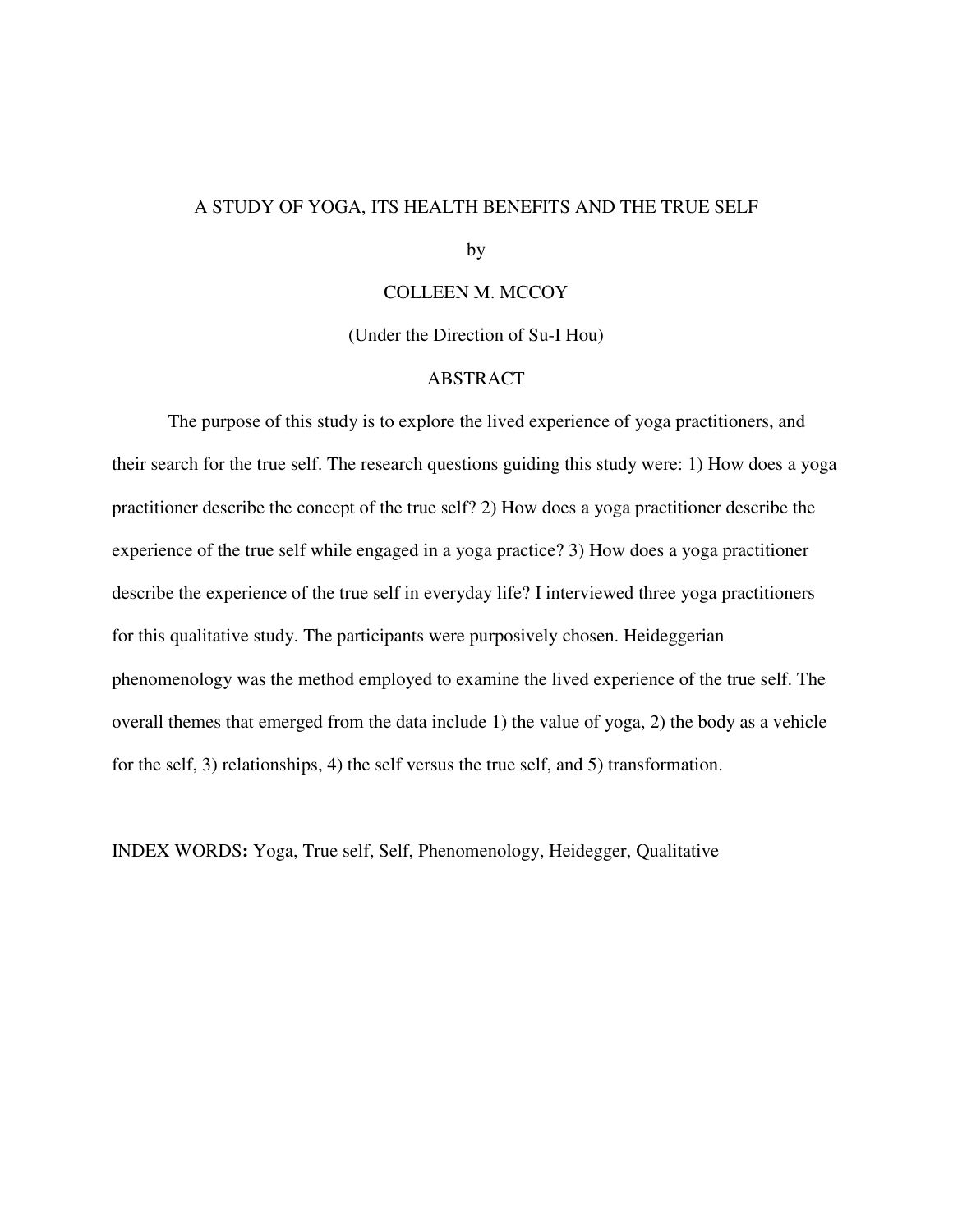# A STUDY OF YOGA, ITS HEALTH BENEFITS AND THE TRUE SELF

by

COLLEEN M. MCCOY

(Under the Direction of Su-I Hou)

## ABSTRACT

The purpose of this study is to explore the lived experience of yoga practitioners, and their search for the true self. The research questions guiding this study were: 1) How does a yoga practitioner describe the concept of the true self? 2) How does a yoga practitioner describe the experience of the true self while engaged in a yoga practice? 3) How does a yoga practitioner describe the experience of the true self in everyday life? I interviewed three yoga practitioners for this qualitative study. The participants were purposively chosen. Heideggerian phenomenology was the method employed to examine the lived experience of the true self. The overall themes that emerged from the data include 1) the value of yoga, 2) the body as a vehicle for the self, 3) relationships, 4) the self versus the true self, and 5) transformation.

INDEX WORDS**:** Yoga, True self, Self, Phenomenology, Heidegger, Qualitative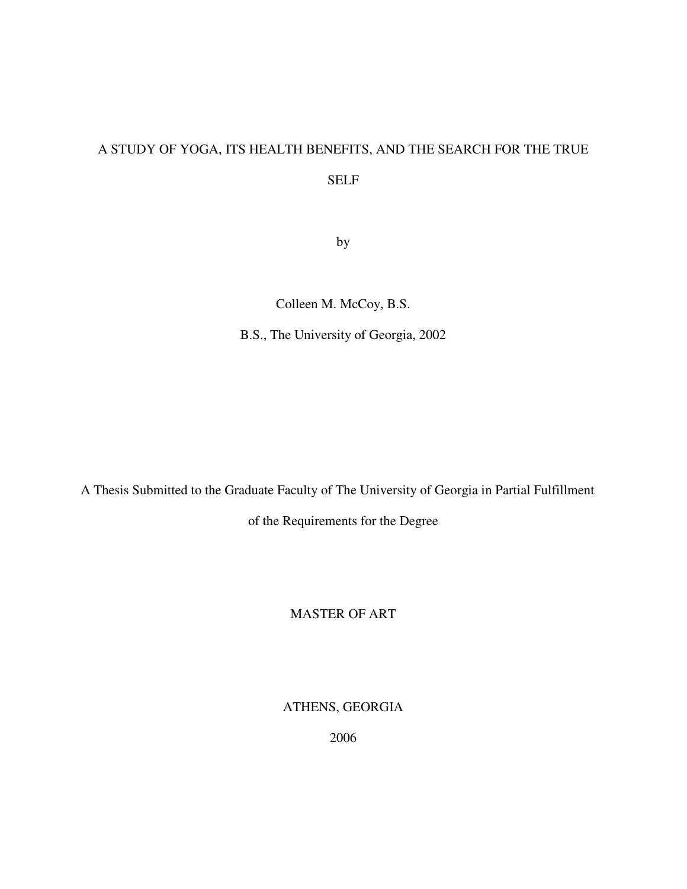A STUDY OF YOGA, ITS HEALTH BENEFITS, AND THE SEARCH FOR THE TRUE SELF

by

Colleen M. McCoy, B.S.

B.S., The University of Georgia, 2002

A Thesis Submitted to the Graduate Faculty of The University of Georgia in Partial Fulfillment of the Requirements for the Degree

MASTER OF ART

ATHENS, GEORGIA

2006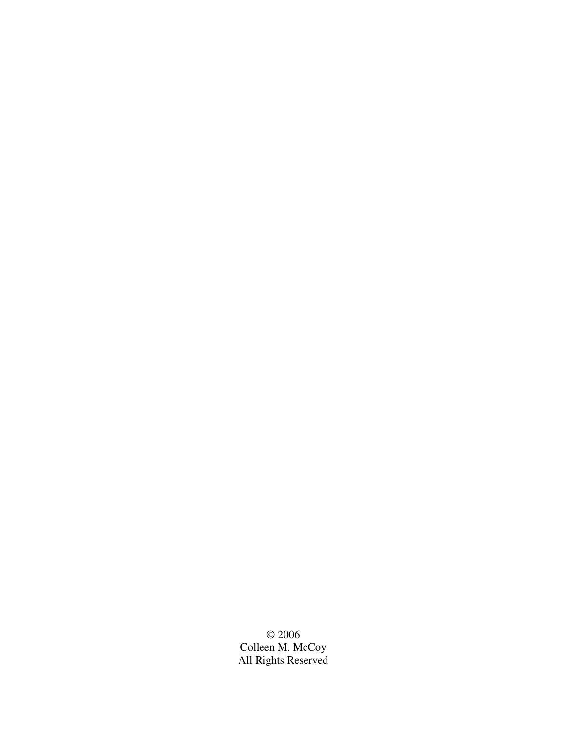© 2006
Colleen M. McCoy
All Rights Reserved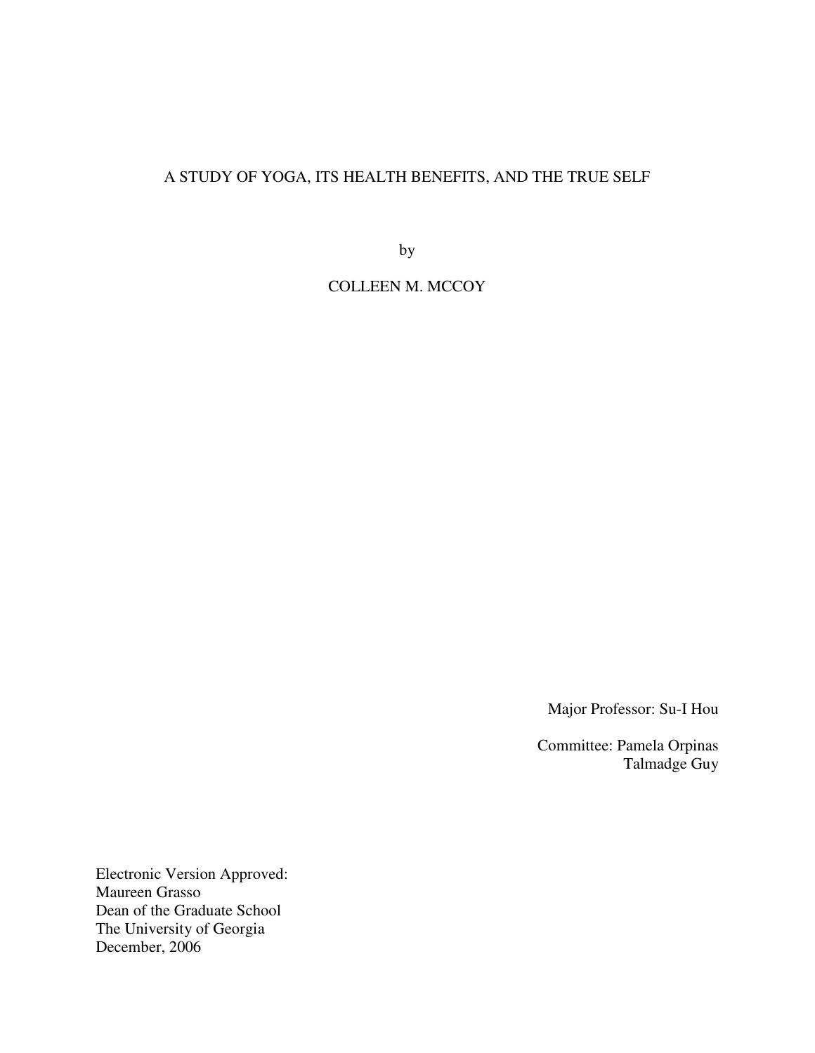A STUDY OF YOGA, ITS HEALTH BENEFITS, AND THE TRUE SELF

by

COLLEEN M. MCCOY

Major Professor: Su-I Hou

Committee: Pamela Orpinas
Talmadge Guy

Electronic Version Approved:
Maureen Grasso
Dean of the Graduate School
The University of Georgia
December, 2006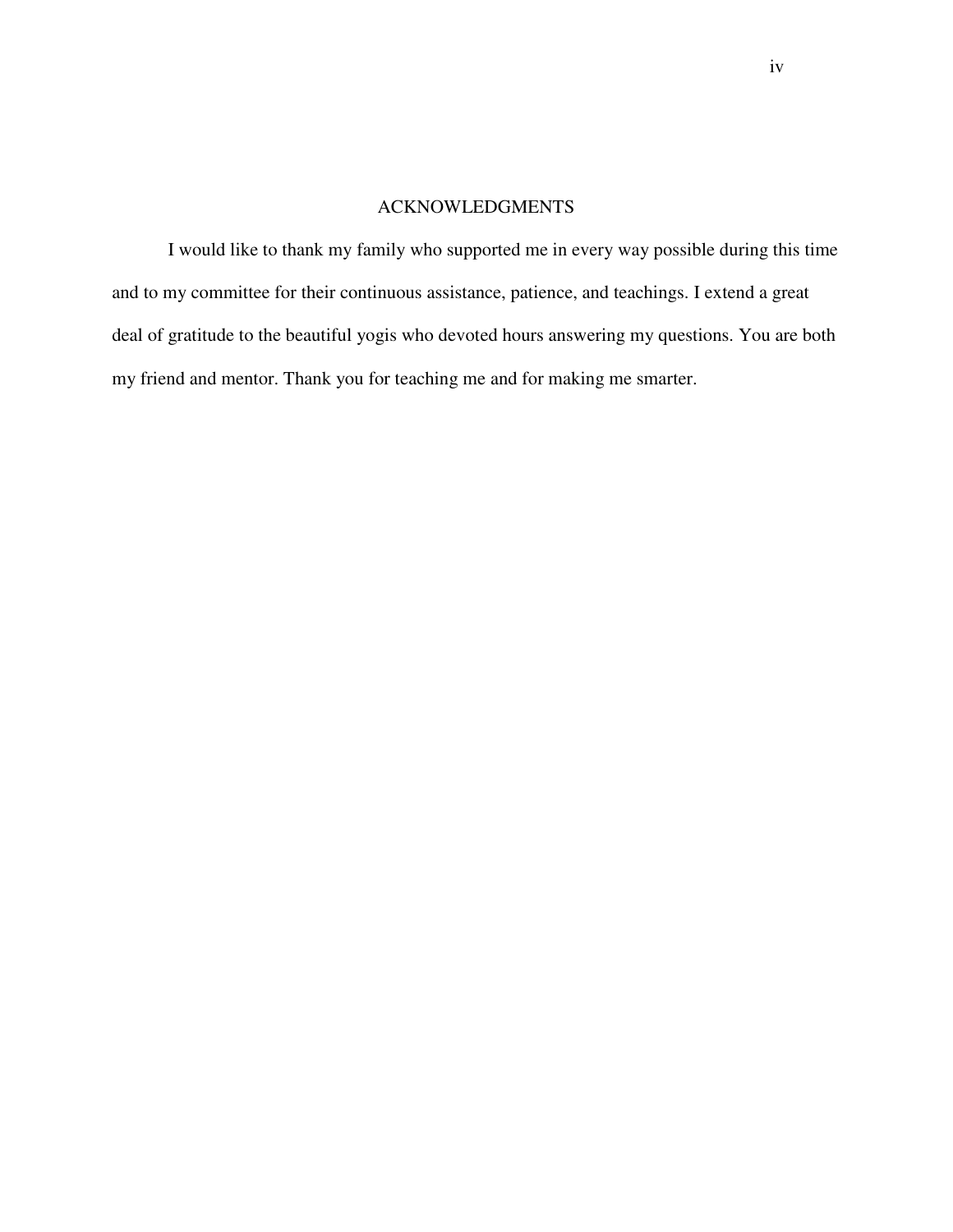# ACKNOWLEDGMENTS

I would like to thank my family who supported me in every way possible during this time and to my committee for their continuous assistance, patience, and teachings. I extend a great deal of gratitude to the beautiful yogis who devoted hours answering my questions. You are both my friend and mentor. Thank you for teaching me and for making me smarter.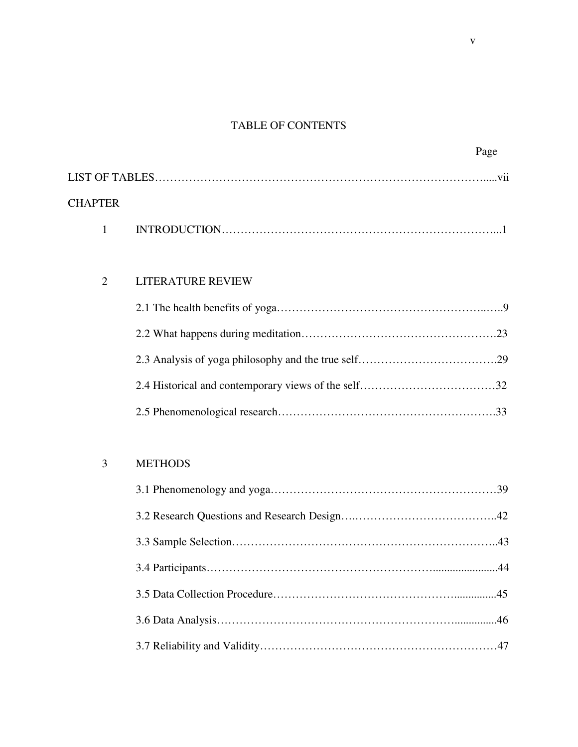# TABLE OF CONTENTS

Page

LIST OF TABLES.....vii

CHAPTER

1 INTRODUCTION...1

2 LITERATURE REVIEW

2.1 The health benefits of yoga...9

2.2 What happens during meditation...23

2.3 Analysis of yoga philosophy and the true self...29

2.4 Historical and contemporary views of the self...32

2.5 Phenomenological research...33

3 METHODS

3.1 Phenomenology and yoga...39

3.2 Research Questions and Research Design...42

3.3 Sample Selection...43

3.4 Participants...44

3.5 Data Collection Procedure...45

3.6 Data Analysis...46

3.7 Reliability and Validity...47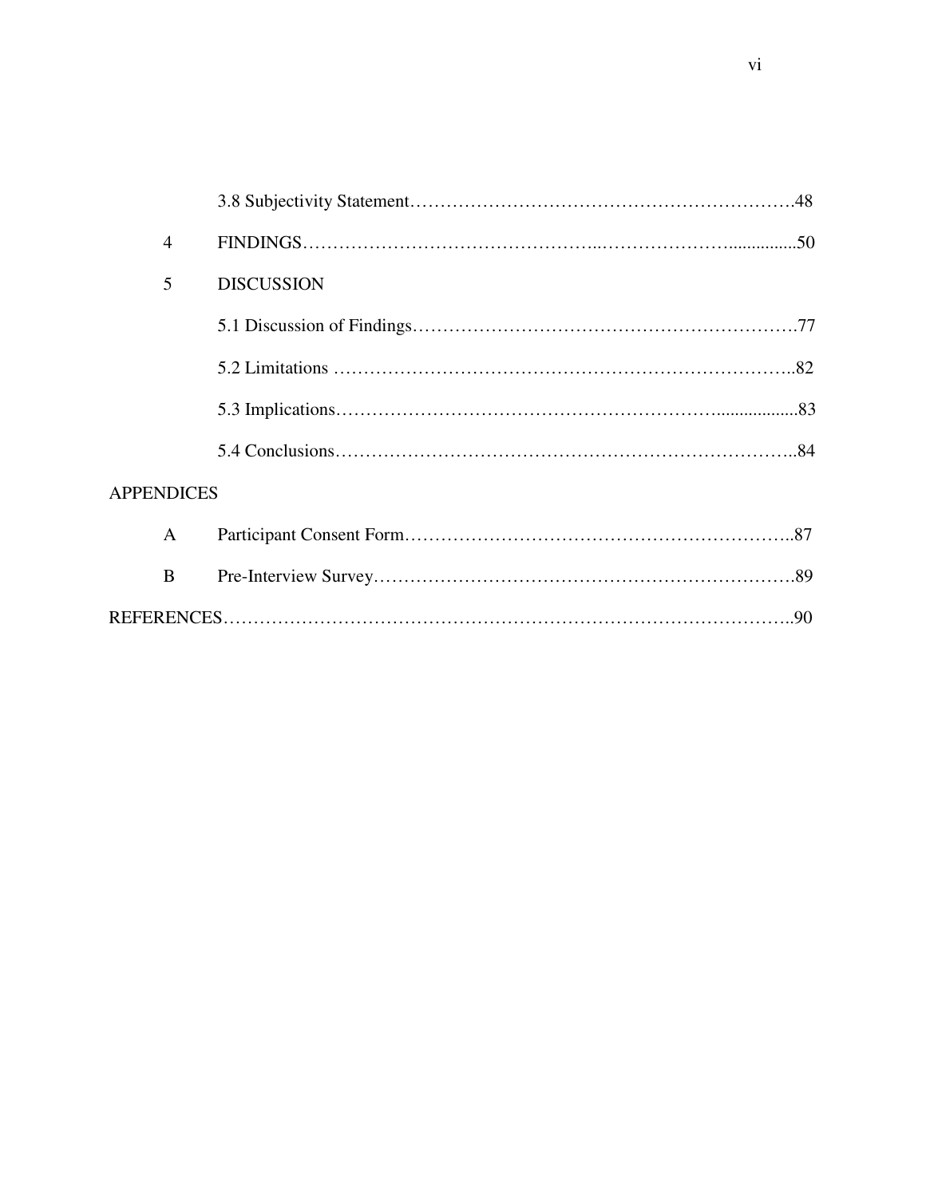| | | |
|---|---|---|
| | 3.8 Subjectivity Statement | 48 |
| 4 | FINDINGS | 50 |
| 5 | DISCUSSION | |
| | 5.1 Discussion of Findings | 77 |
| | 5.2 Limitations | 82 |
| | 5.3 Implications | 83 |
| | 5.4 Conclusions | 84 |

APPENDICES

| | | |
|---|---|---|
| A | Participant Consent Form | 87 |
| B | Pre-Interview Survey | 89 |

REFERENCES........................................................................................90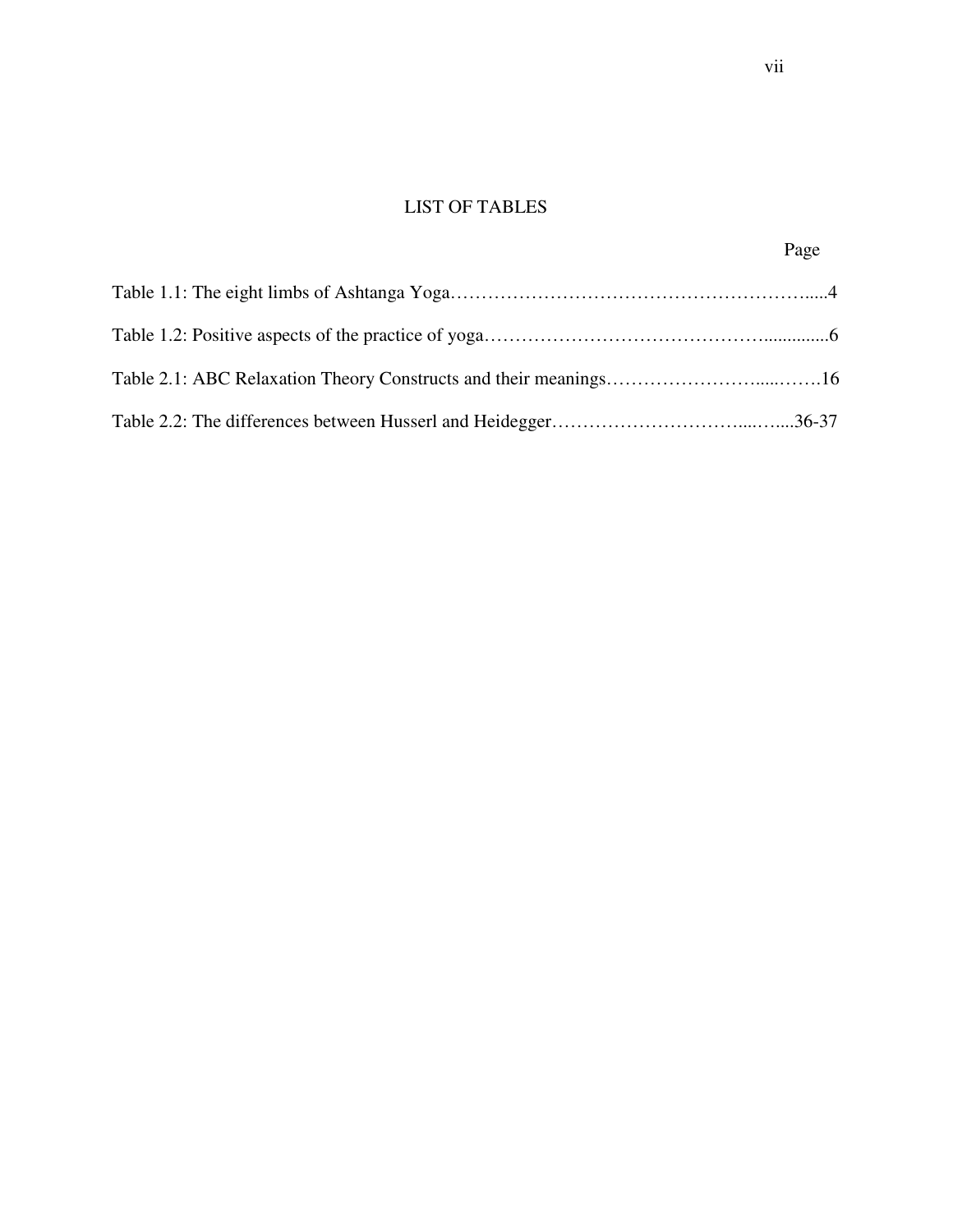# LIST OF TABLES

| | Page |
| --- | --- |
| Table 1.1: The eight limbs of Ashtanga Yoga | 4 |
| Table 1.2: Positive aspects of the practice of yoga | 6 |
| Table 2.1: ABC Relaxation Theory Constructs and their meanings | 16 |
| Table 2.2: The differences between Husserl and Heidegger | 36-37 |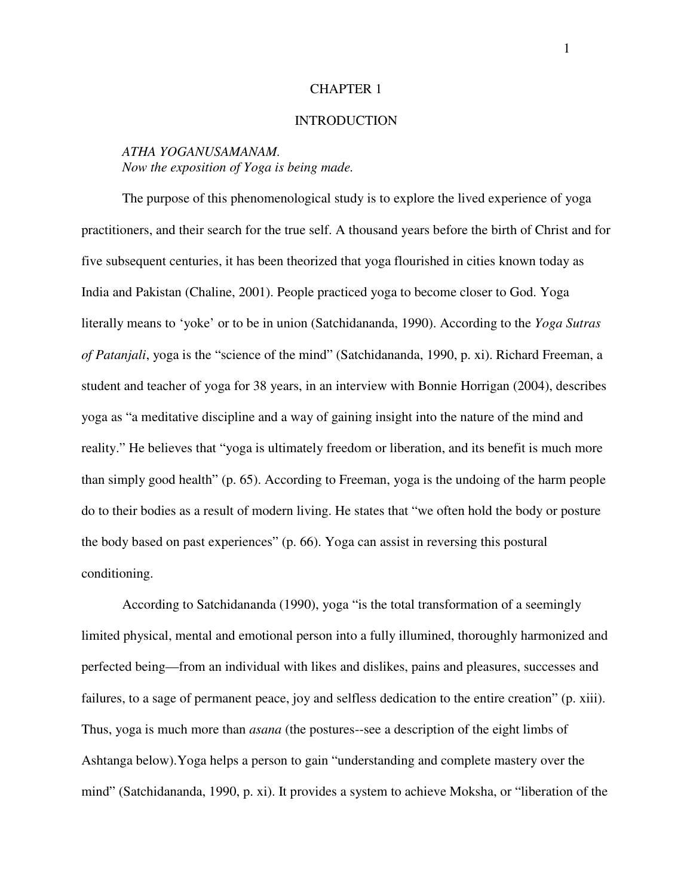# CHAPTER 1

# INTRODUCTION

*ATHA YOGANUSAMANAM.*
*Now the exposition of Yoga is being made.*

The purpose of this phenomenological study is to explore the lived experience of yoga practitioners, and their search for the true self. A thousand years before the birth of Christ and for five subsequent centuries, it has been theorized that yoga flourished in cities known today as India and Pakistan (Chaline, 2001). People practiced yoga to become closer to God. Yoga literally means to 'yoke' or to be in union (Satchidananda, 1990). According to the *Yoga Sutras of Patanjali*, yoga is the "science of the mind" (Satchidananda, 1990, p. xi). Richard Freeman, a student and teacher of yoga for 38 years, in an interview with Bonnie Horrigan (2004), describes yoga as "a meditative discipline and a way of gaining insight into the nature of the mind and reality." He believes that "yoga is ultimately freedom or liberation, and its benefit is much more than simply good health" (p. 65). According to Freeman, yoga is the undoing of the harm people do to their bodies as a result of modern living. He states that "we often hold the body or posture the body based on past experiences" (p. 66). Yoga can assist in reversing this postural conditioning.

According to Satchidananda (1990), yoga "is the total transformation of a seemingly limited physical, mental and emotional person into a fully illumined, thoroughly harmonized and perfected being—from an individual with likes and dislikes, pains and pleasures, successes and failures, to a sage of permanent peace, joy and selfless dedication to the entire creation" (p. xiii). Thus, yoga is much more than *asana* (the postures--see a description of the eight limbs of Ashtanga below).Yoga helps a person to gain "understanding and complete mastery over the mind" (Satchidananda, 1990, p. xi). It provides a system to achieve Moksha, or "liberation of the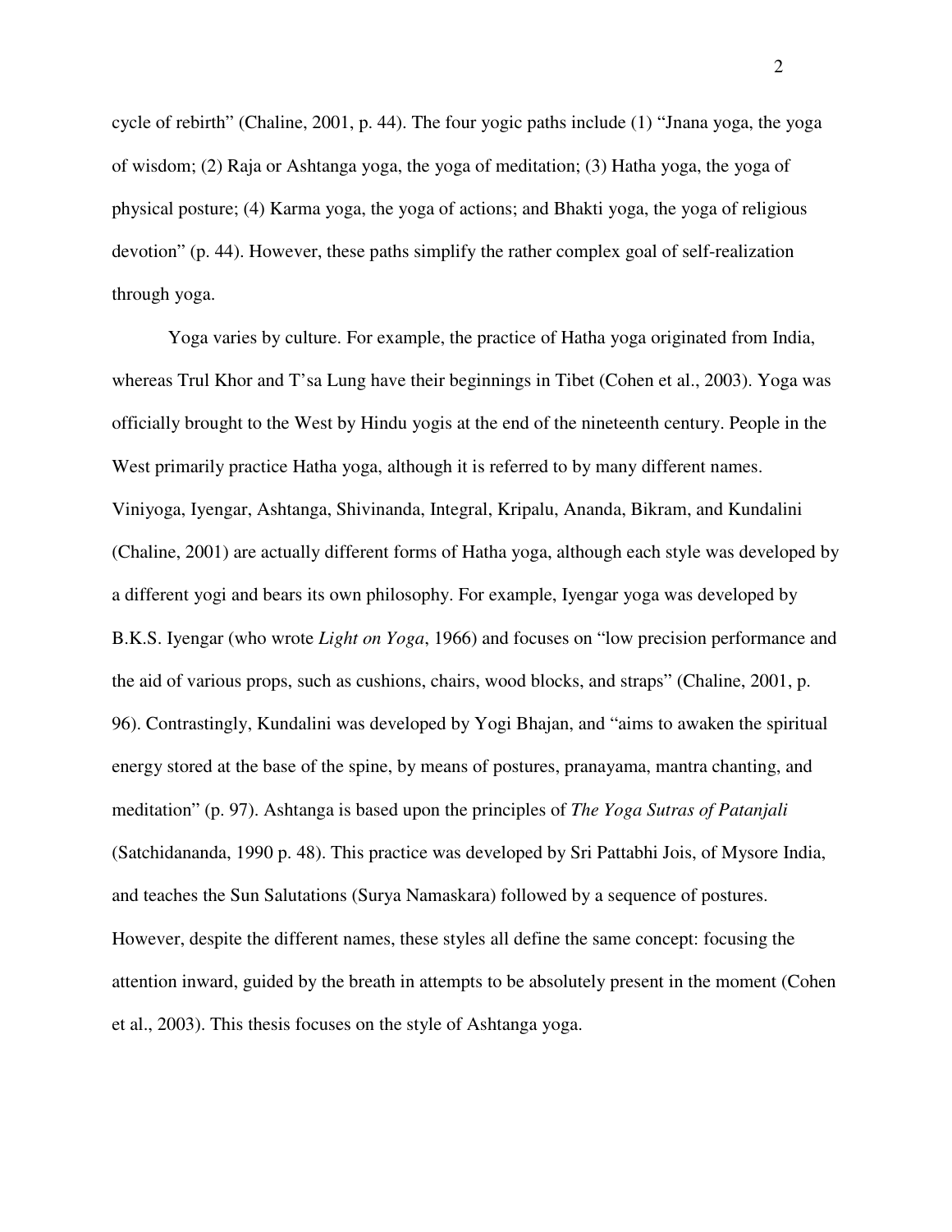cycle of rebirth" (Chaline, 2001, p. 44). The four yogic paths include (1) "Jnana yoga, the yoga of wisdom; (2) Raja or Ashtanga yoga, the yoga of meditation; (3) Hatha yoga, the yoga of physical posture; (4) Karma yoga, the yoga of actions; and Bhakti yoga, the yoga of religious devotion" (p. 44). However, these paths simplify the rather complex goal of self-realization through yoga.

Yoga varies by culture. For example, the practice of Hatha yoga originated from India, whereas Trul Khor and T'sa Lung have their beginnings in Tibet (Cohen et al., 2003). Yoga was officially brought to the West by Hindu yogis at the end of the nineteenth century. People in the West primarily practice Hatha yoga, although it is referred to by many different names. Viniyoga, Iyengar, Ashtanga, Shivinanda, Integral, Kripalu, Ananda, Bikram, and Kundalini (Chaline, 2001) are actually different forms of Hatha yoga, although each style was developed by a different yogi and bears its own philosophy. For example, Iyengar yoga was developed by B.K.S. Iyengar (who wrote *Light on Yoga*, 1966) and focuses on "low precision performance and the aid of various props, such as cushions, chairs, wood blocks, and straps" (Chaline, 2001, p. 96). Contrastingly, Kundalini was developed by Yogi Bhajan, and "aims to awaken the spiritual energy stored at the base of the spine, by means of postures, pranayama, mantra chanting, and meditation" (p. 97). Ashtanga is based upon the principles of *The Yoga Sutras of Patanjali* (Satchidananda, 1990 p. 48). This practice was developed by Sri Pattabhi Jois, of Mysore India, and teaches the Sun Salutations (Surya Namaskara) followed by a sequence of postures. However, despite the different names, these styles all define the same concept: focusing the attention inward, guided by the breath in attempts to be absolutely present in the moment (Cohen et al., 2003). This thesis focuses on the style of Ashtanga yoga.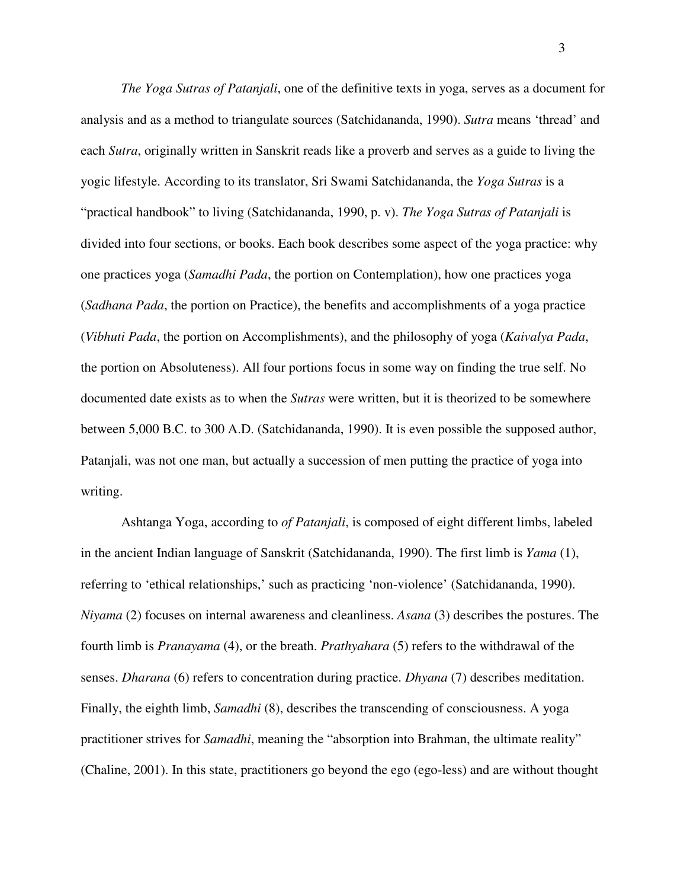*The Yoga Sutras of Patanjali*, one of the definitive texts in yoga, serves as a document for analysis and as a method to triangulate sources (Satchidananda, 1990). *Sutra* means 'thread' and each *Sutra*, originally written in Sanskrit reads like a proverb and serves as a guide to living the yogic lifestyle. According to its translator, Sri Swami Satchidananda, the *Yoga Sutras* is a "practical handbook" to living (Satchidananda, 1990, p. v). *The Yoga Sutras of Patanjali* is divided into four sections, or books. Each book describes some aspect of the yoga practice: why one practices yoga (*Samadhi Pada*, the portion on Contemplation), how one practices yoga (*Sadhana Pada*, the portion on Practice), the benefits and accomplishments of a yoga practice (*Vibhuti Pada*, the portion on Accomplishments), and the philosophy of yoga (*Kaivalya Pada*, the portion on Absoluteness). All four portions focus in some way on finding the true self. No documented date exists as to when the *Sutras* were written, but it is theorized to be somewhere between 5,000 B.C. to 300 A.D. (Satchidananda, 1990). It is even possible the supposed author, Patanjali, was not one man, but actually a succession of men putting the practice of yoga into writing.

Ashtanga Yoga, according to *of Patanjali*, is composed of eight different limbs, labeled in the ancient Indian language of Sanskrit (Satchidananda, 1990). The first limb is *Yama* (1), referring to 'ethical relationships,' such as practicing 'non-violence' (Satchidananda, 1990). *Niyama* (2) focuses on internal awareness and cleanliness. *Asana* (3) describes the postures. The fourth limb is *Pranayama* (4), or the breath. *Prathyahara* (5) refers to the withdrawal of the senses. *Dharana* (6) refers to concentration during practice. *Dhyana* (7) describes meditation. Finally, the eighth limb, *Samadhi* (8), describes the transcending of consciousness. A yoga practitioner strives for *Samadhi*, meaning the "absorption into Brahman, the ultimate reality" (Chaline, 2001). In this state, practitioners go beyond the ego (ego-less) and are without thought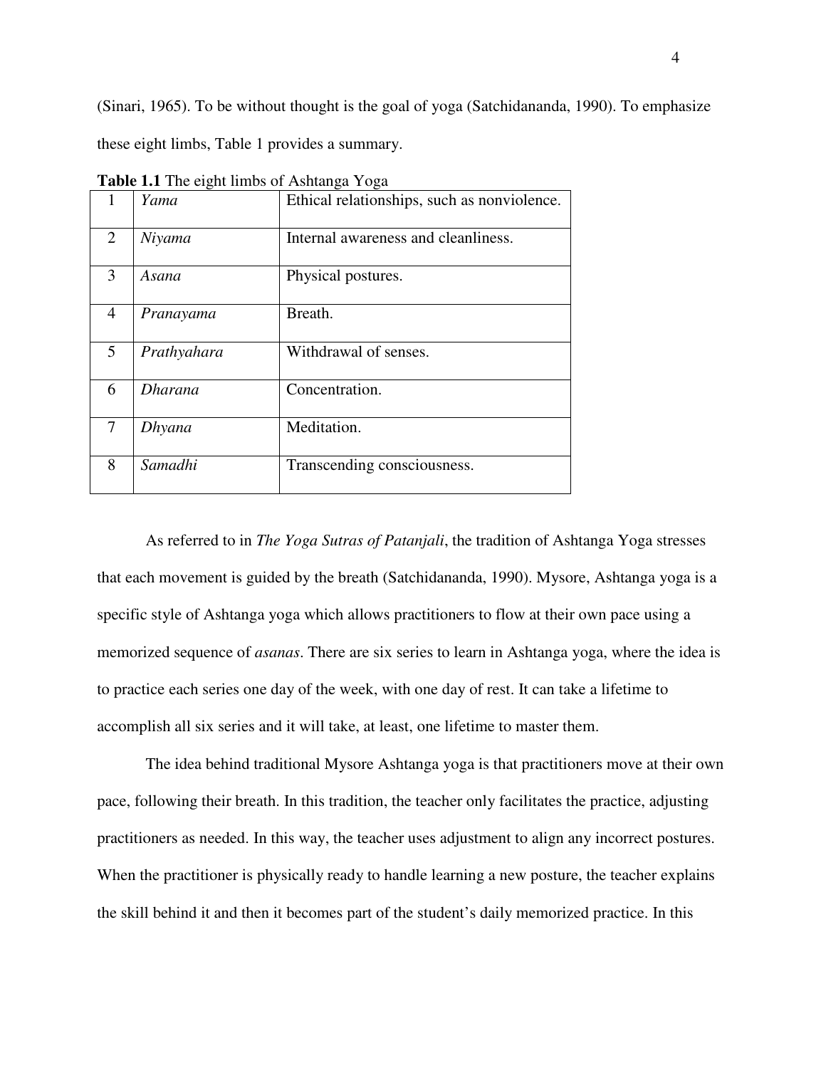(Sinari, 1965). To be without thought is the goal of yoga (Satchidananda, 1990). To emphasize these eight limbs, Table 1 provides a summary.

**Table 1.1** The eight limbs of Ashtanga Yoga

| | | |
|---|---|---|
| 1 | *Yama* | Ethical relationships, such as nonviolence. |
| 2 | *Niyama* | Internal awareness and cleanliness. |
| 3 | *Asana* | Physical postures. |
| 4 | *Pranayama* | Breath. |
| 5 | *Prathyahara* | Withdrawal of senses. |
| 6 | *Dharana* | Concentration. |
| 7 | *Dhyana* | Meditation. |
| 8 | *Samadhi* | Transcending consciousness. |

As referred to in *The Yoga Sutras of Patanjali*, the tradition of Ashtanga Yoga stresses that each movement is guided by the breath (Satchidananda, 1990). Mysore, Ashtanga yoga is a specific style of Ashtanga yoga which allows practitioners to flow at their own pace using a memorized sequence of *asanas*. There are six series to learn in Ashtanga yoga, where the idea is to practice each series one day of the week, with one day of rest. It can take a lifetime to accomplish all six series and it will take, at least, one lifetime to master them.

The idea behind traditional Mysore Ashtanga yoga is that practitioners move at their own pace, following their breath. In this tradition, the teacher only facilitates the practice, adjusting practitioners as needed. In this way, the teacher uses adjustment to align any incorrect postures. When the practitioner is physically ready to handle learning a new posture, the teacher explains the skill behind it and then it becomes part of the student's daily memorized practice. In this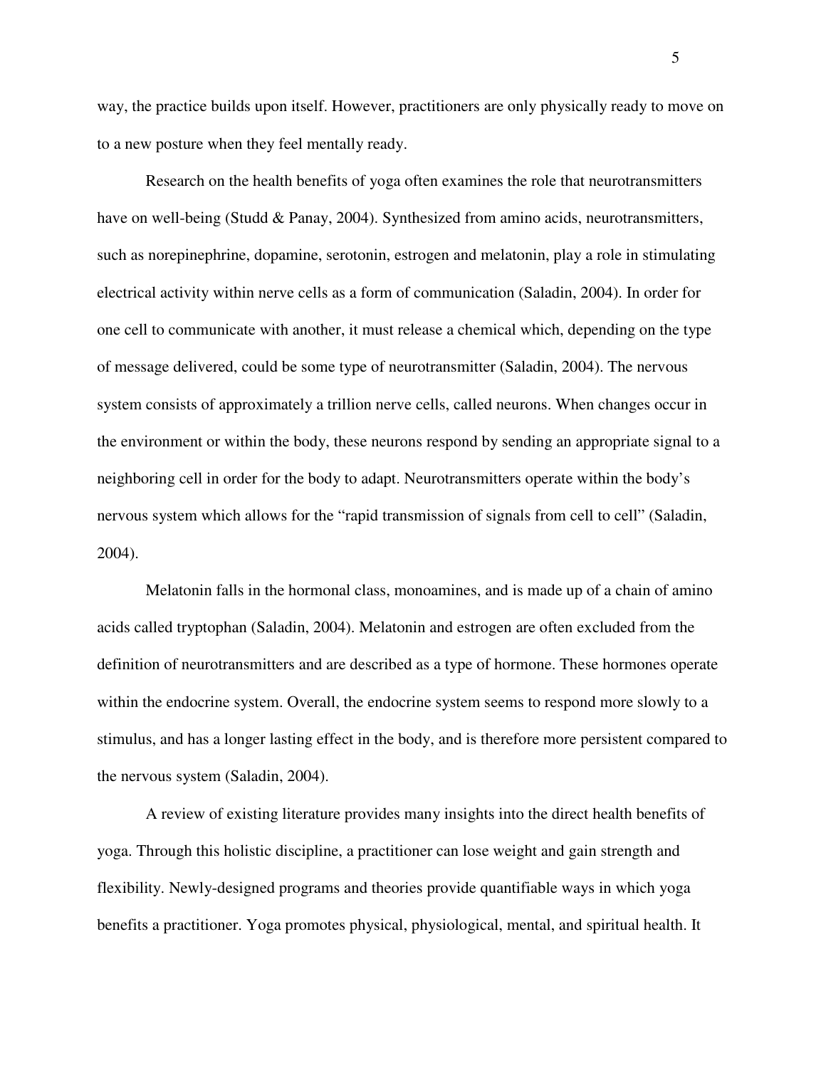way, the practice builds upon itself. However, practitioners are only physically ready to move on to a new posture when they feel mentally ready.

Research on the health benefits of yoga often examines the role that neurotransmitters have on well-being (Studd & Panay, 2004). Synthesized from amino acids, neurotransmitters, such as norepinephrine, dopamine, serotonin, estrogen and melatonin, play a role in stimulating electrical activity within nerve cells as a form of communication (Saladin, 2004). In order for one cell to communicate with another, it must release a chemical which, depending on the type of message delivered, could be some type of neurotransmitter (Saladin, 2004). The nervous system consists of approximately a trillion nerve cells, called neurons. When changes occur in the environment or within the body, these neurons respond by sending an appropriate signal to a neighboring cell in order for the body to adapt. Neurotransmitters operate within the body's nervous system which allows for the "rapid transmission of signals from cell to cell" (Saladin, 2004).

Melatonin falls in the hormonal class, monoamines, and is made up of a chain of amino acids called tryptophan (Saladin, 2004). Melatonin and estrogen are often excluded from the definition of neurotransmitters and are described as a type of hormone. These hormones operate within the endocrine system. Overall, the endocrine system seems to respond more slowly to a stimulus, and has a longer lasting effect in the body, and is therefore more persistent compared to the nervous system (Saladin, 2004).

A review of existing literature provides many insights into the direct health benefits of yoga. Through this holistic discipline, a practitioner can lose weight and gain strength and flexibility. Newly-designed programs and theories provide quantifiable ways in which yoga benefits a practitioner. Yoga promotes physical, physiological, mental, and spiritual health. It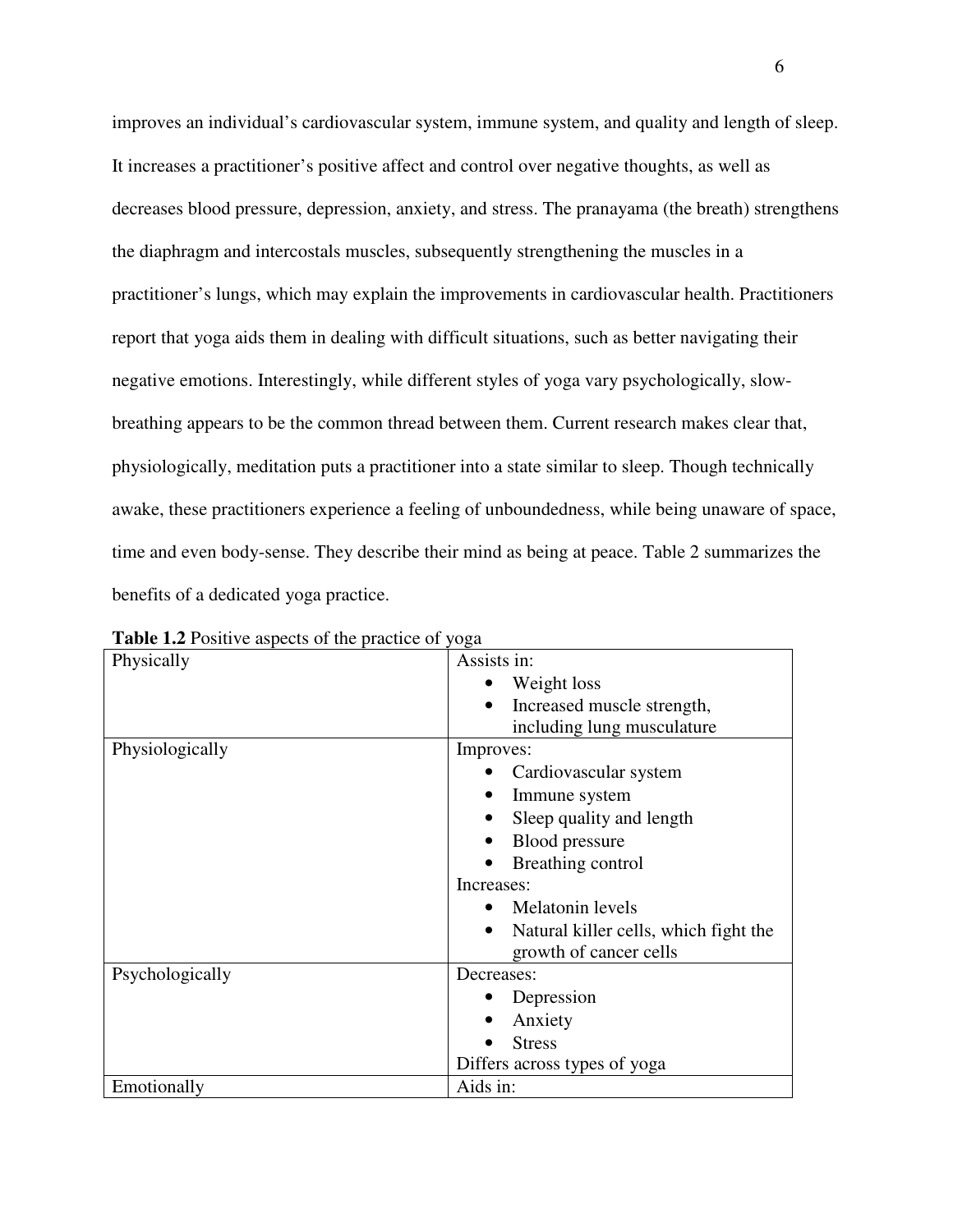improves an individual's cardiovascular system, immune system, and quality and length of sleep. It increases a practitioner's positive affect and control over negative thoughts, as well as decreases blood pressure, depression, anxiety, and stress. The pranayama (the breath) strengthens the diaphragm and intercostals muscles, subsequently strengthening the muscles in a practitioner's lungs, which may explain the improvements in cardiovascular health. Practitioners report that yoga aids them in dealing with difficult situations, such as better navigating their negative emotions. Interestingly, while different styles of yoga vary psychologically, slow-breathing appears to be the common thread between them. Current research makes clear that, physiologically, meditation puts a practitioner into a state similar to sleep. Though technically awake, these practitioners experience a feeling of unboundedness, while being unaware of space, time and even body-sense. They describe their mind as being at peace. Table 2 summarizes the benefits of a dedicated yoga practice.

**Table 1.2** Positive aspects of the practice of yoga

| | |
|---|---|
| Physically | Assists in:<br>• Weight loss<br>• Increased muscle strength, including lung musculature |
| Physiologically | Improves:<br>• Cardiovascular system<br>• Immune system<br>• Sleep quality and length<br>• Blood pressure<br>• Breathing control<br>Increases:<br>• Melatonin levels<br>• Natural killer cells, which fight the growth of cancer cells |
| Psychologically | Decreases:<br>• Depression<br>• Anxiety<br>• Stress<br>Differs across types of yoga |
| Emotionally | Aids in: |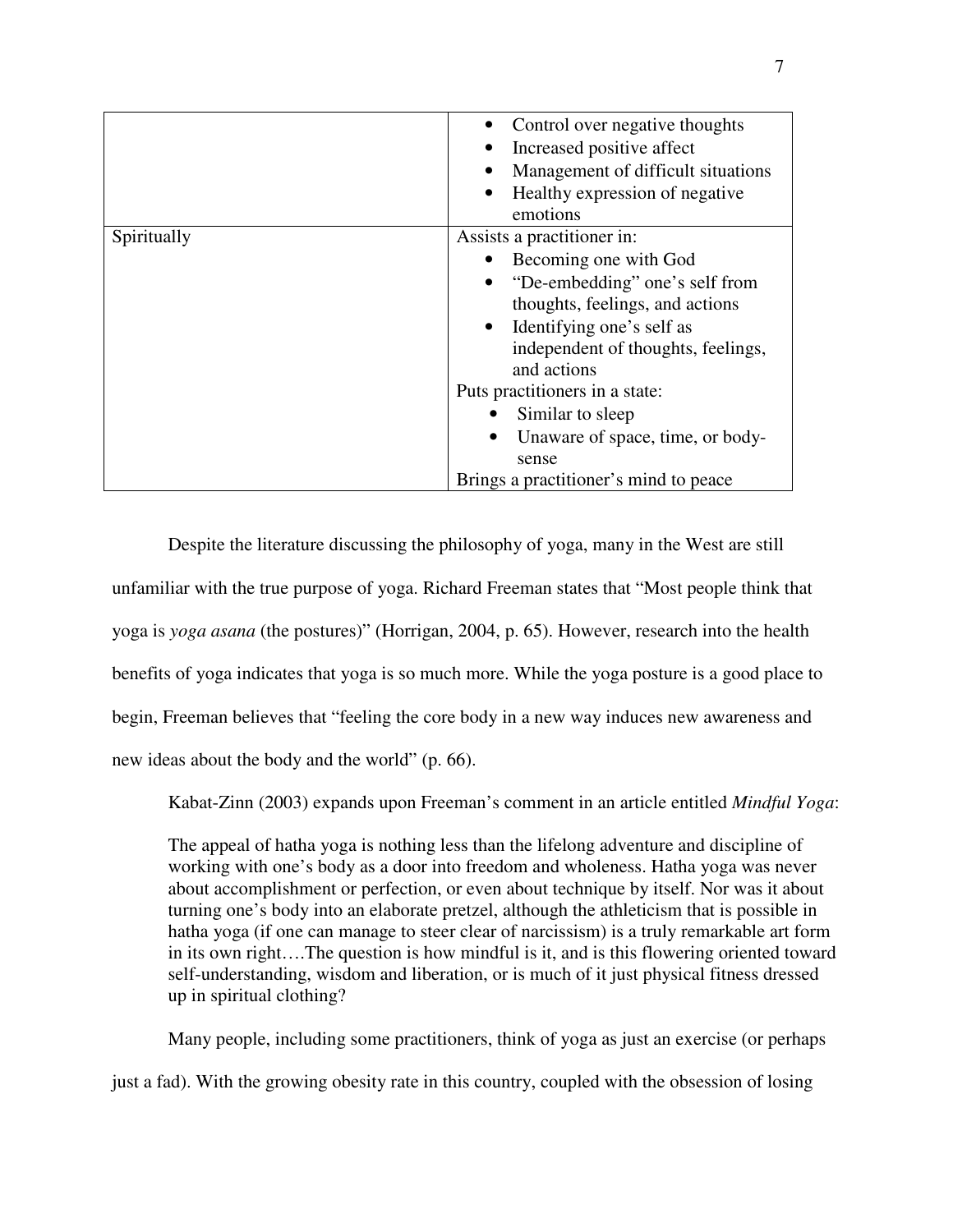| | |
|---|---|
| | • Control over negative thoughts<br>• Increased positive affect<br>• Management of difficult situations<br>• Healthy expression of negative emotions |
| Spiritually | Assists a practitioner in:<br>• Becoming one with God<br>• "De-embedding" one's self from thoughts, feelings, and actions<br>• Identifying one's self as independent of thoughts, feelings, and actions<br>Puts practitioners in a state:<br>• Similar to sleep<br>• Unaware of space, time, or body-sense<br>Brings a practitioner's mind to peace |

Despite the literature discussing the philosophy of yoga, many in the West are still unfamiliar with the true purpose of yoga. Richard Freeman states that "Most people think that yoga is *yoga asana* (the postures)" (Horrigan, 2004, p. 65). However, research into the health benefits of yoga indicates that yoga is so much more. While the yoga posture is a good place to begin, Freeman believes that "feeling the core body in a new way induces new awareness and new ideas about the body and the world" (p. 66).

Kabat-Zinn (2003) expands upon Freeman's comment in an article entitled *Mindful Yoga*:

> The appeal of hatha yoga is nothing less than the lifelong adventure and discipline of working with one's body as a door into freedom and wholeness. Hatha yoga was never about accomplishment or perfection, or even about technique by itself. Nor was it about turning one's body into an elaborate pretzel, although the athleticism that is possible in hatha yoga (if one can manage to steer clear of narcissism) is a truly remarkable art form in its own right….The question is how mindful is it, and is this flowering oriented toward self-understanding, wisdom and liberation, or is much of it just physical fitness dressed up in spiritual clothing?

Many people, including some practitioners, think of yoga as just an exercise (or perhaps just a fad). With the growing obesity rate in this country, coupled with the obsession of losing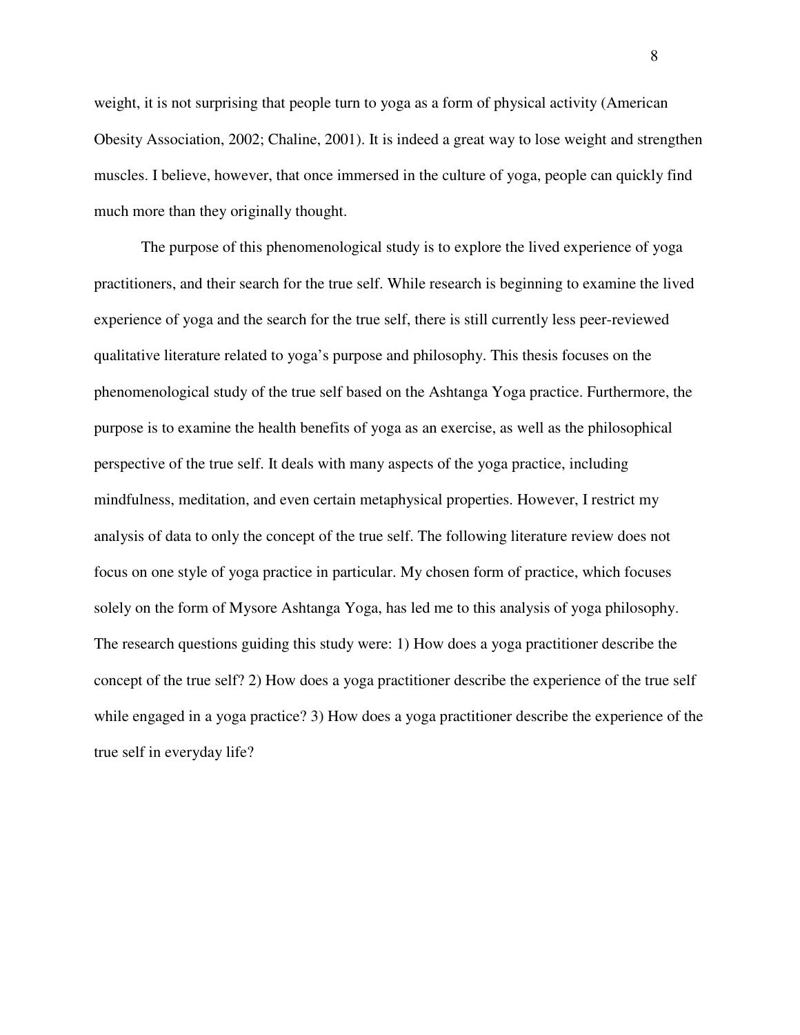weight, it is not surprising that people turn to yoga as a form of physical activity (American Obesity Association, 2002; Chaline, 2001). It is indeed a great way to lose weight and strengthen muscles. I believe, however, that once immersed in the culture of yoga, people can quickly find much more than they originally thought.

The purpose of this phenomenological study is to explore the lived experience of yoga practitioners, and their search for the true self. While research is beginning to examine the lived experience of yoga and the search for the true self, there is still currently less peer-reviewed qualitative literature related to yoga's purpose and philosophy. This thesis focuses on the phenomenological study of the true self based on the Ashtanga Yoga practice. Furthermore, the purpose is to examine the health benefits of yoga as an exercise, as well as the philosophical perspective of the true self. It deals with many aspects of the yoga practice, including mindfulness, meditation, and even certain metaphysical properties. However, I restrict my analysis of data to only the concept of the true self. The following literature review does not focus on one style of yoga practice in particular. My chosen form of practice, which focuses solely on the form of Mysore Ashtanga Yoga, has led me to this analysis of yoga philosophy. The research questions guiding this study were: 1) How does a yoga practitioner describe the concept of the true self? 2) How does a yoga practitioner describe the experience of the true self while engaged in a yoga practice? 3) How does a yoga practitioner describe the experience of the true self in everyday life?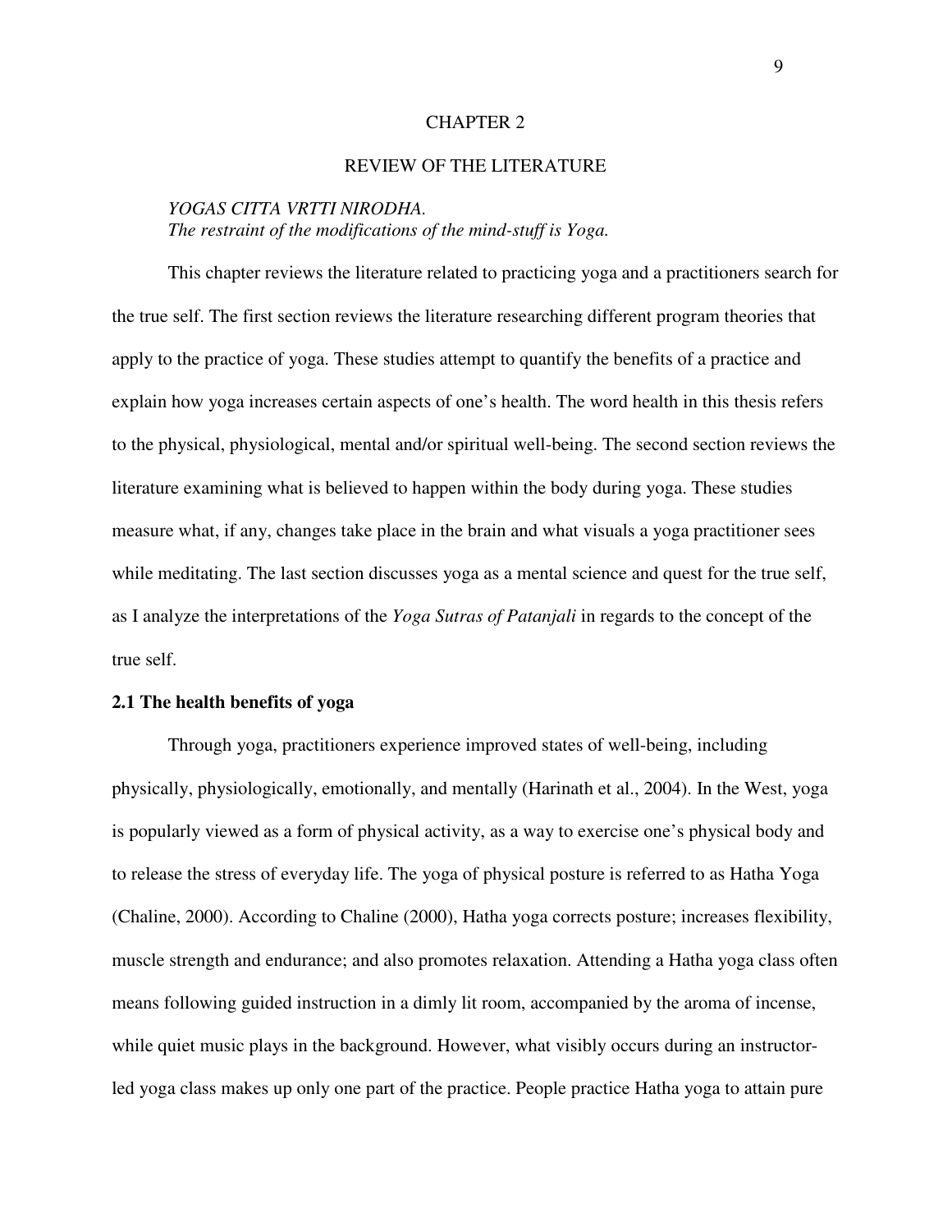# CHAPTER 2

# REVIEW OF THE LITERATURE

*YOGAS CITTA VRTTI NIRODHA.*
*The restraint of the modifications of the mind-stuff is Yoga.*

This chapter reviews the literature related to practicing yoga and a practitioners search for the true self. The first section reviews the literature researching different program theories that apply to the practice of yoga. These studies attempt to quantify the benefits of a practice and explain how yoga increases certain aspects of one's health. The word health in this thesis refers to the physical, physiological, mental and/or spiritual well-being. The second section reviews the literature examining what is believed to happen within the body during yoga. These studies measure what, if any, changes take place in the brain and what visuals a yoga practitioner sees while meditating. The last section discusses yoga as a mental science and quest for the true self, as I analyze the interpretations of the *Yoga Sutras of Patanjali* in regards to the concept of the true self.

## 2.1 The health benefits of yoga

Through yoga, practitioners experience improved states of well-being, including physically, physiologically, emotionally, and mentally (Harinath et al., 2004). In the West, yoga is popularly viewed as a form of physical activity, as a way to exercise one's physical body and to release the stress of everyday life. The yoga of physical posture is referred to as Hatha Yoga (Chaline, 2000). According to Chaline (2000), Hatha yoga corrects posture; increases flexibility, muscle strength and endurance; and also promotes relaxation. Attending a Hatha yoga class often means following guided instruction in a dimly lit room, accompanied by the aroma of incense, while quiet music plays in the background. However, what visibly occurs during an instructor-led yoga class makes up only one part of the practice. People practice Hatha yoga to attain pure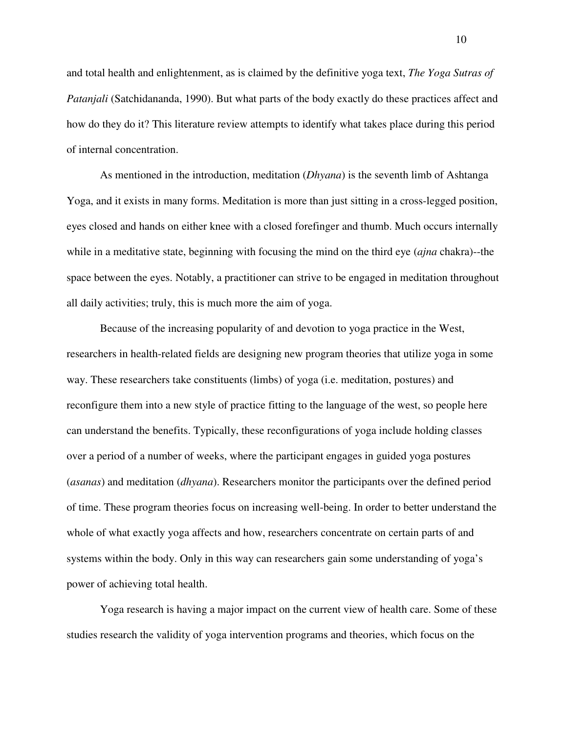and total health and enlightenment, as is claimed by the definitive yoga text, *The Yoga Sutras of Patanjali* (Satchidananda, 1990). But what parts of the body exactly do these practices affect and how do they do it? This literature review attempts to identify what takes place during this period of internal concentration.

As mentioned in the introduction, meditation (*Dhyana*) is the seventh limb of Ashtanga Yoga, and it exists in many forms. Meditation is more than just sitting in a cross-legged position, eyes closed and hands on either knee with a closed forefinger and thumb. Much occurs internally while in a meditative state, beginning with focusing the mind on the third eye (*ajna* chakra)--the space between the eyes. Notably, a practitioner can strive to be engaged in meditation throughout all daily activities; truly, this is much more the aim of yoga.

Because of the increasing popularity of and devotion to yoga practice in the West, researchers in health-related fields are designing new program theories that utilize yoga in some way. These researchers take constituents (limbs) of yoga (i.e. meditation, postures) and reconfigure them into a new style of practice fitting to the language of the west, so people here can understand the benefits. Typically, these reconfigurations of yoga include holding classes over a period of a number of weeks, where the participant engages in guided yoga postures (*asanas*) and meditation (*dhyana*). Researchers monitor the participants over the defined period of time. These program theories focus on increasing well-being. In order to better understand the whole of what exactly yoga affects and how, researchers concentrate on certain parts of and systems within the body. Only in this way can researchers gain some understanding of yoga's power of achieving total health.

Yoga research is having a major impact on the current view of health care. Some of these studies research the validity of yoga intervention programs and theories, which focus on the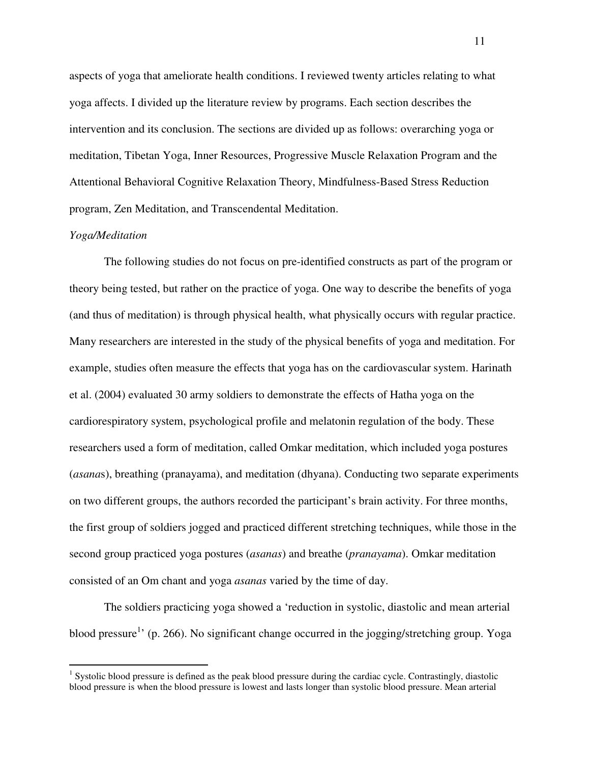aspects of yoga that ameliorate health conditions. I reviewed twenty articles relating to what yoga affects. I divided up the literature review by programs. Each section describes the intervention and its conclusion. The sections are divided up as follows: overarching yoga or meditation, Tibetan Yoga, Inner Resources, Progressive Muscle Relaxation Program and the Attentional Behavioral Cognitive Relaxation Theory, Mindfulness-Based Stress Reduction program, Zen Meditation, and Transcendental Meditation.

*Yoga/Meditation*

The following studies do not focus on pre-identified constructs as part of the program or theory being tested, but rather on the practice of yoga. One way to describe the benefits of yoga (and thus of meditation) is through physical health, what physically occurs with regular practice. Many researchers are interested in the study of the physical benefits of yoga and meditation. For example, studies often measure the effects that yoga has on the cardiovascular system. Harinath et al. (2004) evaluated 30 army soldiers to demonstrate the effects of Hatha yoga on the cardiorespiratory system, psychological profile and melatonin regulation of the body. These researchers used a form of meditation, called Omkar meditation, which included yoga postures (*asana*s), breathing (pranayama), and meditation (dhyana). Conducting two separate experiments on two different groups, the authors recorded the participant's brain activity. For three months, the first group of soldiers jogged and practiced different stretching techniques, while those in the second group practiced yoga postures (*asanas*) and breathe (*pranayama*). Omkar meditation consisted of an Om chant and yoga *asanas* varied by the time of day.

The soldiers practicing yoga showed a 'reduction in systolic, diastolic and mean arterial blood pressure[1]' (p. 266). No significant change occurred in the jogging/stretching group. Yoga

[1] Systolic blood pressure is defined as the peak blood pressure during the cardiac cycle. Contrastingly, diastolic blood pressure is when the blood pressure is lowest and lasts longer than systolic blood pressure. Mean arterial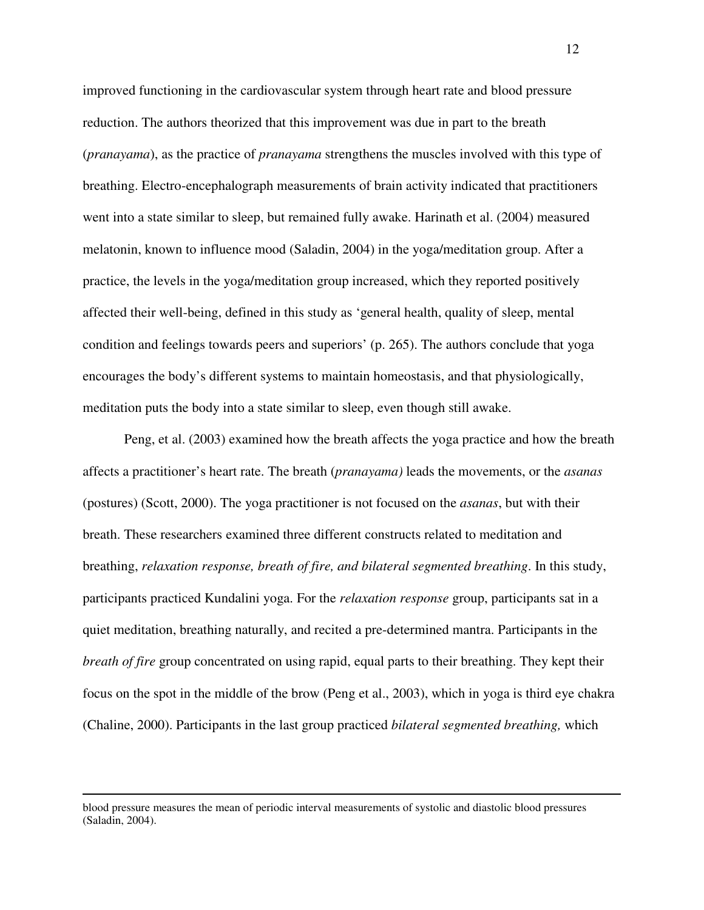improved functioning in the cardiovascular system through heart rate and blood pressure reduction. The authors theorized that this improvement was due in part to the breath (*pranayama*), as the practice of *pranayama* strengthens the muscles involved with this type of breathing. Electro-encephalograph measurements of brain activity indicated that practitioners went into a state similar to sleep, but remained fully awake. Harinath et al. (2004) measured melatonin, known to influence mood (Saladin, 2004) in the yoga/meditation group. After a practice, the levels in the yoga/meditation group increased, which they reported positively affected their well-being, defined in this study as 'general health, quality of sleep, mental condition and feelings towards peers and superiors' (p. 265). The authors conclude that yoga encourages the body's different systems to maintain homeostasis, and that physiologically, meditation puts the body into a state similar to sleep, even though still awake.

Peng, et al. (2003) examined how the breath affects the yoga practice and how the breath affects a practitioner's heart rate. The breath (*pranayama)* leads the movements, or the *asanas* (postures) (Scott, 2000). The yoga practitioner is not focused on the *asanas*, but with their breath. These researchers examined three different constructs related to meditation and breathing, *relaxation response, breath of fire, and bilateral segmented breathing*. In this study, participants practiced Kundalini yoga. For the *relaxation response* group, participants sat in a quiet meditation, breathing naturally, and recited a pre-determined mantra. Participants in the *breath of fire* group concentrated on using rapid, equal parts to their breathing. They kept their focus on the spot in the middle of the brow (Peng et al., 2003), which in yoga is third eye chakra (Chaline, 2000). Participants in the last group practiced *bilateral segmented breathing,* which

---

blood pressure measures the mean of periodic interval measurements of systolic and diastolic blood pressures (Saladin, 2004).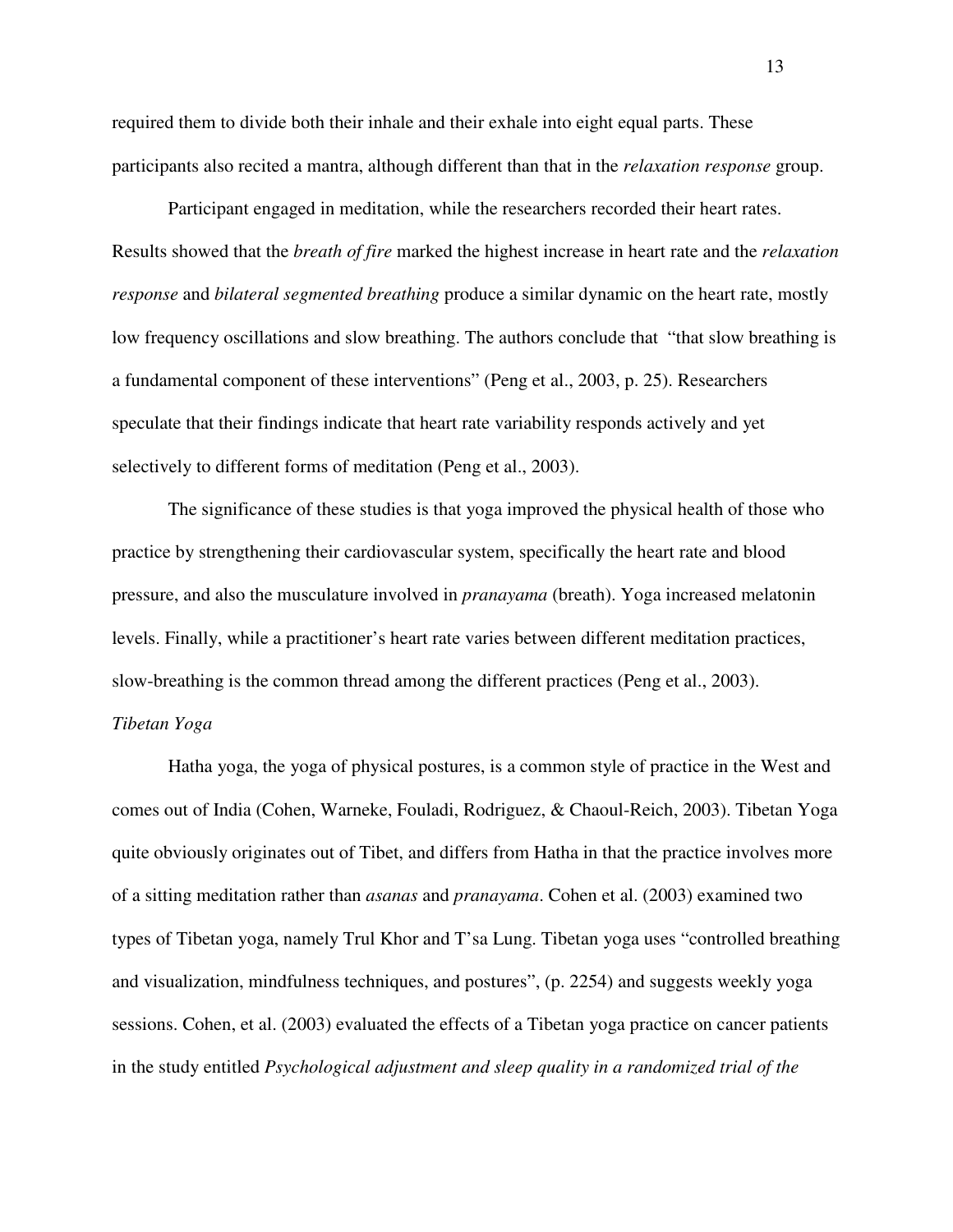required them to divide both their inhale and their exhale into eight equal parts. These participants also recited a mantra, although different than that in the *relaxation response* group.

Participant engaged in meditation, while the researchers recorded their heart rates. Results showed that the *breath of fire* marked the highest increase in heart rate and the *relaxation response* and *bilateral segmented breathing* produce a similar dynamic on the heart rate, mostly low frequency oscillations and slow breathing. The authors conclude that "that slow breathing is a fundamental component of these interventions" (Peng et al., 2003, p. 25). Researchers speculate that their findings indicate that heart rate variability responds actively and yet selectively to different forms of meditation (Peng et al., 2003).

The significance of these studies is that yoga improved the physical health of those who practice by strengthening their cardiovascular system, specifically the heart rate and blood pressure, and also the musculature involved in *pranayama* (breath). Yoga increased melatonin levels. Finally, while a practitioner's heart rate varies between different meditation practices, slow-breathing is the common thread among the different practices (Peng et al., 2003).

*Tibetan Yoga*

Hatha yoga, the yoga of physical postures, is a common style of practice in the West and comes out of India (Cohen, Warneke, Fouladi, Rodriguez, & Chaoul-Reich, 2003). Tibetan Yoga quite obviously originates out of Tibet, and differs from Hatha in that the practice involves more of a sitting meditation rather than *asanas* and *pranayama*. Cohen et al. (2003) examined two types of Tibetan yoga, namely Trul Khor and T'sa Lung. Tibetan yoga uses "controlled breathing and visualization, mindfulness techniques, and postures", (p. 2254) and suggests weekly yoga sessions. Cohen, et al. (2003) evaluated the effects of a Tibetan yoga practice on cancer patients in the study entitled *Psychological adjustment and sleep quality in a randomized trial of the*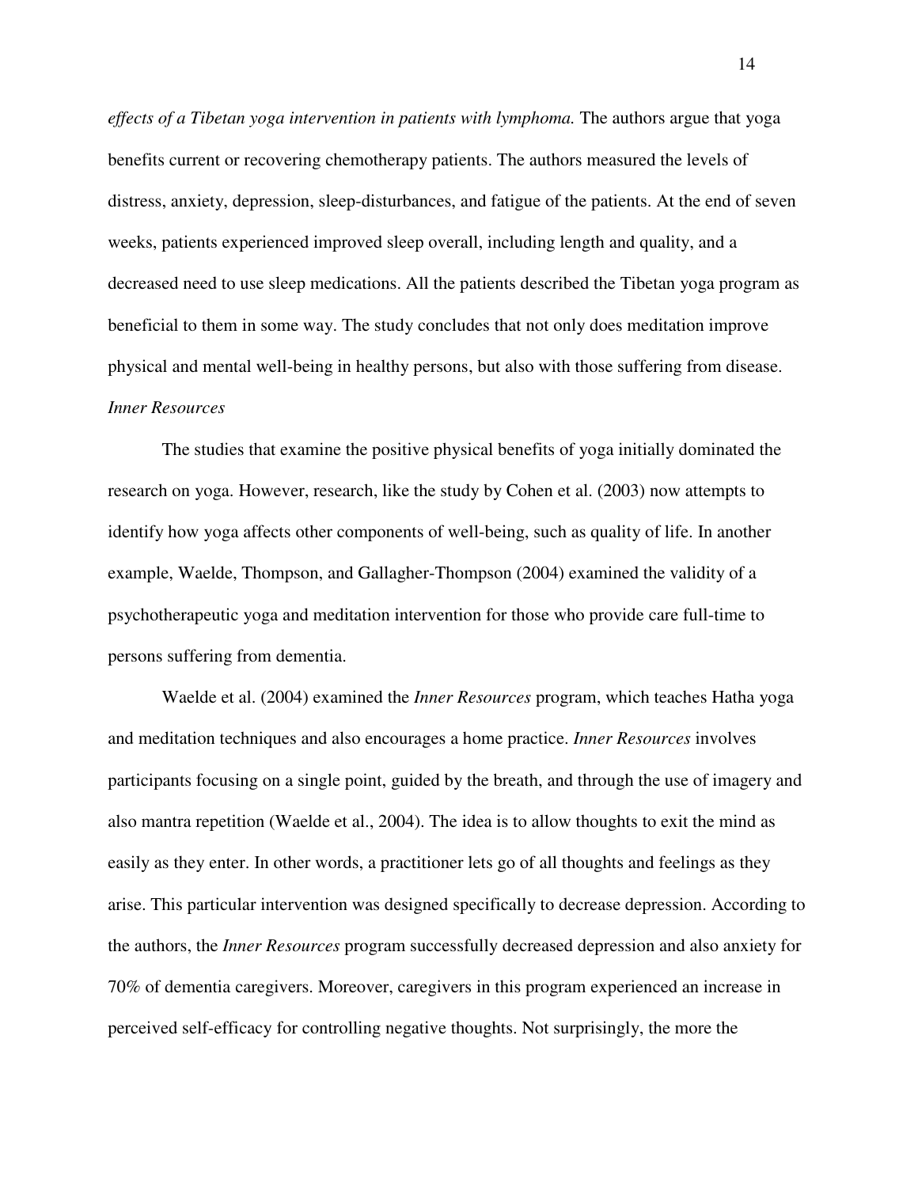*effects of a Tibetan yoga intervention in patients with lymphoma.* The authors argue that yoga benefits current or recovering chemotherapy patients. The authors measured the levels of distress, anxiety, depression, sleep-disturbances, and fatigue of the patients. At the end of seven weeks, patients experienced improved sleep overall, including length and quality, and a decreased need to use sleep medications. All the patients described the Tibetan yoga program as beneficial to them in some way. The study concludes that not only does meditation improve physical and mental well-being in healthy persons, but also with those suffering from disease.

### *Inner Resources*

The studies that examine the positive physical benefits of yoga initially dominated the research on yoga. However, research, like the study by Cohen et al. (2003) now attempts to identify how yoga affects other components of well-being, such as quality of life. In another example, Waelde, Thompson, and Gallagher-Thompson (2004) examined the validity of a psychotherapeutic yoga and meditation intervention for those who provide care full-time to persons suffering from dementia.

Waelde et al. (2004) examined the *Inner Resources* program, which teaches Hatha yoga and meditation techniques and also encourages a home practice. *Inner Resources* involves participants focusing on a single point, guided by the breath, and through the use of imagery and also mantra repetition (Waelde et al., 2004). The idea is to allow thoughts to exit the mind as easily as they enter. In other words, a practitioner lets go of all thoughts and feelings as they arise. This particular intervention was designed specifically to decrease depression. According to the authors, the *Inner Resources* program successfully decreased depression and also anxiety for 70% of dementia caregivers. Moreover, caregivers in this program experienced an increase in perceived self-efficacy for controlling negative thoughts. Not surprisingly, the more the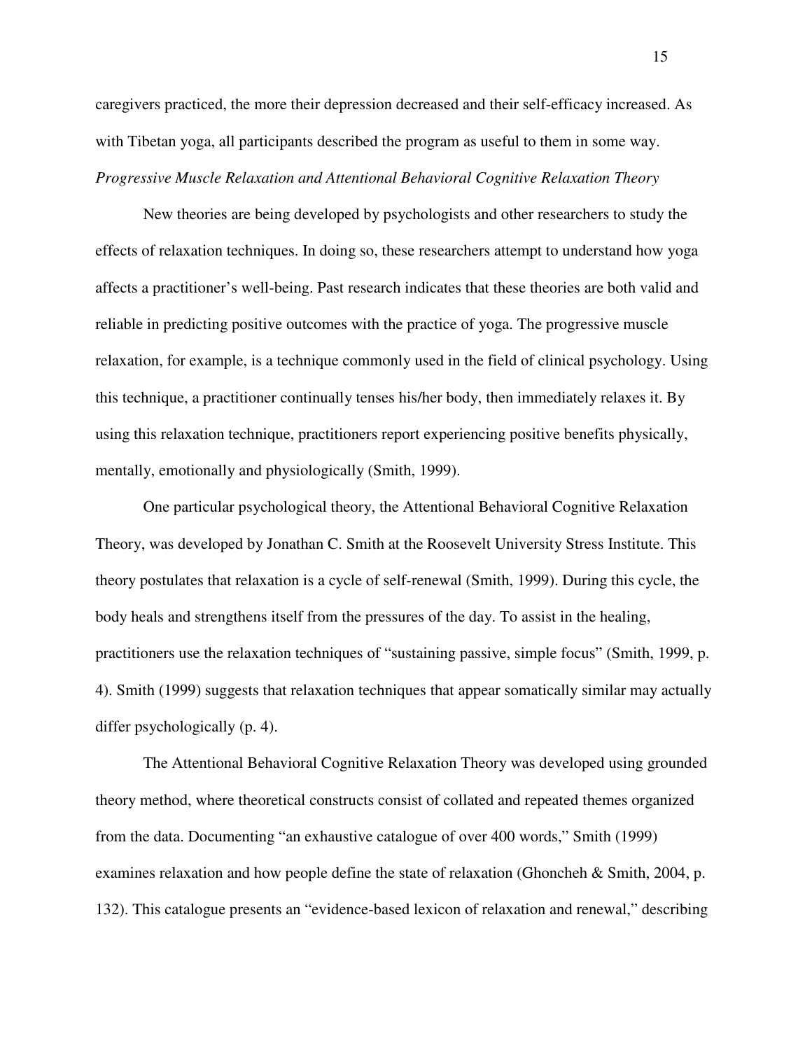caregivers practiced, the more their depression decreased and their self-efficacy increased. As with Tibetan yoga, all participants described the program as useful to them in some way.

*Progressive Muscle Relaxation and Attentional Behavioral Cognitive Relaxation Theory*

New theories are being developed by psychologists and other researchers to study the effects of relaxation techniques. In doing so, these researchers attempt to understand how yoga affects a practitioner's well-being. Past research indicates that these theories are both valid and reliable in predicting positive outcomes with the practice of yoga. The progressive muscle relaxation, for example, is a technique commonly used in the field of clinical psychology. Using this technique, a practitioner continually tenses his/her body, then immediately relaxes it. By using this relaxation technique, practitioners report experiencing positive benefits physically, mentally, emotionally and physiologically (Smith, 1999).

One particular psychological theory, the Attentional Behavioral Cognitive Relaxation Theory, was developed by Jonathan C. Smith at the Roosevelt University Stress Institute. This theory postulates that relaxation is a cycle of self-renewal (Smith, 1999). During this cycle, the body heals and strengthens itself from the pressures of the day. To assist in the healing, practitioners use the relaxation techniques of "sustaining passive, simple focus" (Smith, 1999, p. 4). Smith (1999) suggests that relaxation techniques that appear somatically similar may actually differ psychologically (p. 4).

The Attentional Behavioral Cognitive Relaxation Theory was developed using grounded theory method, where theoretical constructs consist of collated and repeated themes organized from the data. Documenting "an exhaustive catalogue of over 400 words," Smith (1999) examines relaxation and how people define the state of relaxation (Ghoncheh & Smith, 2004, p. 132). This catalogue presents an "evidence-based lexicon of relaxation and renewal," describing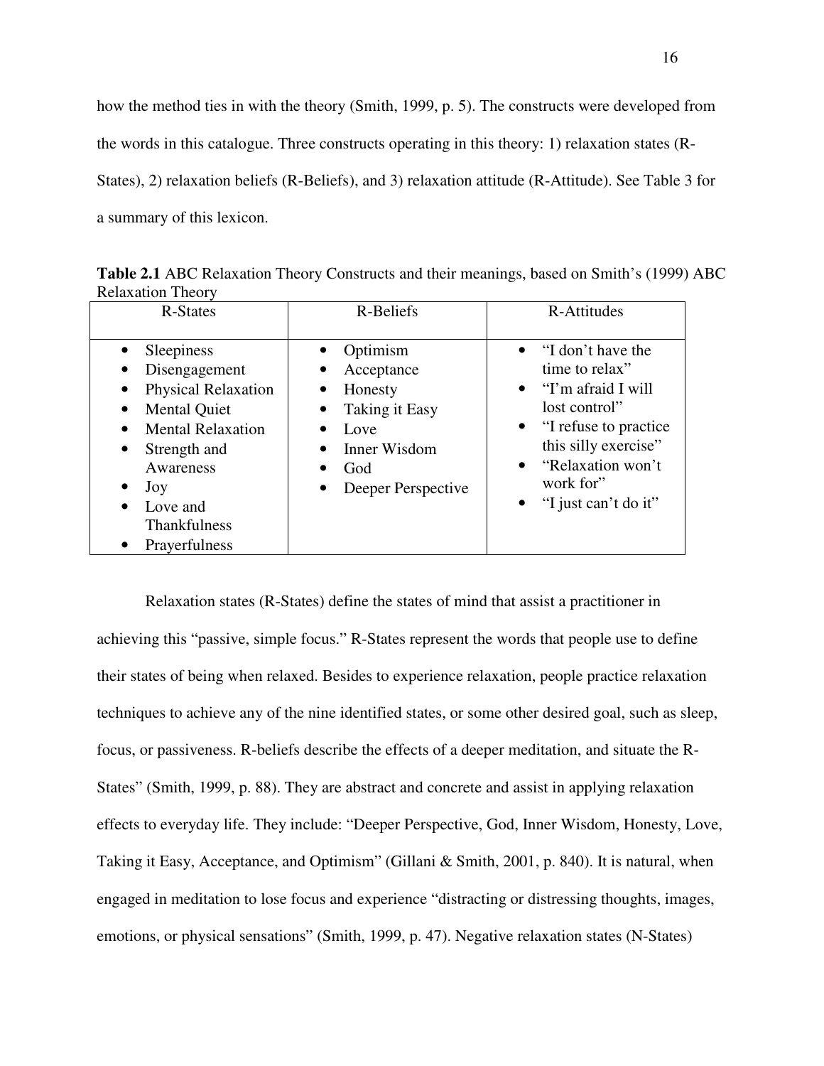how the method ties in with the theory (Smith, 1999, p. 5). The constructs were developed from the words in this catalogue. Three constructs operating in this theory: 1) relaxation states (R-States), 2) relaxation beliefs (R-Beliefs), and 3) relaxation attitude (R-Attitude). See Table 3 for a summary of this lexicon.

**Table 2.1** ABC Relaxation Theory Constructs and their meanings, based on Smith's (1999) ABC Relaxation Theory

| R-States | R-Beliefs | R-Attitudes |
|---|---|---|
| • Sleepiness<br>• Disengagement<br>• Physical Relaxation<br>• Mental Quiet<br>• Mental Relaxation<br>• Strength and Awareness<br>• Joy<br>• Love and Thankfulness<br>• Prayerfulness | • Optimism<br>• Acceptance<br>• Honesty<br>• Taking it Easy<br>• Love<br>• Inner Wisdom<br>• God<br>• Deeper Perspective | • "I don't have the time to relax"<br>• "I'm afraid I will lost control"<br>• "I refuse to practice this silly exercise"<br>• "Relaxation won't work for"<br>• "I just can't do it" |

Relaxation states (R-States) define the states of mind that assist a practitioner in achieving this "passive, simple focus." R-States represent the words that people use to define their states of being when relaxed. Besides to experience relaxation, people practice relaxation techniques to achieve any of the nine identified states, or some other desired goal, such as sleep, focus, or passiveness. R-beliefs describe the effects of a deeper meditation, and situate the R-States" (Smith, 1999, p. 88). They are abstract and concrete and assist in applying relaxation effects to everyday life. They include: "Deeper Perspective, God, Inner Wisdom, Honesty, Love, Taking it Easy, Acceptance, and Optimism" (Gillani & Smith, 2001, p. 840). It is natural, when engaged in meditation to lose focus and experience "distracting or distressing thoughts, images, emotions, or physical sensations" (Smith, 1999, p. 47). Negative relaxation states (N-States)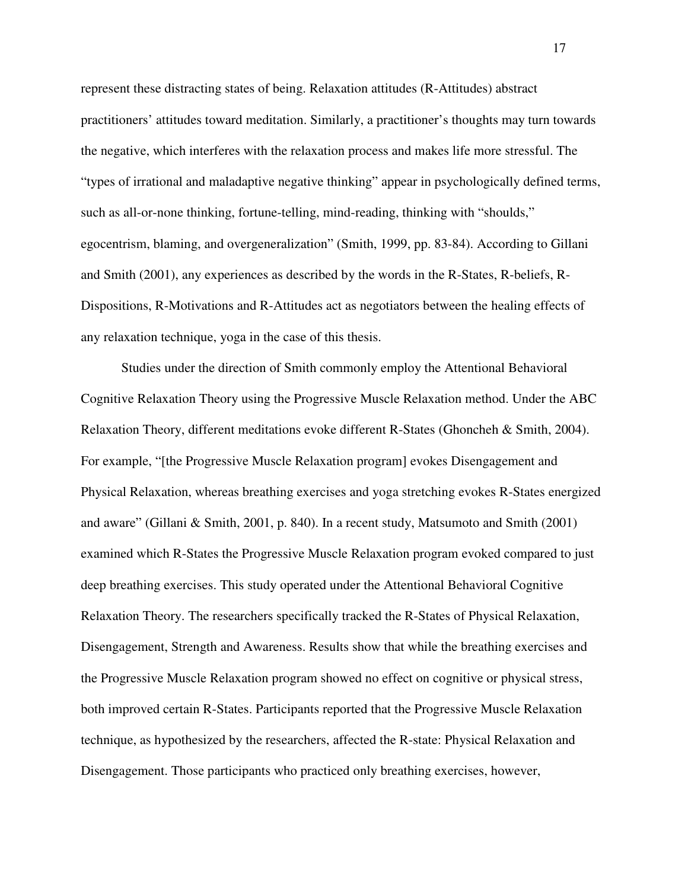represent these distracting states of being. Relaxation attitudes (R-Attitudes) abstract practitioners' attitudes toward meditation. Similarly, a practitioner's thoughts may turn towards the negative, which interferes with the relaxation process and makes life more stressful. The "types of irrational and maladaptive negative thinking" appear in psychologically defined terms, such as all-or-none thinking, fortune-telling, mind-reading, thinking with "shoulds," egocentrism, blaming, and overgeneralization" (Smith, 1999, pp. 83-84). According to Gillani and Smith (2001), any experiences as described by the words in the R-States, R-beliefs, R-Dispositions, R-Motivations and R-Attitudes act as negotiators between the healing effects of any relaxation technique, yoga in the case of this thesis.

Studies under the direction of Smith commonly employ the Attentional Behavioral Cognitive Relaxation Theory using the Progressive Muscle Relaxation method. Under the ABC Relaxation Theory, different meditations evoke different R-States (Ghoncheh & Smith, 2004). For example, "[the Progressive Muscle Relaxation program] evokes Disengagement and Physical Relaxation, whereas breathing exercises and yoga stretching evokes R-States energized and aware" (Gillani & Smith, 2001, p. 840). In a recent study, Matsumoto and Smith (2001) examined which R-States the Progressive Muscle Relaxation program evoked compared to just deep breathing exercises. This study operated under the Attentional Behavioral Cognitive Relaxation Theory. The researchers specifically tracked the R-States of Physical Relaxation, Disengagement, Strength and Awareness. Results show that while the breathing exercises and the Progressive Muscle Relaxation program showed no effect on cognitive or physical stress, both improved certain R-States. Participants reported that the Progressive Muscle Relaxation technique, as hypothesized by the researchers, affected the R-state: Physical Relaxation and Disengagement. Those participants who practiced only breathing exercises, however,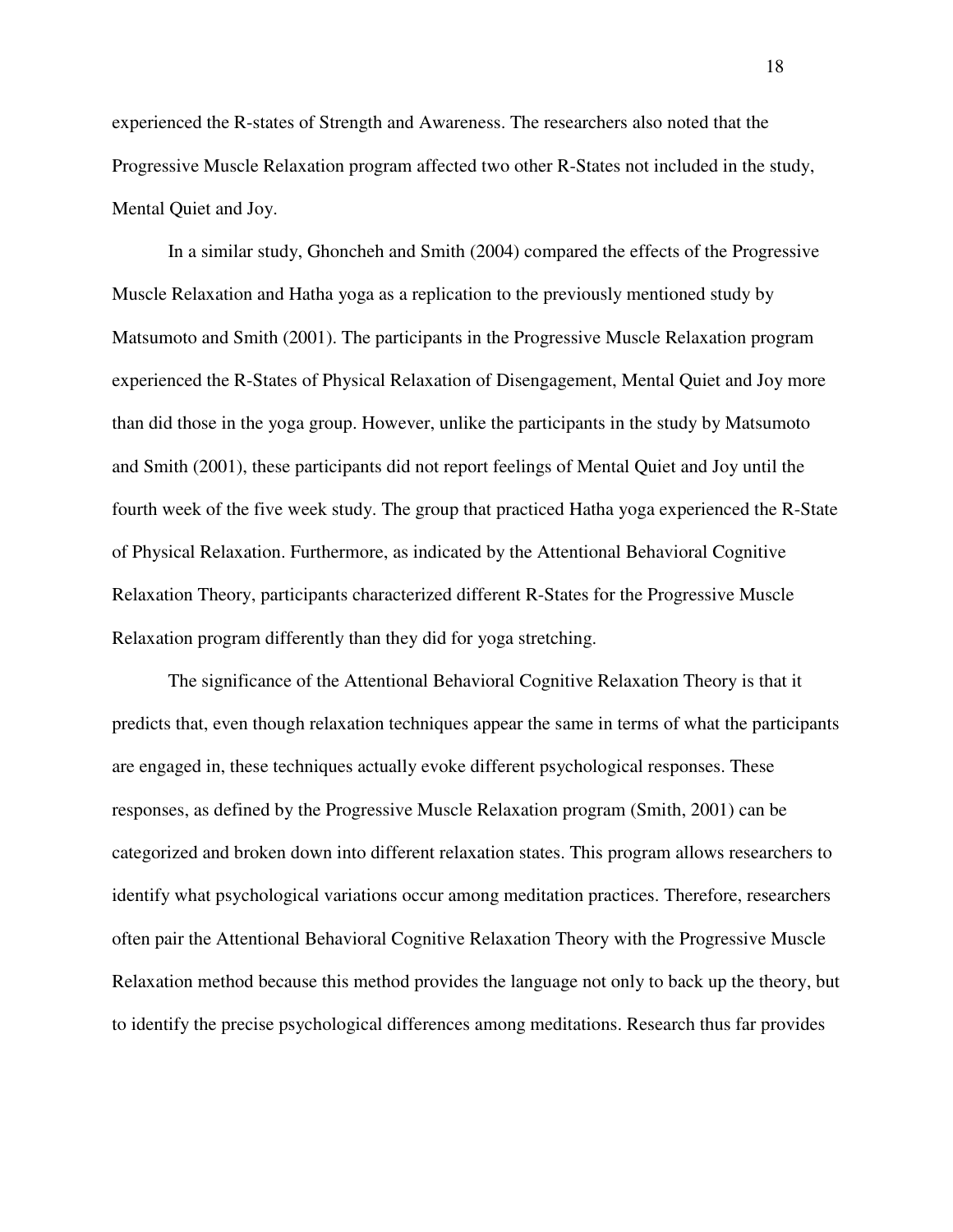experienced the R-states of Strength and Awareness. The researchers also noted that the Progressive Muscle Relaxation program affected two other R-States not included in the study, Mental Quiet and Joy.

In a similar study, Ghoncheh and Smith (2004) compared the effects of the Progressive Muscle Relaxation and Hatha yoga as a replication to the previously mentioned study by Matsumoto and Smith (2001). The participants in the Progressive Muscle Relaxation program experienced the R-States of Physical Relaxation of Disengagement, Mental Quiet and Joy more than did those in the yoga group. However, unlike the participants in the study by Matsumoto and Smith (2001), these participants did not report feelings of Mental Quiet and Joy until the fourth week of the five week study. The group that practiced Hatha yoga experienced the R-State of Physical Relaxation. Furthermore, as indicated by the Attentional Behavioral Cognitive Relaxation Theory, participants characterized different R-States for the Progressive Muscle Relaxation program differently than they did for yoga stretching.

The significance of the Attentional Behavioral Cognitive Relaxation Theory is that it predicts that, even though relaxation techniques appear the same in terms of what the participants are engaged in, these techniques actually evoke different psychological responses. These responses, as defined by the Progressive Muscle Relaxation program (Smith, 2001) can be categorized and broken down into different relaxation states. This program allows researchers to identify what psychological variations occur among meditation practices. Therefore, researchers often pair the Attentional Behavioral Cognitive Relaxation Theory with the Progressive Muscle Relaxation method because this method provides the language not only to back up the theory, but to identify the precise psychological differences among meditations. Research thus far provides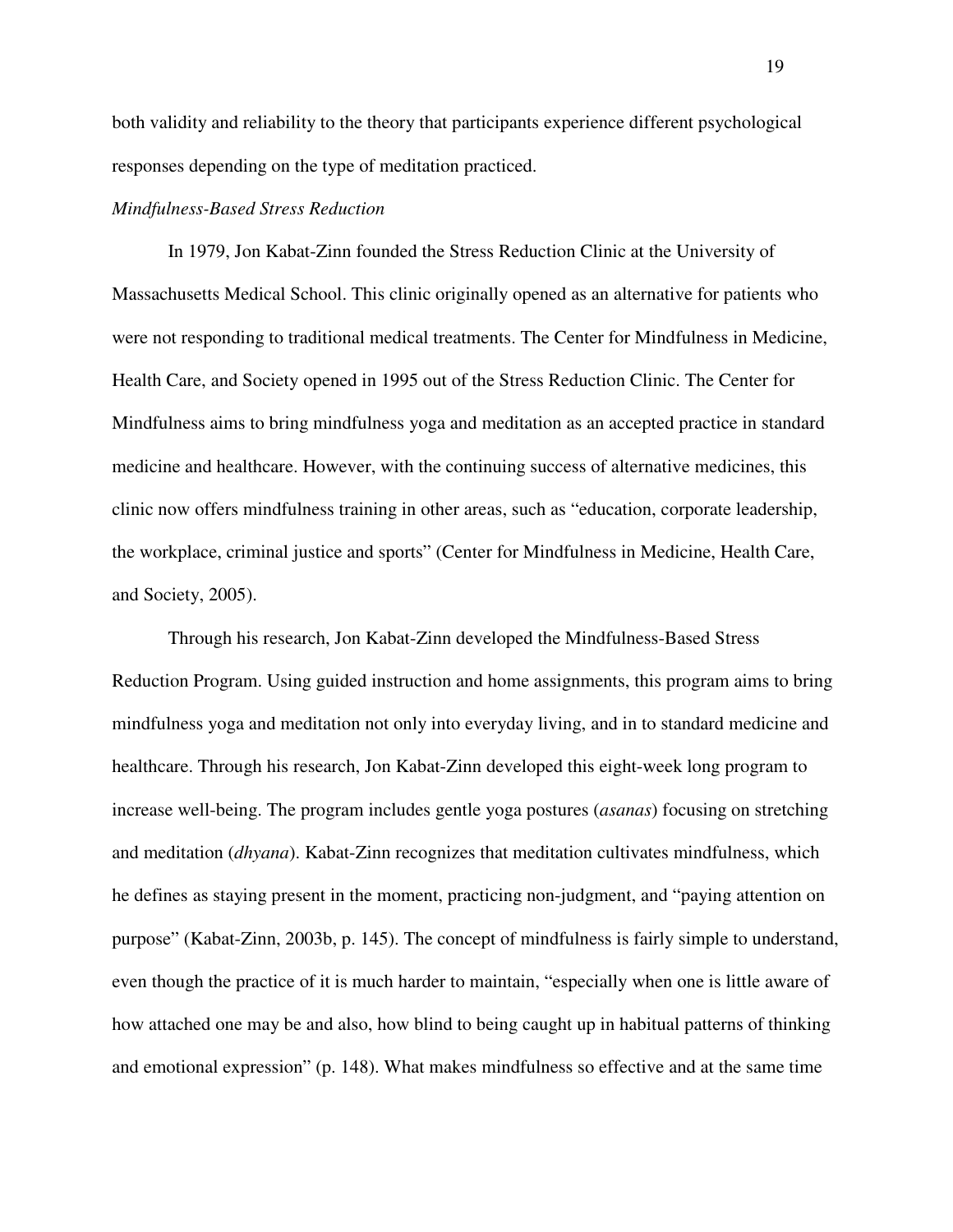both validity and reliability to the theory that participants experience different psychological responses depending on the type of meditation practiced.

*Mindfulness-Based Stress Reduction*

In 1979, Jon Kabat-Zinn founded the Stress Reduction Clinic at the University of Massachusetts Medical School. This clinic originally opened as an alternative for patients who were not responding to traditional medical treatments. The Center for Mindfulness in Medicine, Health Care, and Society opened in 1995 out of the Stress Reduction Clinic. The Center for Mindfulness aims to bring mindfulness yoga and meditation as an accepted practice in standard medicine and healthcare. However, with the continuing success of alternative medicines, this clinic now offers mindfulness training in other areas, such as "education, corporate leadership, the workplace, criminal justice and sports" (Center for Mindfulness in Medicine, Health Care, and Society, 2005).

Through his research, Jon Kabat-Zinn developed the Mindfulness-Based Stress Reduction Program. Using guided instruction and home assignments, this program aims to bring mindfulness yoga and meditation not only into everyday living, and in to standard medicine and healthcare. Through his research, Jon Kabat-Zinn developed this eight-week long program to increase well-being. The program includes gentle yoga postures (*asanas*) focusing on stretching and meditation (*dhyana*). Kabat-Zinn recognizes that meditation cultivates mindfulness, which he defines as staying present in the moment, practicing non-judgment, and "paying attention on purpose" (Kabat-Zinn, 2003b, p. 145). The concept of mindfulness is fairly simple to understand, even though the practice of it is much harder to maintain, "especially when one is little aware of how attached one may be and also, how blind to being caught up in habitual patterns of thinking and emotional expression" (p. 148). What makes mindfulness so effective and at the same time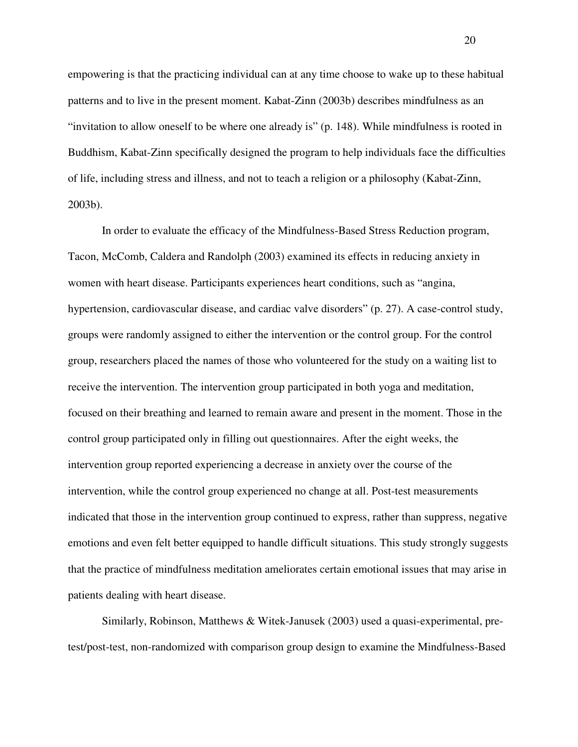empowering is that the practicing individual can at any time choose to wake up to these habitual patterns and to live in the present moment. Kabat-Zinn (2003b) describes mindfulness as an "invitation to allow oneself to be where one already is" (p. 148). While mindfulness is rooted in Buddhism, Kabat-Zinn specifically designed the program to help individuals face the difficulties of life, including stress and illness, and not to teach a religion or a philosophy (Kabat-Zinn, 2003b).

In order to evaluate the efficacy of the Mindfulness-Based Stress Reduction program, Tacon, McComb, Caldera and Randolph (2003) examined its effects in reducing anxiety in women with heart disease. Participants experiences heart conditions, such as "angina, hypertension, cardiovascular disease, and cardiac valve disorders" (p. 27). A case-control study, groups were randomly assigned to either the intervention or the control group. For the control group, researchers placed the names of those who volunteered for the study on a waiting list to receive the intervention. The intervention group participated in both yoga and meditation, focused on their breathing and learned to remain aware and present in the moment. Those in the control group participated only in filling out questionnaires. After the eight weeks, the intervention group reported experiencing a decrease in anxiety over the course of the intervention, while the control group experienced no change at all. Post-test measurements indicated that those in the intervention group continued to express, rather than suppress, negative emotions and even felt better equipped to handle difficult situations. This study strongly suggests that the practice of mindfulness meditation ameliorates certain emotional issues that may arise in patients dealing with heart disease.

Similarly, Robinson, Matthews & Witek-Janusek (2003) used a quasi-experimental, pre-test/post-test, non-randomized with comparison group design to examine the Mindfulness-Based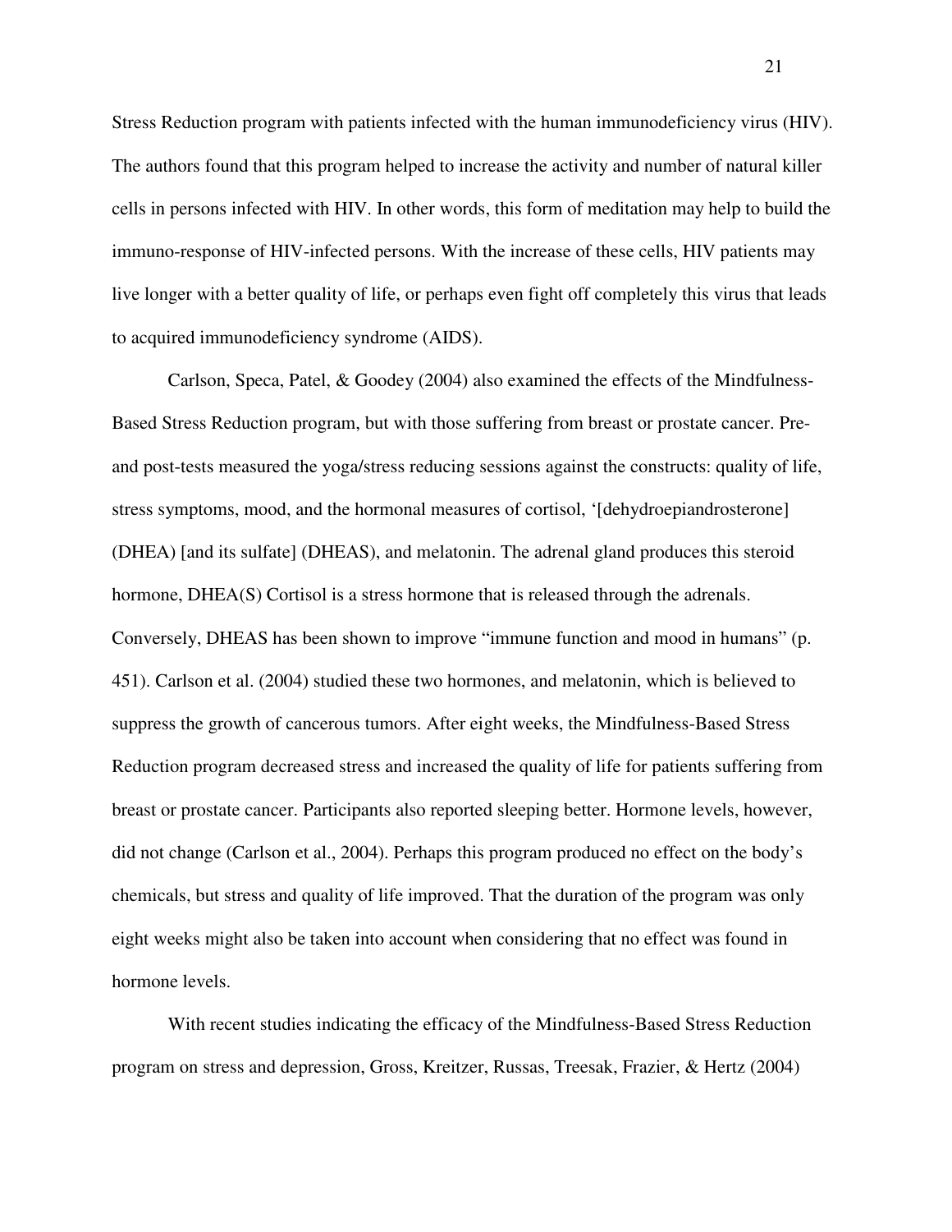Stress Reduction program with patients infected with the human immunodeficiency virus (HIV). The authors found that this program helped to increase the activity and number of natural killer cells in persons infected with HIV. In other words, this form of meditation may help to build the immuno-response of HIV-infected persons. With the increase of these cells, HIV patients may live longer with a better quality of life, or perhaps even fight off completely this virus that leads to acquired immunodeficiency syndrome (AIDS).

Carlson, Speca, Patel, & Goodey (2004) also examined the effects of the Mindfulness-Based Stress Reduction program, but with those suffering from breast or prostate cancer. Pre- and post-tests measured the yoga/stress reducing sessions against the constructs: quality of life, stress symptoms, mood, and the hormonal measures of cortisol, '[dehydroepiandrosterone] (DHEA) [and its sulfate] (DHEAS), and melatonin. The adrenal gland produces this steroid hormone, DHEA(S) Cortisol is a stress hormone that is released through the adrenals. Conversely, DHEAS has been shown to improve "immune function and mood in humans" (p. 451). Carlson et al. (2004) studied these two hormones, and melatonin, which is believed to suppress the growth of cancerous tumors. After eight weeks, the Mindfulness-Based Stress Reduction program decreased stress and increased the quality of life for patients suffering from breast or prostate cancer. Participants also reported sleeping better. Hormone levels, however, did not change (Carlson et al., 2004). Perhaps this program produced no effect on the body's chemicals, but stress and quality of life improved. That the duration of the program was only eight weeks might also be taken into account when considering that no effect was found in hormone levels.

With recent studies indicating the efficacy of the Mindfulness-Based Stress Reduction program on stress and depression, Gross, Kreitzer, Russas, Treesak, Frazier, & Hertz (2004)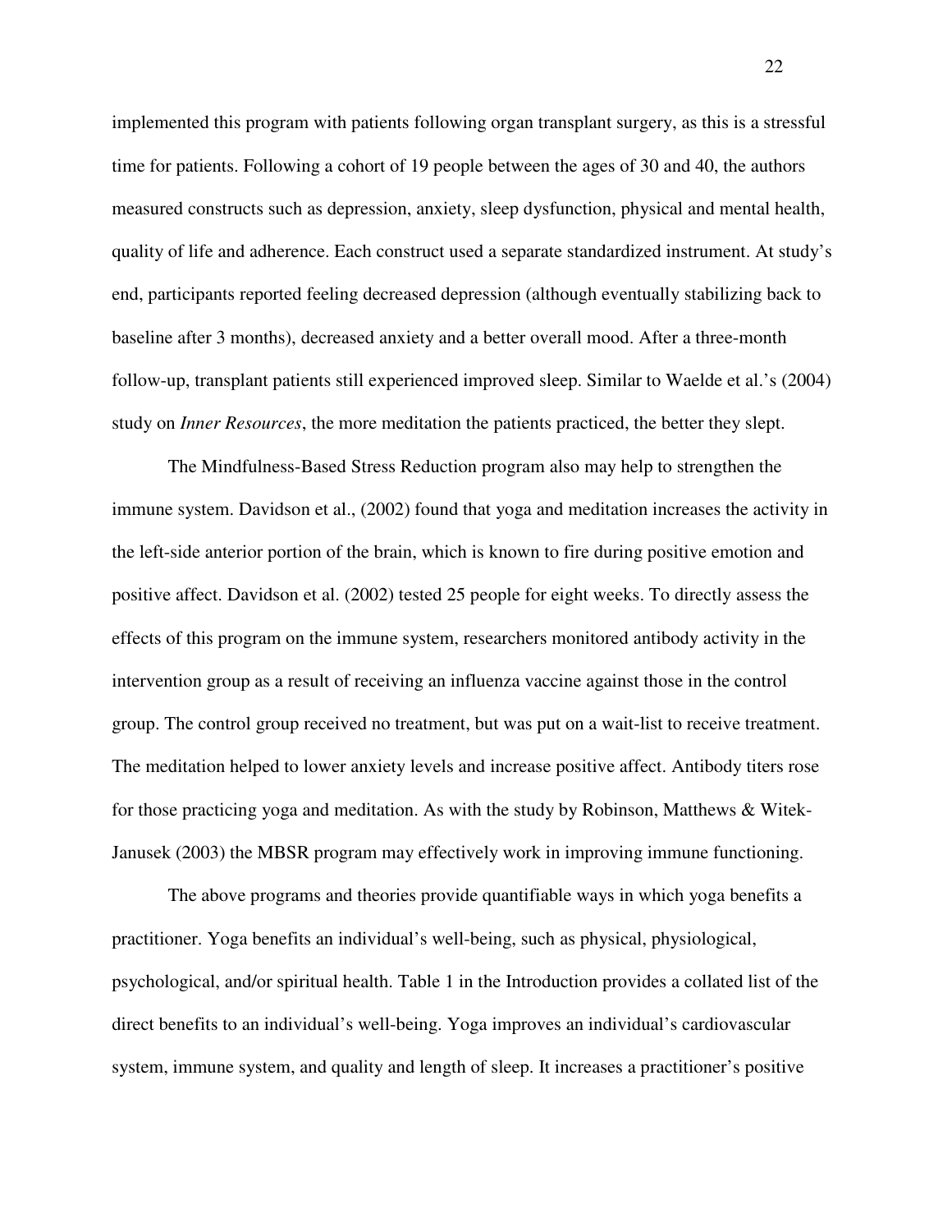implemented this program with patients following organ transplant surgery, as this is a stressful time for patients. Following a cohort of 19 people between the ages of 30 and 40, the authors measured constructs such as depression, anxiety, sleep dysfunction, physical and mental health, quality of life and adherence. Each construct used a separate standardized instrument. At study's end, participants reported feeling decreased depression (although eventually stabilizing back to baseline after 3 months), decreased anxiety and a better overall mood. After a three-month follow-up, transplant patients still experienced improved sleep. Similar to Waelde et al.'s (2004) study on *Inner Resources*, the more meditation the patients practiced, the better they slept.

The Mindfulness-Based Stress Reduction program also may help to strengthen the immune system. Davidson et al., (2002) found that yoga and meditation increases the activity in the left-side anterior portion of the brain, which is known to fire during positive emotion and positive affect. Davidson et al. (2002) tested 25 people for eight weeks. To directly assess the effects of this program on the immune system, researchers monitored antibody activity in the intervention group as a result of receiving an influenza vaccine against those in the control group. The control group received no treatment, but was put on a wait-list to receive treatment. The meditation helped to lower anxiety levels and increase positive affect. Antibody titers rose for those practicing yoga and meditation. As with the study by Robinson, Matthews & Witek-Janusek (2003) the MBSR program may effectively work in improving immune functioning.

The above programs and theories provide quantifiable ways in which yoga benefits a practitioner. Yoga benefits an individual's well-being, such as physical, physiological, psychological, and/or spiritual health. Table 1 in the Introduction provides a collated list of the direct benefits to an individual's well-being. Yoga improves an individual's cardiovascular system, immune system, and quality and length of sleep. It increases a practitioner's positive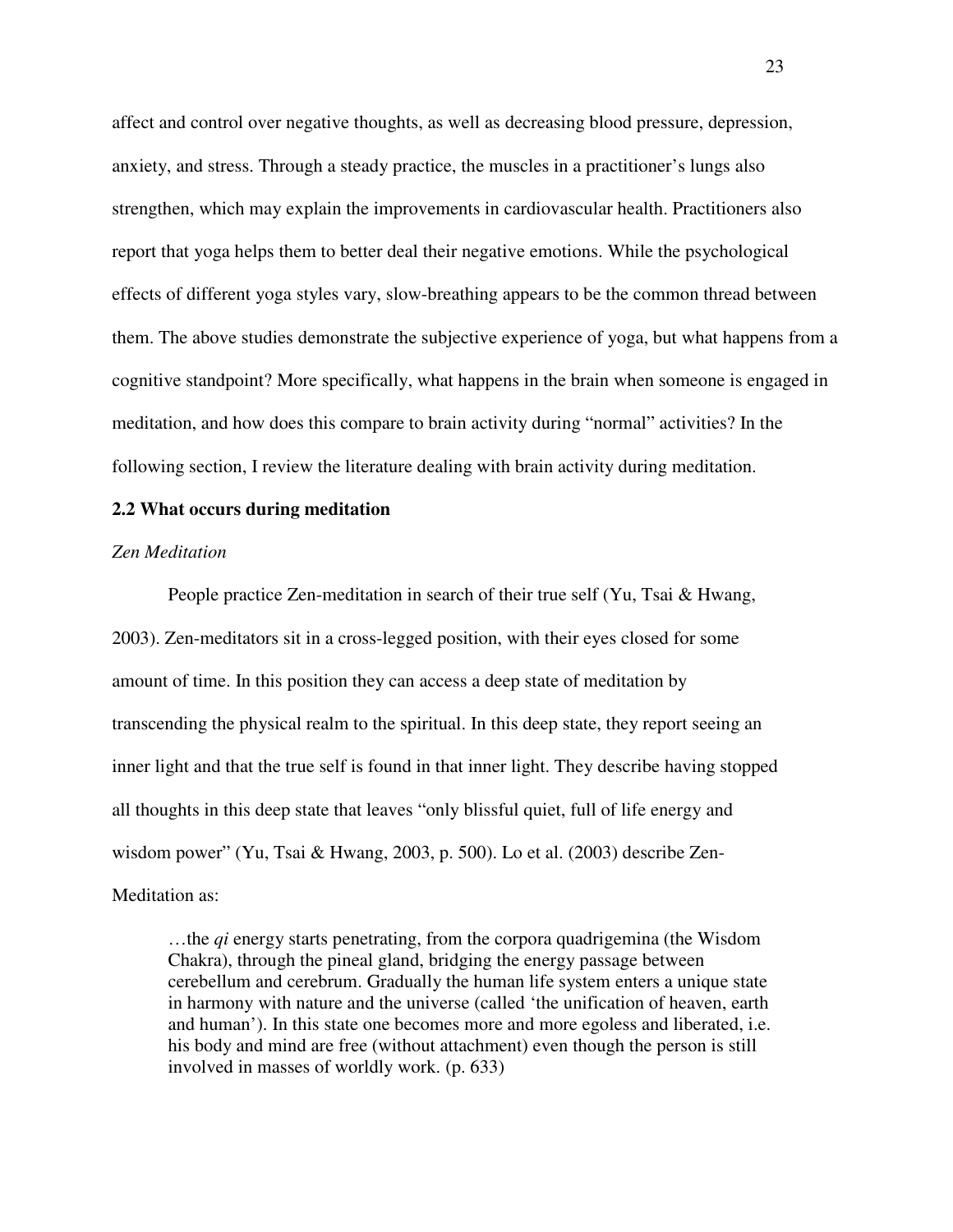affect and control over negative thoughts, as well as decreasing blood pressure, depression, anxiety, and stress. Through a steady practice, the muscles in a practitioner's lungs also strengthen, which may explain the improvements in cardiovascular health. Practitioners also report that yoga helps them to better deal their negative emotions. While the psychological effects of different yoga styles vary, slow-breathing appears to be the common thread between them. The above studies demonstrate the subjective experience of yoga, but what happens from a cognitive standpoint? More specifically, what happens in the brain when someone is engaged in meditation, and how does this compare to brain activity during "normal" activities? In the following section, I review the literature dealing with brain activity during meditation.

## 2.2 What occurs during meditation

### *Zen Meditation*

People practice Zen-meditation in search of their true self (Yu, Tsai & Hwang, 2003). Zen-meditators sit in a cross-legged position, with their eyes closed for some amount of time. In this position they can access a deep state of meditation by transcending the physical realm to the spiritual. In this deep state, they report seeing an inner light and that the true self is found in that inner light. They describe having stopped all thoughts in this deep state that leaves "only blissful quiet, full of life energy and wisdom power" (Yu, Tsai & Hwang, 2003, p. 500). Lo et al. (2003) describe Zen-Meditation as:

> …the *qi* energy starts penetrating, from the corpora quadrigemina (the Wisdom Chakra), through the pineal gland, bridging the energy passage between cerebellum and cerebrum. Gradually the human life system enters a unique state in harmony with nature and the universe (called 'the unification of heaven, earth and human'). In this state one becomes more and more egoless and liberated, i.e. his body and mind are free (without attachment) even though the person is still involved in masses of worldly work. (p. 633)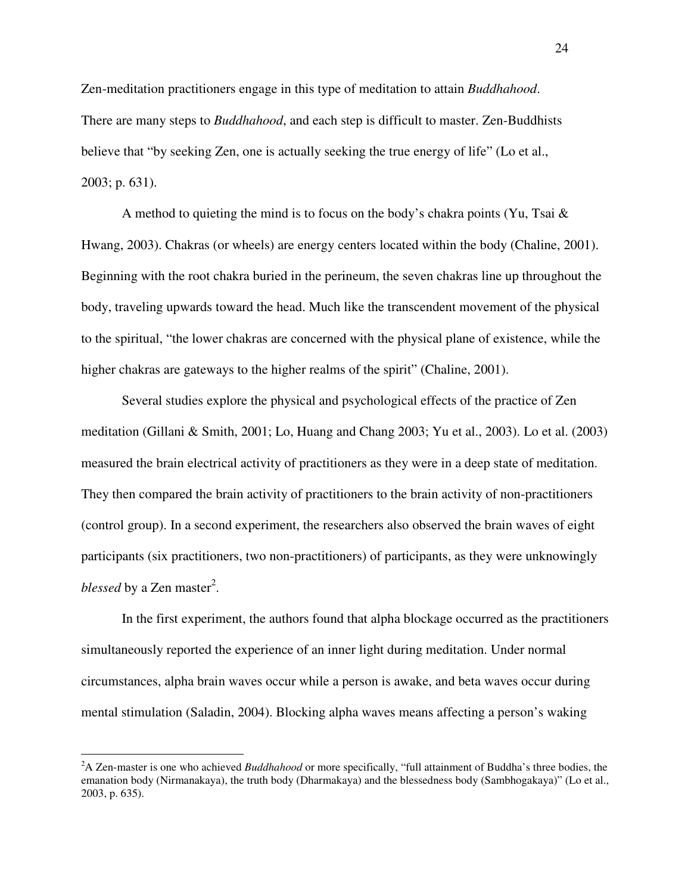Zen-meditation practitioners engage in this type of meditation to attain *Buddhahood*. There are many steps to *Buddhahood*, and each step is difficult to master. Zen-Buddhists believe that "by seeking Zen, one is actually seeking the true energy of life" (Lo et al., 2003; p. 631).

A method to quieting the mind is to focus on the body's chakra points (Yu, Tsai & Hwang, 2003). Chakras (or wheels) are energy centers located within the body (Chaline, 2001). Beginning with the root chakra buried in the perineum, the seven chakras line up throughout the body, traveling upwards toward the head. Much like the transcendent movement of the physical to the spiritual, "the lower chakras are concerned with the physical plane of existence, while the higher chakras are gateways to the higher realms of the spirit" (Chaline, 2001).

Several studies explore the physical and psychological effects of the practice of Zen meditation (Gillani & Smith, 2001; Lo, Huang and Chang 2003; Yu et al., 2003). Lo et al. (2003) measured the brain electrical activity of practitioners as they were in a deep state of meditation. They then compared the brain activity of practitioners to the brain activity of non-practitioners (control group). In a second experiment, the researchers also observed the brain waves of eight participants (six practitioners, two non-practitioners) of participants, as they were unknowingly *blessed* by a Zen master[2].

In the first experiment, the authors found that alpha blockage occurred as the practitioners simultaneously reported the experience of an inner light during meditation. Under normal circumstances, alpha brain waves occur while a person is awake, and beta waves occur during mental stimulation (Saladin, 2004). Blocking alpha waves means affecting a person's waking

---

[2]A Zen-master is one who achieved *Buddhahood* or more specifically, "full attainment of Buddha's three bodies, the emanation body (Nirmanakaya), the truth body (Dharmakaya) and the blessedness body (Sambhogakaya)" (Lo et al., 2003, p. 635).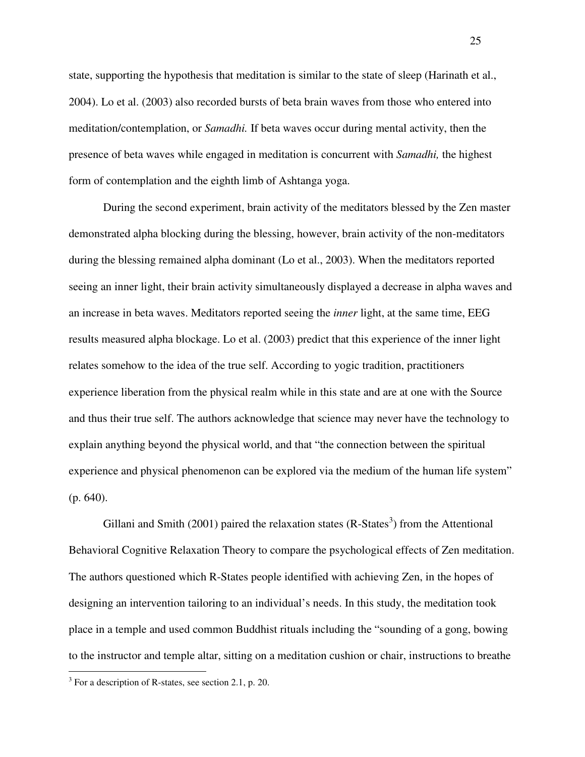state, supporting the hypothesis that meditation is similar to the state of sleep (Harinath et al., 2004). Lo et al. (2003) also recorded bursts of beta brain waves from those who entered into meditation/contemplation, or *Samadhi.* If beta waves occur during mental activity, then the presence of beta waves while engaged in meditation is concurrent with *Samadhi,* the highest form of contemplation and the eighth limb of Ashtanga yoga.

During the second experiment, brain activity of the meditators blessed by the Zen master demonstrated alpha blocking during the blessing, however, brain activity of the non-meditators during the blessing remained alpha dominant (Lo et al., 2003). When the meditators reported seeing an inner light, their brain activity simultaneously displayed a decrease in alpha waves and an increase in beta waves. Meditators reported seeing the *inner* light, at the same time, EEG results measured alpha blockage. Lo et al. (2003) predict that this experience of the inner light relates somehow to the idea of the true self. According to yogic tradition, practitioners experience liberation from the physical realm while in this state and are at one with the Source and thus their true self. The authors acknowledge that science may never have the technology to explain anything beyond the physical world, and that "the connection between the spiritual experience and physical phenomenon can be explored via the medium of the human life system" (p. 640).

Gillani and Smith (2001) paired the relaxation states (R-States[3]) from the Attentional Behavioral Cognitive Relaxation Theory to compare the psychological effects of Zen meditation. The authors questioned which R-States people identified with achieving Zen, in the hopes of designing an intervention tailoring to an individual's needs. In this study, the meditation took place in a temple and used common Buddhist rituals including the "sounding of a gong, bowing to the instructor and temple altar, sitting on a meditation cushion or chair, instructions to breathe

[3] For a description of R-states, see section 2.1, p. 20.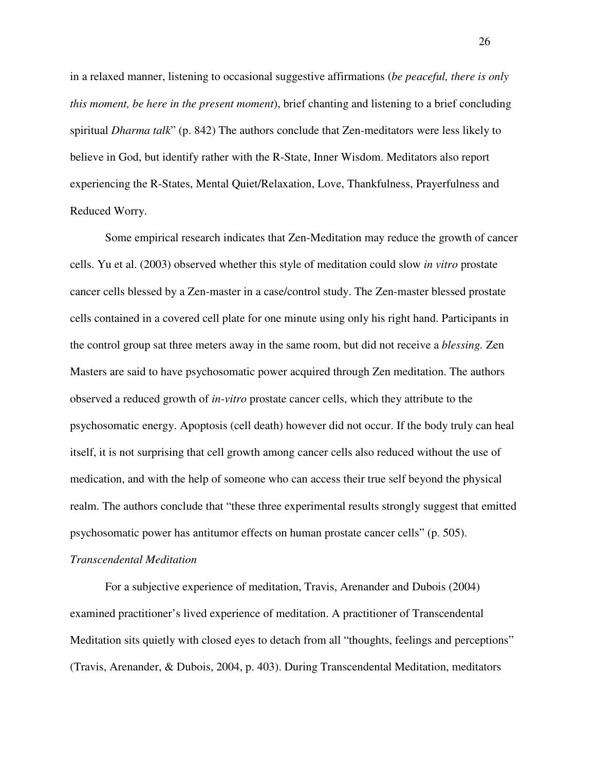in a relaxed manner, listening to occasional suggestive affirmations (*be peaceful, there is only this moment, be here in the present moment*), brief chanting and listening to a brief concluding spiritual *Dharma talk*" (p. 842) The authors conclude that Zen-meditators were less likely to believe in God, but identify rather with the R-State, Inner Wisdom. Meditators also report experiencing the R-States, Mental Quiet/Relaxation, Love, Thankfulness, Prayerfulness and Reduced Worry.

Some empirical research indicates that Zen-Meditation may reduce the growth of cancer cells. Yu et al. (2003) observed whether this style of meditation could slow *in vitro* prostate cancer cells blessed by a Zen-master in a case/control study. The Zen-master blessed prostate cells contained in a covered cell plate for one minute using only his right hand. Participants in the control group sat three meters away in the same room, but did not receive a *blessing*. Zen Masters are said to have psychosomatic power acquired through Zen meditation. The authors observed a reduced growth of *in-vitro* prostate cancer cells, which they attribute to the psychosomatic energy. Apoptosis (cell death) however did not occur. If the body truly can heal itself, it is not surprising that cell growth among cancer cells also reduced without the use of medication, and with the help of someone who can access their true self beyond the physical realm. The authors conclude that "these three experimental results strongly suggest that emitted psychosomatic power has antitumor effects on human prostate cancer cells" (p. 505).

*Transcendental Meditation*

For a subjective experience of meditation, Travis, Arenander and Dubois (2004) examined practitioner's lived experience of meditation. A practitioner of Transcendental Meditation sits quietly with closed eyes to detach from all "thoughts, feelings and perceptions" (Travis, Arenander, & Dubois, 2004, p. 403). During Transcendental Meditation, meditators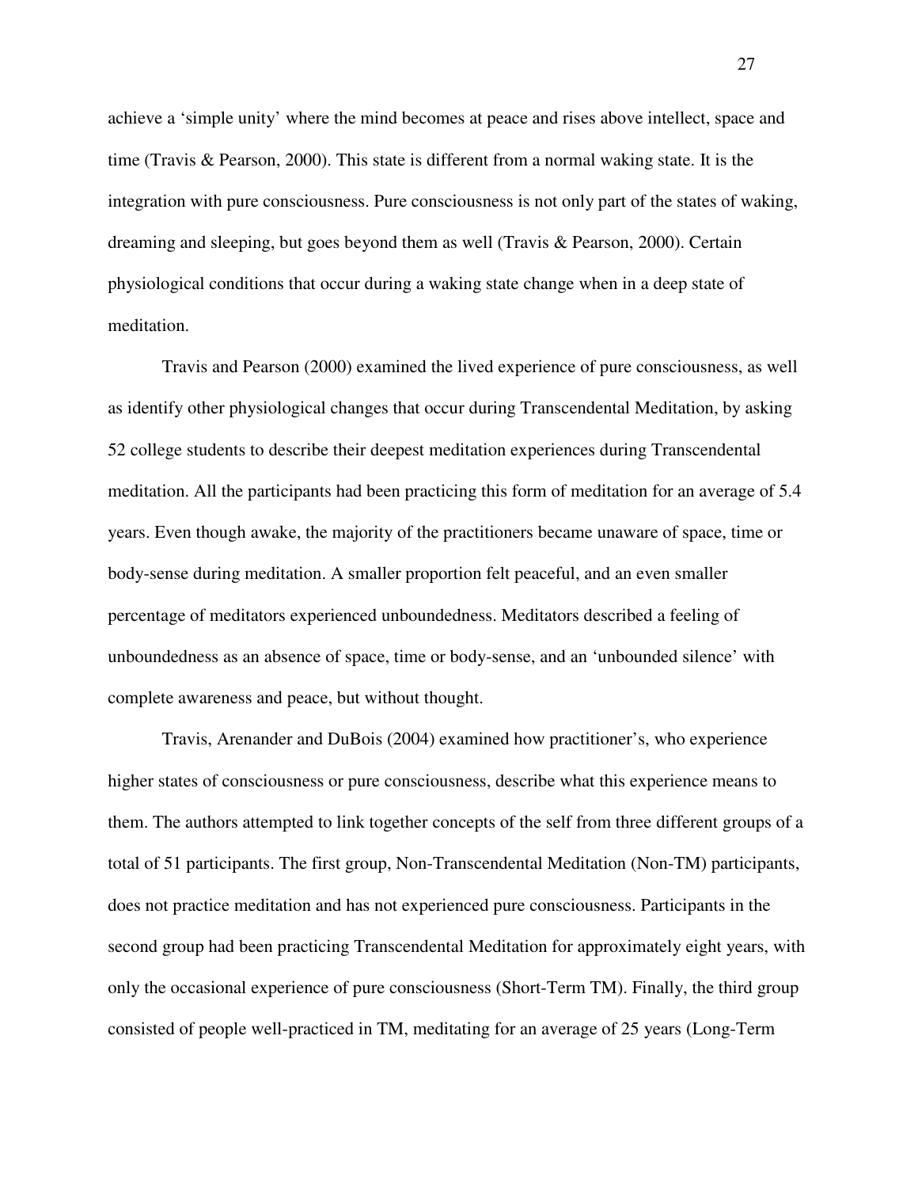achieve a 'simple unity' where the mind becomes at peace and rises above intellect, space and time (Travis & Pearson, 2000). This state is different from a normal waking state. It is the integration with pure consciousness. Pure consciousness is not only part of the states of waking, dreaming and sleeping, but goes beyond them as well (Travis & Pearson, 2000). Certain physiological conditions that occur during a waking state change when in a deep state of meditation.

Travis and Pearson (2000) examined the lived experience of pure consciousness, as well as identify other physiological changes that occur during Transcendental Meditation, by asking 52 college students to describe their deepest meditation experiences during Transcendental meditation. All the participants had been practicing this form of meditation for an average of 5.4 years. Even though awake, the majority of the practitioners became unaware of space, time or body-sense during meditation. A smaller proportion felt peaceful, and an even smaller percentage of meditators experienced unboundedness. Meditators described a feeling of unboundedness as an absence of space, time or body-sense, and an 'unbounded silence' with complete awareness and peace, but without thought.

Travis, Arenander and DuBois (2004) examined how practitioner's, who experience higher states of consciousness or pure consciousness, describe what this experience means to them. The authors attempted to link together concepts of the self from three different groups of a total of 51 participants. The first group, Non-Transcendental Meditation (Non-TM) participants, does not practice meditation and has not experienced pure consciousness. Participants in the second group had been practicing Transcendental Meditation for approximately eight years, with only the occasional experience of pure consciousness (Short-Term TM). Finally, the third group consisted of people well-practiced in TM, meditating for an average of 25 years (Long-Term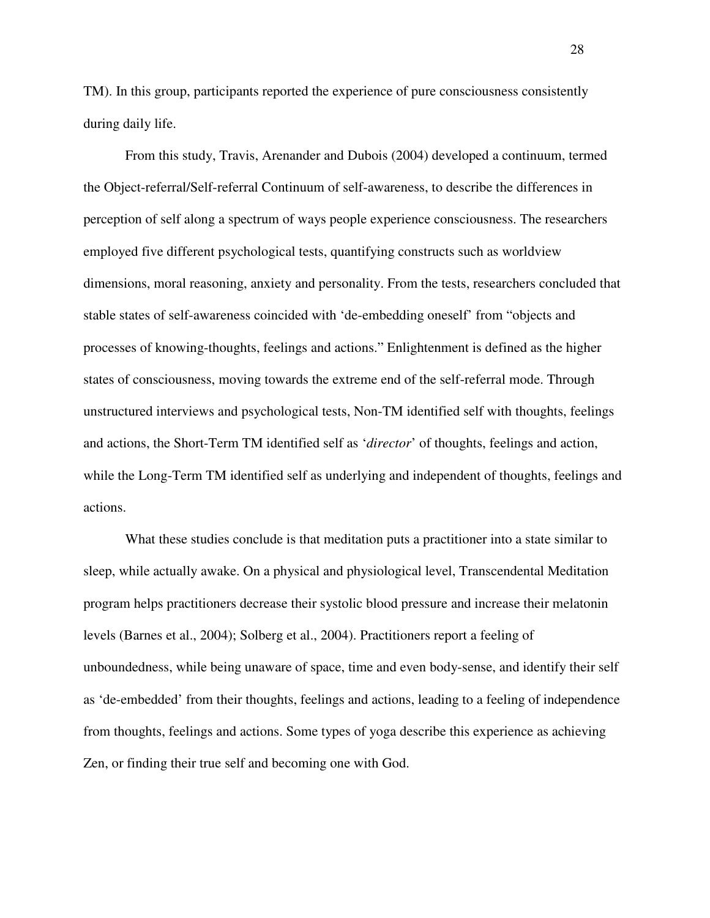TM). In this group, participants reported the experience of pure consciousness consistently during daily life.

From this study, Travis, Arenander and Dubois (2004) developed a continuum, termed the Object-referral/Self-referral Continuum of self-awareness, to describe the differences in perception of self along a spectrum of ways people experience consciousness. The researchers employed five different psychological tests, quantifying constructs such as worldview dimensions, moral reasoning, anxiety and personality. From the tests, researchers concluded that stable states of self-awareness coincided with 'de-embedding oneself' from "objects and processes of knowing-thoughts, feelings and actions." Enlightenment is defined as the higher states of consciousness, moving towards the extreme end of the self-referral mode. Through unstructured interviews and psychological tests, Non-TM identified self with thoughts, feelings and actions, the Short-Term TM identified self as '*director*' of thoughts, feelings and action, while the Long-Term TM identified self as underlying and independent of thoughts, feelings and actions.

What these studies conclude is that meditation puts a practitioner into a state similar to sleep, while actually awake. On a physical and physiological level, Transcendental Meditation program helps practitioners decrease their systolic blood pressure and increase their melatonin levels (Barnes et al., 2004); Solberg et al., 2004). Practitioners report a feeling of unboundedness, while being unaware of space, time and even body-sense, and identify their self as 'de-embedded' from their thoughts, feelings and actions, leading to a feeling of independence from thoughts, feelings and actions. Some types of yoga describe this experience as achieving Zen, or finding their true self and becoming one with God.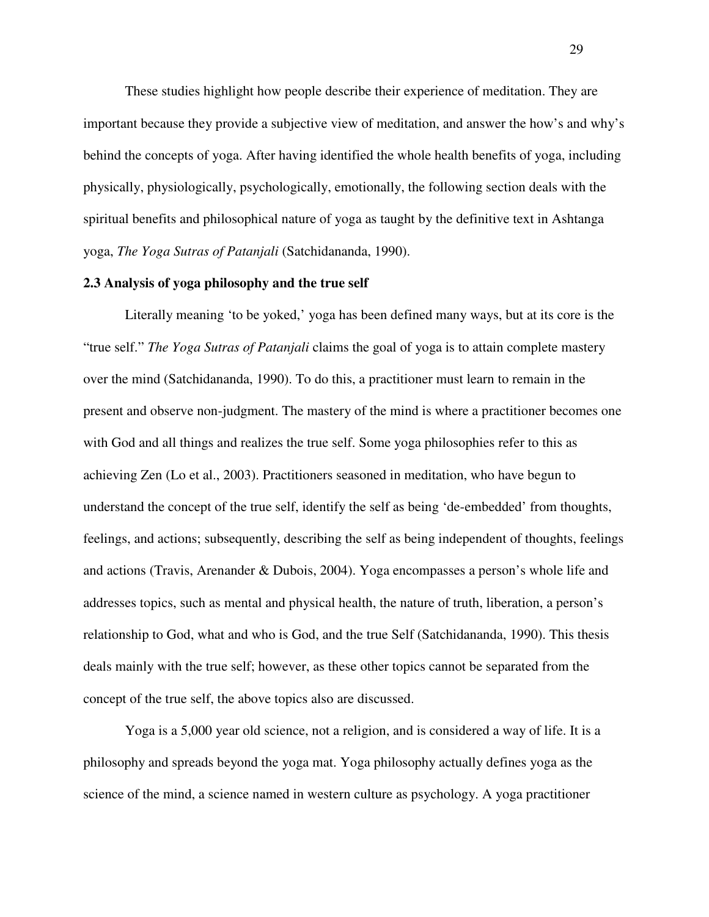These studies highlight how people describe their experience of meditation. They are important because they provide a subjective view of meditation, and answer the how's and why's behind the concepts of yoga. After having identified the whole health benefits of yoga, including physically, physiologically, psychologically, emotionally, the following section deals with the spiritual benefits and philosophical nature of yoga as taught by the definitive text in Ashtanga yoga, *The Yoga Sutras of Patanjali* (Satchidananda, 1990).

## 2.3 Analysis of yoga philosophy and the true self

Literally meaning 'to be yoked,' yoga has been defined many ways, but at its core is the "true self." *The Yoga Sutras of Patanjali* claims the goal of yoga is to attain complete mastery over the mind (Satchidananda, 1990). To do this, a practitioner must learn to remain in the present and observe non-judgment. The mastery of the mind is where a practitioner becomes one with God and all things and realizes the true self. Some yoga philosophies refer to this as achieving Zen (Lo et al., 2003). Practitioners seasoned in meditation, who have begun to understand the concept of the true self, identify the self as being 'de-embedded' from thoughts, feelings, and actions; subsequently, describing the self as being independent of thoughts, feelings and actions (Travis, Arenander & Dubois, 2004). Yoga encompasses a person's whole life and addresses topics, such as mental and physical health, the nature of truth, liberation, a person's relationship to God, what and who is God, and the true Self (Satchidananda, 1990). This thesis deals mainly with the true self; however, as these other topics cannot be separated from the concept of the true self, the above topics also are discussed.

Yoga is a 5,000 year old science, not a religion, and is considered a way of life. It is a philosophy and spreads beyond the yoga mat. Yoga philosophy actually defines yoga as the science of the mind, a science named in western culture as psychology. A yoga practitioner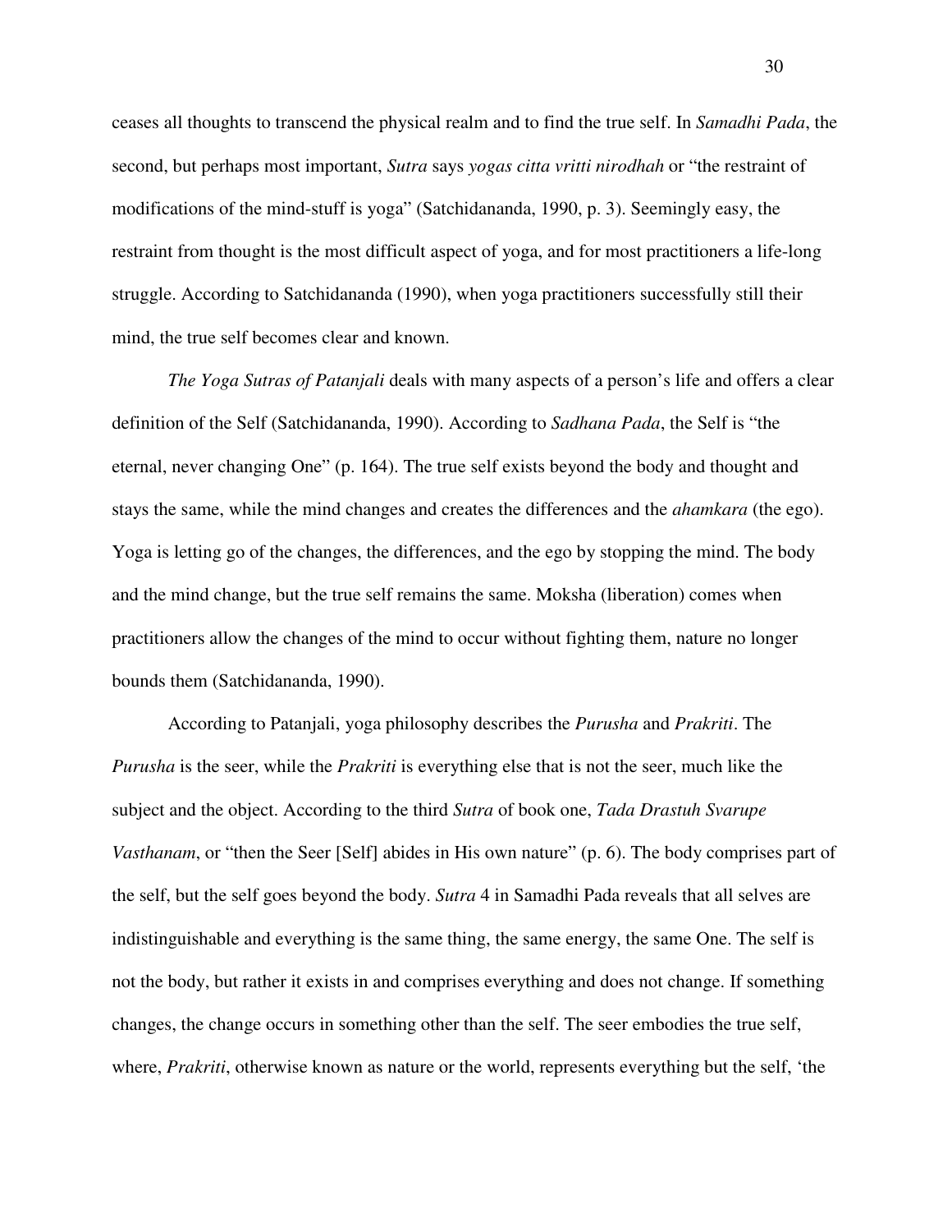ceases all thoughts to transcend the physical realm and to find the true self. In *Samadhi Pada*, the second, but perhaps most important, *Sutra* says *yogas citta vritti nirodhah* or "the restraint of modifications of the mind-stuff is yoga" (Satchidananda, 1990, p. 3). Seemingly easy, the restraint from thought is the most difficult aspect of yoga, and for most practitioners a life-long struggle. According to Satchidananda (1990), when yoga practitioners successfully still their mind, the true self becomes clear and known.

*The Yoga Sutras of Patanjali* deals with many aspects of a person's life and offers a clear definition of the Self (Satchidananda, 1990). According to *Sadhana Pada*, the Self is "the eternal, never changing One" (p. 164). The true self exists beyond the body and thought and stays the same, while the mind changes and creates the differences and the *ahamkara* (the ego). Yoga is letting go of the changes, the differences, and the ego by stopping the mind. The body and the mind change, but the true self remains the same. Moksha (liberation) comes when practitioners allow the changes of the mind to occur without fighting them, nature no longer bounds them (Satchidananda, 1990).

According to Patanjali, yoga philosophy describes the *Purusha* and *Prakriti*. The *Purusha* is the seer, while the *Prakriti* is everything else that is not the seer, much like the subject and the object. According to the third *Sutra* of book one, *Tada Drastuh Svarupe Vasthanam*, or "then the Seer [Self] abides in His own nature" (p. 6). The body comprises part of the self, but the self goes beyond the body. *Sutra* 4 in Samadhi Pada reveals that all selves are indistinguishable and everything is the same thing, the same energy, the same One. The self is not the body, but rather it exists in and comprises everything and does not change. If something changes, the change occurs in something other than the self. The seer embodies the true self, where, *Prakriti*, otherwise known as nature or the world, represents everything but the self, 'the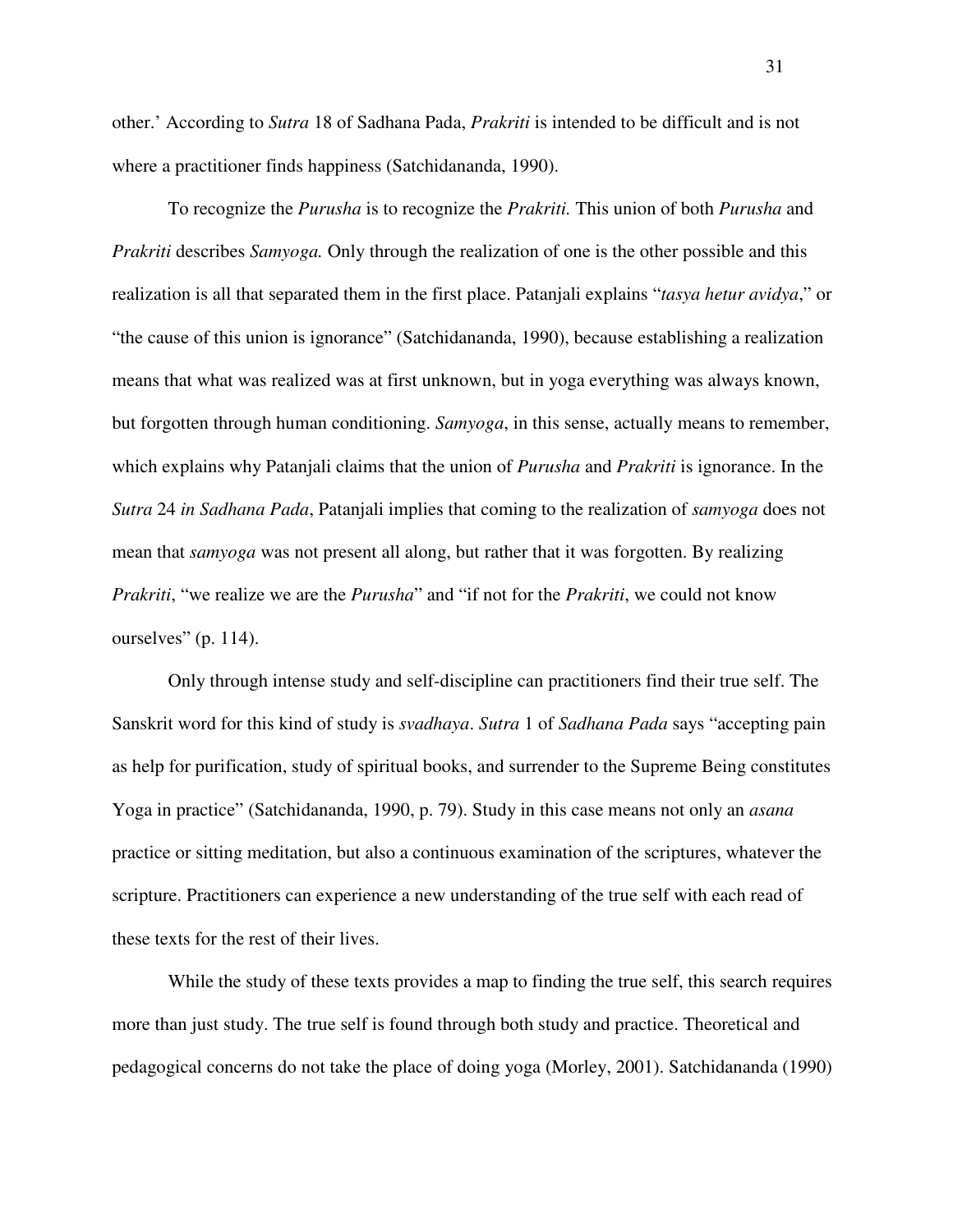other.' According to *Sutra* 18 of Sadhana Pada, *Prakriti* is intended to be difficult and is not where a practitioner finds happiness (Satchidananda, 1990).

To recognize the *Purusha* is to recognize the *Prakriti.* This union of both *Purusha* and *Prakriti* describes *Samyoga.* Only through the realization of one is the other possible and this realization is all that separated them in the first place. Patanjali explains "*tasya hetur avidya*," or "the cause of this union is ignorance" (Satchidananda, 1990), because establishing a realization means that what was realized was at first unknown, but in yoga everything was always known, but forgotten through human conditioning. *Samyoga*, in this sense, actually means to remember, which explains why Patanjali claims that the union of *Purusha* and *Prakriti* is ignorance. In the *Sutra* 24 *in Sadhana Pada*, Patanjali implies that coming to the realization of *samyoga* does not mean that *samyoga* was not present all along, but rather that it was forgotten. By realizing *Prakriti*, "we realize we are the *Purusha*" and "if not for the *Prakriti*, we could not know ourselves" (p. 114).

Only through intense study and self-discipline can practitioners find their true self. The Sanskrit word for this kind of study is *svadhaya*. *Sutra* 1 of *Sadhana Pada* says "accepting pain as help for purification, study of spiritual books, and surrender to the Supreme Being constitutes Yoga in practice" (Satchidananda, 1990, p. 79). Study in this case means not only an *asana* practice or sitting meditation, but also a continuous examination of the scriptures, whatever the scripture. Practitioners can experience a new understanding of the true self with each read of these texts for the rest of their lives.

While the study of these texts provides a map to finding the true self, this search requires more than just study. The true self is found through both study and practice. Theoretical and pedagogical concerns do not take the place of doing yoga (Morley, 2001). Satchidananda (1990)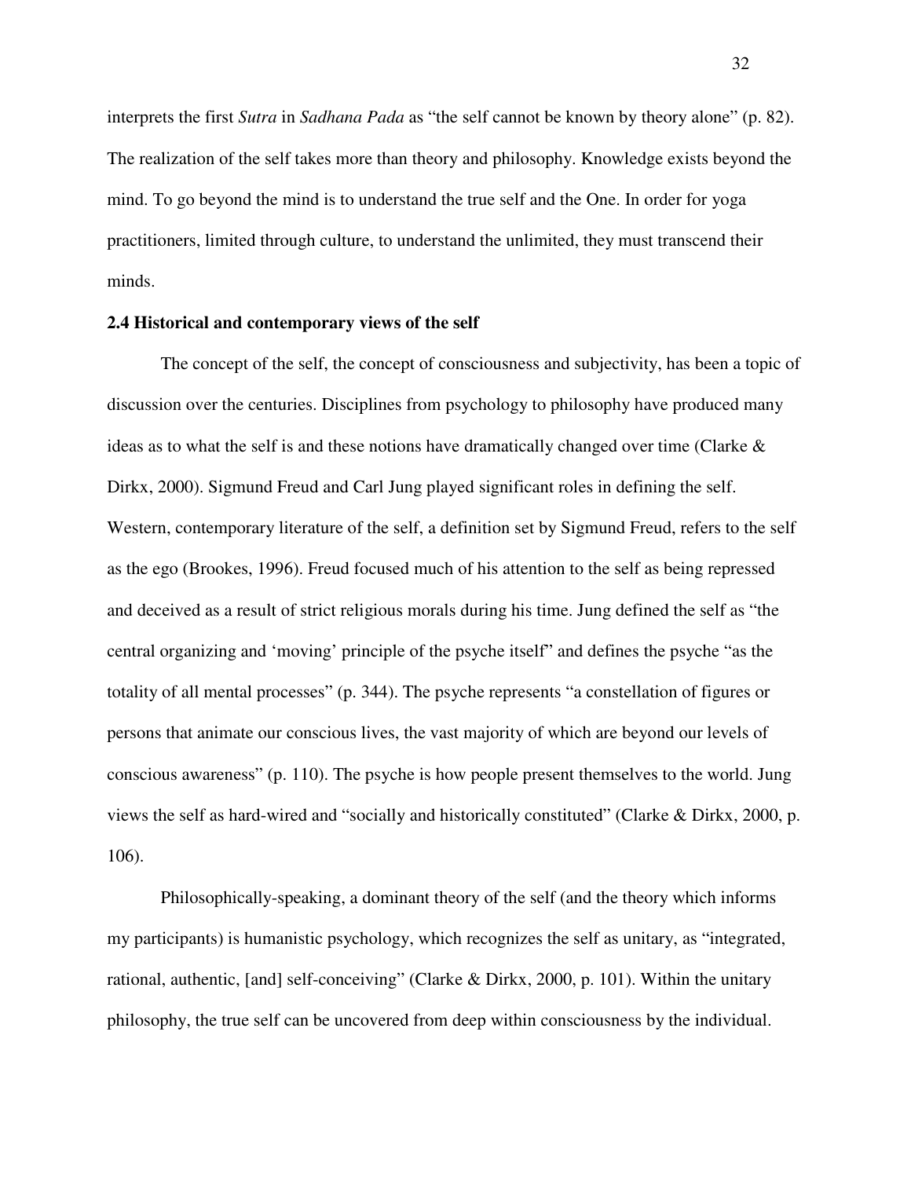interprets the first *Sutra* in *Sadhana Pada* as "the self cannot be known by theory alone" (p. 82). The realization of the self takes more than theory and philosophy. Knowledge exists beyond the mind. To go beyond the mind is to understand the true self and the One. In order for yoga practitioners, limited through culture, to understand the unlimited, they must transcend their minds.

## 2.4 Historical and contemporary views of the self

The concept of the self, the concept of consciousness and subjectivity, has been a topic of discussion over the centuries. Disciplines from psychology to philosophy have produced many ideas as to what the self is and these notions have dramatically changed over time (Clarke & Dirkx, 2000). Sigmund Freud and Carl Jung played significant roles in defining the self. Western, contemporary literature of the self, a definition set by Sigmund Freud, refers to the self as the ego (Brookes, 1996). Freud focused much of his attention to the self as being repressed and deceived as a result of strict religious morals during his time. Jung defined the self as "the central organizing and 'moving' principle of the psyche itself" and defines the psyche "as the totality of all mental processes" (p. 344). The psyche represents "a constellation of figures or persons that animate our conscious lives, the vast majority of which are beyond our levels of conscious awareness" (p. 110). The psyche is how people present themselves to the world. Jung views the self as hard-wired and "socially and historically constituted" (Clarke & Dirkx, 2000, p. 106).

Philosophically-speaking, a dominant theory of the self (and the theory which informs my participants) is humanistic psychology, which recognizes the self as unitary, as "integrated, rational, authentic, [and] self-conceiving" (Clarke & Dirkx, 2000, p. 101). Within the unitary philosophy, the true self can be uncovered from deep within consciousness by the individual.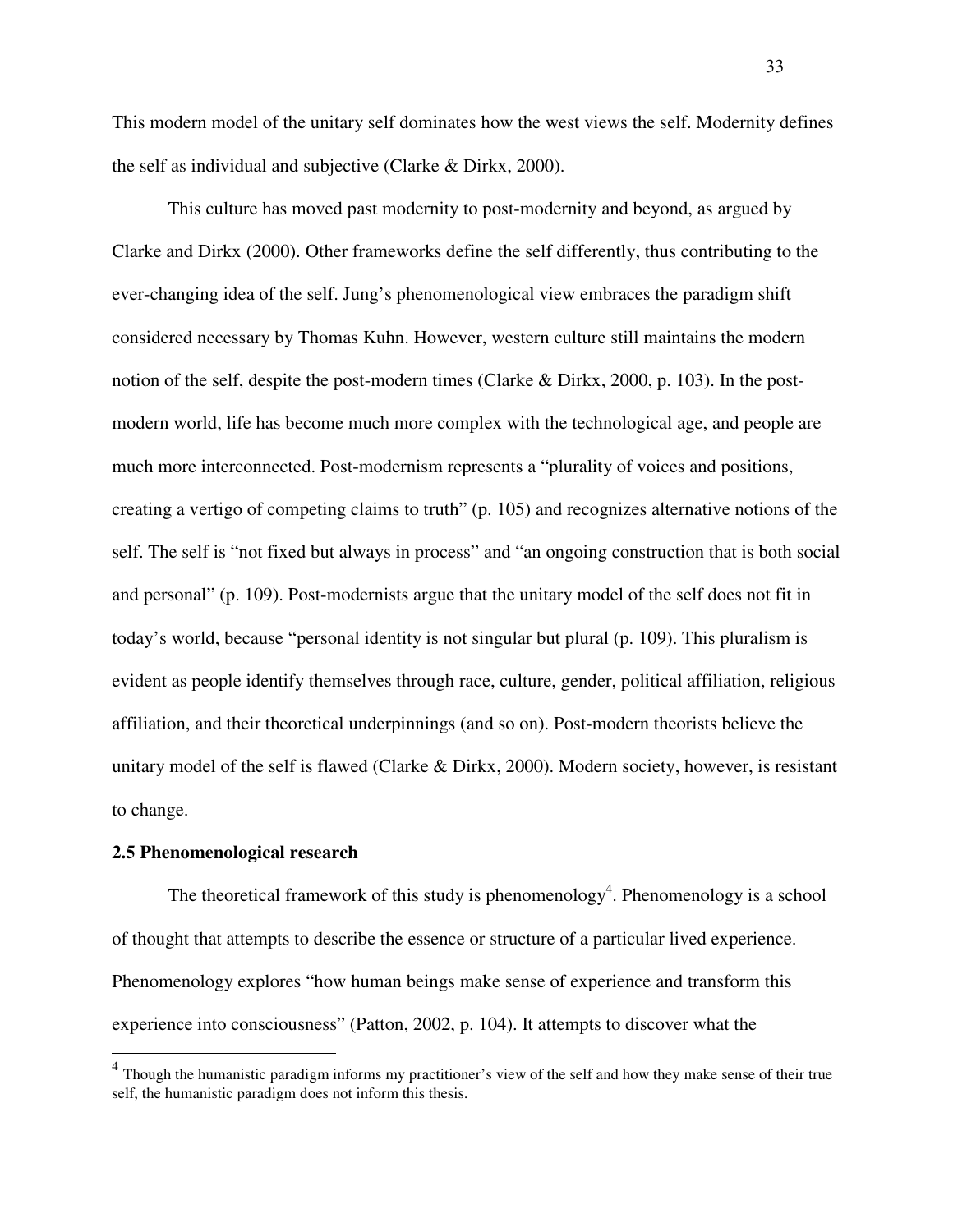This modern model of the unitary self dominates how the west views the self. Modernity defines the self as individual and subjective (Clarke & Dirkx, 2000).

This culture has moved past modernity to post-modernity and beyond, as argued by Clarke and Dirkx (2000). Other frameworks define the self differently, thus contributing to the ever-changing idea of the self. Jung's phenomenological view embraces the paradigm shift considered necessary by Thomas Kuhn. However, western culture still maintains the modern notion of the self, despite the post-modern times (Clarke & Dirkx, 2000, p. 103). In the post-modern world, life has become much more complex with the technological age, and people are much more interconnected. Post-modernism represents a "plurality of voices and positions, creating a vertigo of competing claims to truth" (p. 105) and recognizes alternative notions of the self. The self is "not fixed but always in process" and "an ongoing construction that is both social and personal" (p. 109). Post-modernists argue that the unitary model of the self does not fit in today's world, because "personal identity is not singular but plural (p. 109). This pluralism is evident as people identify themselves through race, culture, gender, political affiliation, religious affiliation, and their theoretical underpinnings (and so on). Post-modern theorists believe the unitary model of the self is flawed (Clarke & Dirkx, 2000). Modern society, however, is resistant to change.

## 2.5 Phenomenological research

The theoretical framework of this study is phenomenology[4]. Phenomenology is a school of thought that attempts to describe the essence or structure of a particular lived experience. Phenomenology explores "how human beings make sense of experience and transform this experience into consciousness" (Patton, 2002, p. 104). It attempts to discover what the

---

[4] Though the humanistic paradigm informs my practitioner's view of the self and how they make sense of their true self, the humanistic paradigm does not inform this thesis.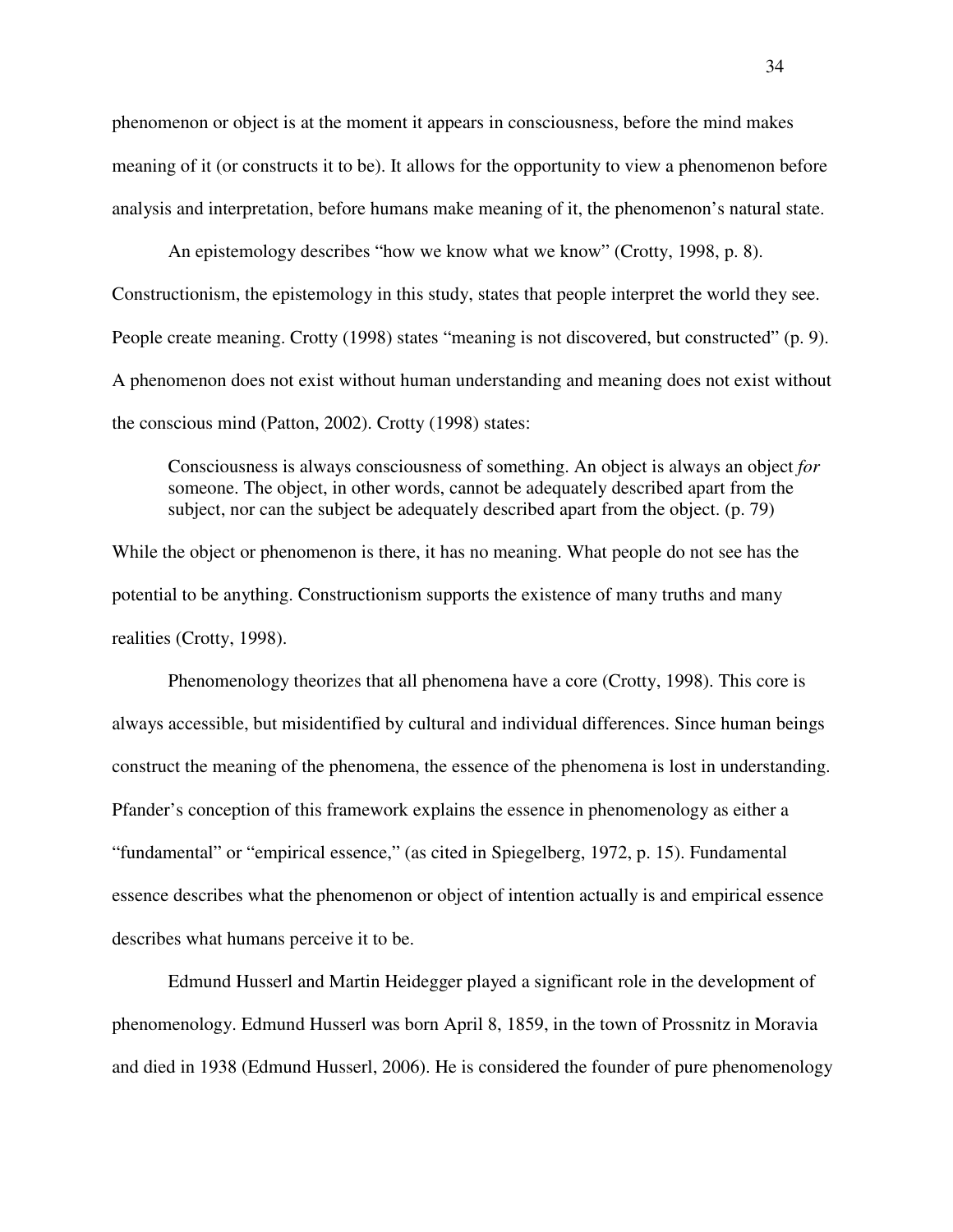phenomenon or object is at the moment it appears in consciousness, before the mind makes meaning of it (or constructs it to be). It allows for the opportunity to view a phenomenon before analysis and interpretation, before humans make meaning of it, the phenomenon's natural state.

An epistemology describes "how we know what we know" (Crotty, 1998, p. 8). Constructionism, the epistemology in this study, states that people interpret the world they see. People create meaning. Crotty (1998) states "meaning is not discovered, but constructed" (p. 9). A phenomenon does not exist without human understanding and meaning does not exist without the conscious mind (Patton, 2002). Crotty (1998) states:

> Consciousness is always consciousness of something. An object is always an object *for* someone. The object, in other words, cannot be adequately described apart from the subject, nor can the subject be adequately described apart from the object. (p. 79)

While the object or phenomenon is there, it has no meaning. What people do not see has the potential to be anything. Constructionism supports the existence of many truths and many realities (Crotty, 1998).

Phenomenology theorizes that all phenomena have a core (Crotty, 1998). This core is always accessible, but misidentified by cultural and individual differences. Since human beings construct the meaning of the phenomena, the essence of the phenomena is lost in understanding. Pfander's conception of this framework explains the essence in phenomenology as either a "fundamental" or "empirical essence," (as cited in Spiegelberg, 1972, p. 15). Fundamental essence describes what the phenomenon or object of intention actually is and empirical essence describes what humans perceive it to be.

Edmund Husserl and Martin Heidegger played a significant role in the development of phenomenology. Edmund Husserl was born April 8, 1859, in the town of Prossnitz in Moravia and died in 1938 (Edmund Husserl, 2006). He is considered the founder of pure phenomenology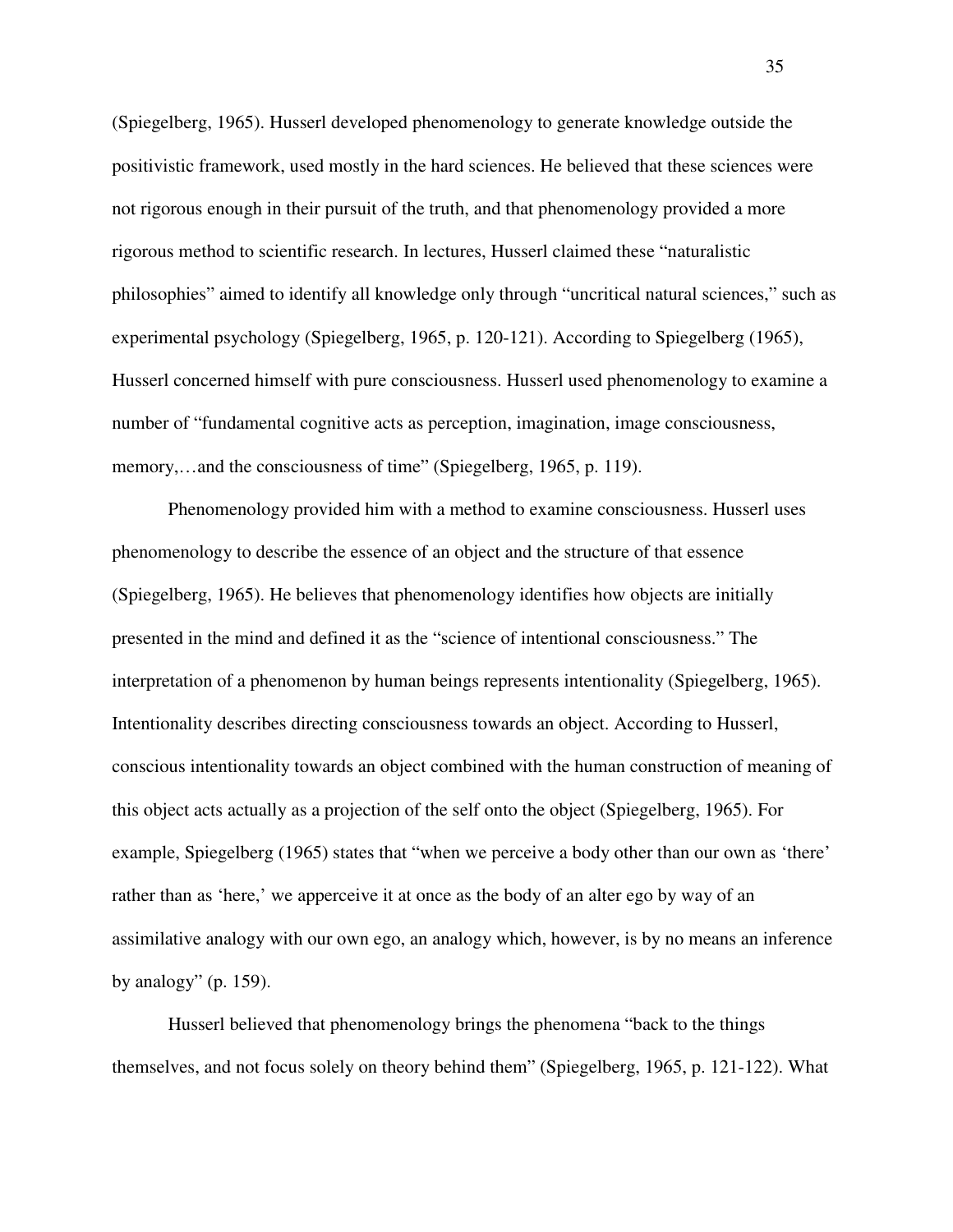(Spiegelberg, 1965). Husserl developed phenomenology to generate knowledge outside the positivistic framework, used mostly in the hard sciences. He believed that these sciences were not rigorous enough in their pursuit of the truth, and that phenomenology provided a more rigorous method to scientific research. In lectures, Husserl claimed these "naturalistic philosophies" aimed to identify all knowledge only through "uncritical natural sciences," such as experimental psychology (Spiegelberg, 1965, p. 120-121). According to Spiegelberg (1965), Husserl concerned himself with pure consciousness. Husserl used phenomenology to examine a number of "fundamental cognitive acts as perception, imagination, image consciousness, memory,…and the consciousness of time" (Spiegelberg, 1965, p. 119).

Phenomenology provided him with a method to examine consciousness. Husserl uses phenomenology to describe the essence of an object and the structure of that essence (Spiegelberg, 1965). He believes that phenomenology identifies how objects are initially presented in the mind and defined it as the "science of intentional consciousness." The interpretation of a phenomenon by human beings represents intentionality (Spiegelberg, 1965). Intentionality describes directing consciousness towards an object. According to Husserl, conscious intentionality towards an object combined with the human construction of meaning of this object acts actually as a projection of the self onto the object (Spiegelberg, 1965). For example, Spiegelberg (1965) states that "when we perceive a body other than our own as 'there' rather than as 'here,' we apperceive it at once as the body of an alter ego by way of an assimilative analogy with our own ego, an analogy which, however, is by no means an inference by analogy" (p. 159).

Husserl believed that phenomenology brings the phenomena "back to the things themselves, and not focus solely on theory behind them" (Spiegelberg, 1965, p. 121-122). What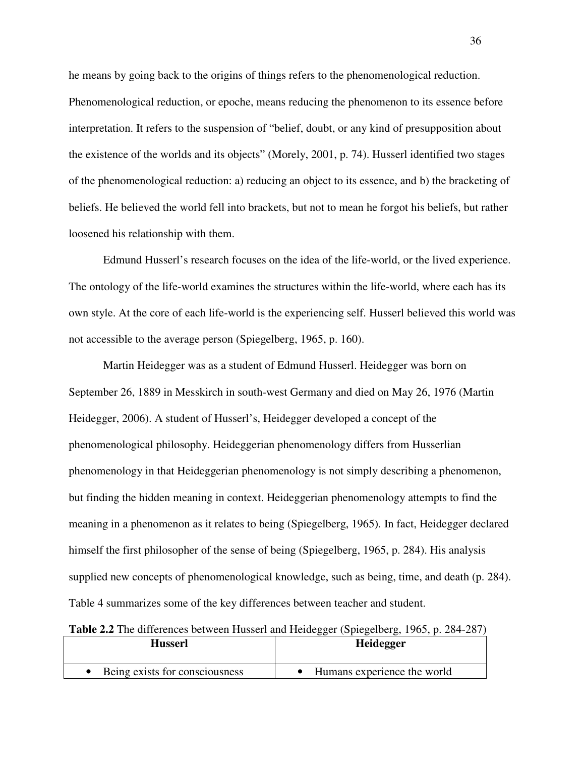he means by going back to the origins of things refers to the phenomenological reduction. Phenomenological reduction, or epoche, means reducing the phenomenon to its essence before interpretation. It refers to the suspension of "belief, doubt, or any kind of presupposition about the existence of the worlds and its objects" (Morely, 2001, p. 74). Husserl identified two stages of the phenomenological reduction: a) reducing an object to its essence, and b) the bracketing of beliefs. He believed the world fell into brackets, but not to mean he forgot his beliefs, but rather loosened his relationship with them.

Edmund Husserl's research focuses on the idea of the life-world, or the lived experience. The ontology of the life-world examines the structures within the life-world, where each has its own style. At the core of each life-world is the experiencing self. Husserl believed this world was not accessible to the average person (Spiegelberg, 1965, p. 160).

Martin Heidegger was as a student of Edmund Husserl. Heidegger was born on September 26, 1889 in Messkirch in south-west Germany and died on May 26, 1976 (Martin Heidegger, 2006). A student of Husserl's, Heidegger developed a concept of the phenomenological philosophy. Heideggerian phenomenology differs from Husserlian phenomenology in that Heideggerian phenomenology is not simply describing a phenomenon, but finding the hidden meaning in context. Heideggerian phenomenology attempts to find the meaning in a phenomenon as it relates to being (Spiegelberg, 1965). In fact, Heidegger declared himself the first philosopher of the sense of being (Spiegelberg, 1965, p. 284). His analysis supplied new concepts of phenomenological knowledge, such as being, time, and death (p. 284). Table 4 summarizes some of the key differences between teacher and student.

**Table 2.2** The differences between Husserl and Heidegger (Spiegelberg, 1965, p. 284-287)

| Husserl | Heidegger |
|---|---|
| • Being exists for consciousness | • Humans experience the world |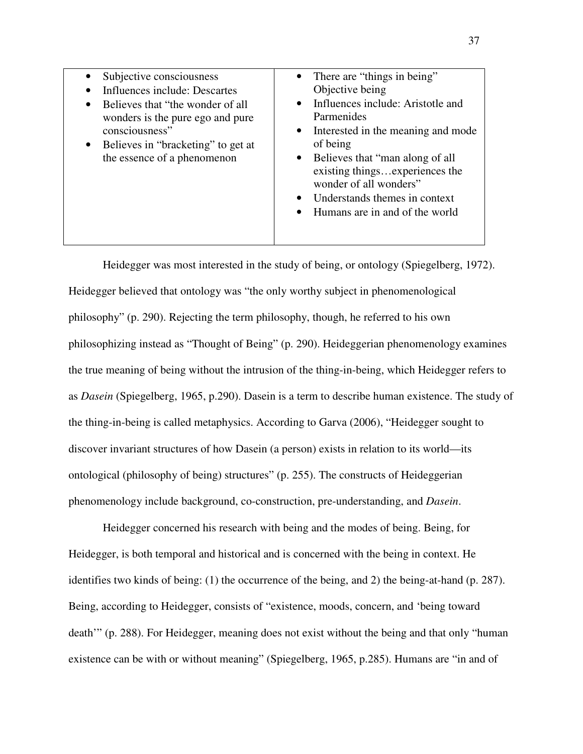| • Subjective consciousness<br>• Influences include: Descartes<br>• Believes that “the wonder of all wonders is the pure ego and pure consciousness”<br>• Believes in “bracketing” to get at the essence of a phenomenon | • There are “things in being” Objective being<br>• Influences include: Aristotle and Parmenides<br>• Interested in the meaning and mode of being<br>• Believes that “man along of all existing things…experiences the wonder of all wonders”<br>• Understands themes in context<br>• Humans are in and of the world |
|---|---|

Heidegger was most interested in the study of being, or ontology (Spiegelberg, 1972). Heidegger believed that ontology was “the only worthy subject in phenomenological philosophy” (p. 290). Rejecting the term philosophy, though, he referred to his own philosophizing instead as “Thought of Being” (p. 290). Heideggerian phenomenology examines the true meaning of being without the intrusion of the thing-in-being, which Heidegger refers to as *Dasein* (Spiegelberg, 1965, p.290). Dasein is a term to describe human existence. The study of the thing-in-being is called metaphysics. According to Garva (2006), “Heidegger sought to discover invariant structures of how Dasein (a person) exists in relation to its world—its ontological (philosophy of being) structures” (p. 255). The constructs of Heideggerian phenomenology include background, co-construction, pre-understanding, and *Dasein*.

Heidegger concerned his research with being and the modes of being. Being, for Heidegger, is both temporal and historical and is concerned with the being in context. He identifies two kinds of being: (1) the occurrence of the being, and 2) the being-at-hand (p. 287). Being, according to Heidegger, consists of “existence, moods, concern, and ‘being toward death’” (p. 288). For Heidegger, meaning does not exist without the being and that only “human existence can be with or without meaning” (Spiegelberg, 1965, p.285). Humans are “in and of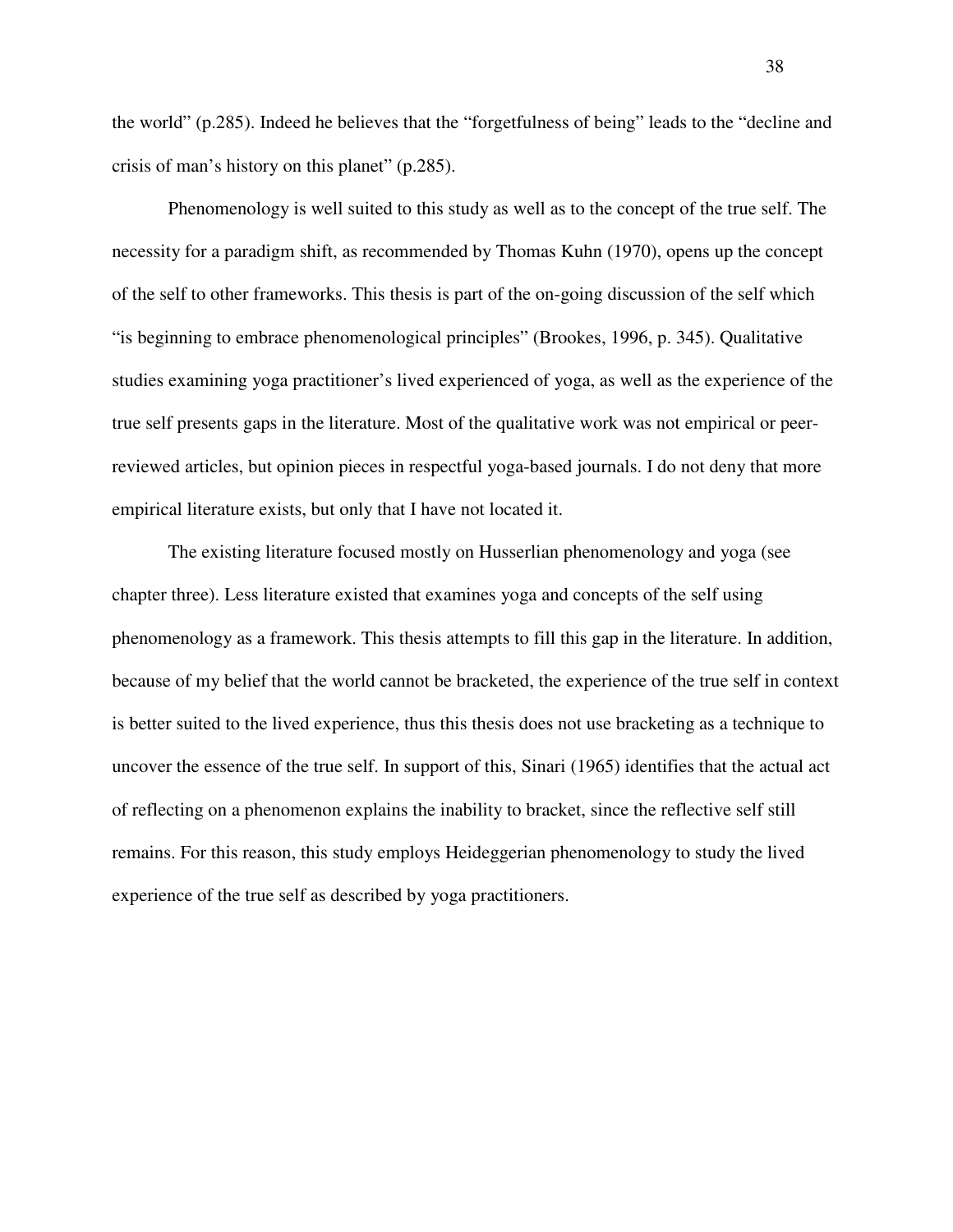the world" (p.285). Indeed he believes that the "forgetfulness of being" leads to the "decline and crisis of man's history on this planet" (p.285).

Phenomenology is well suited to this study as well as to the concept of the true self. The necessity for a paradigm shift, as recommended by Thomas Kuhn (1970), opens up the concept of the self to other frameworks. This thesis is part of the on-going discussion of the self which "is beginning to embrace phenomenological principles" (Brookes, 1996, p. 345). Qualitative studies examining yoga practitioner's lived experienced of yoga, as well as the experience of the true self presents gaps in the literature. Most of the qualitative work was not empirical or peer-reviewed articles, but opinion pieces in respectful yoga-based journals. I do not deny that more empirical literature exists, but only that I have not located it.

The existing literature focused mostly on Husserlian phenomenology and yoga (see chapter three). Less literature existed that examines yoga and concepts of the self using phenomenology as a framework. This thesis attempts to fill this gap in the literature. In addition, because of my belief that the world cannot be bracketed, the experience of the true self in context is better suited to the lived experience, thus this thesis does not use bracketing as a technique to uncover the essence of the true self. In support of this, Sinari (1965) identifies that the actual act of reflecting on a phenomenon explains the inability to bracket, since the reflective self still remains. For this reason, this study employs Heideggerian phenomenology to study the lived experience of the true self as described by yoga practitioners.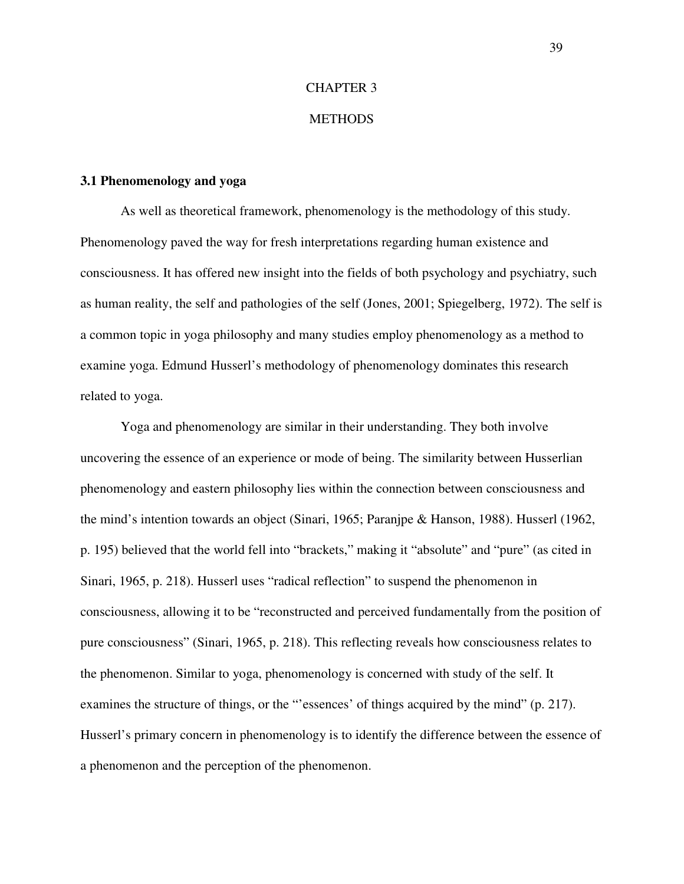# CHAPTER 3

# METHODS

### 3.1 Phenomenology and yoga

As well as theoretical framework, phenomenology is the methodology of this study. Phenomenology paved the way for fresh interpretations regarding human existence and consciousness. It has offered new insight into the fields of both psychology and psychiatry, such as human reality, the self and pathologies of the self (Jones, 2001; Spiegelberg, 1972). The self is a common topic in yoga philosophy and many studies employ phenomenology as a method to examine yoga. Edmund Husserl's methodology of phenomenology dominates this research related to yoga.

Yoga and phenomenology are similar in their understanding. They both involve uncovering the essence of an experience or mode of being. The similarity between Husserlian phenomenology and eastern philosophy lies within the connection between consciousness and the mind's intention towards an object (Sinari, 1965; Paranjpe & Hanson, 1988). Husserl (1962, p. 195) believed that the world fell into "brackets," making it "absolute" and "pure" (as cited in Sinari, 1965, p. 218). Husserl uses "radical reflection" to suspend the phenomenon in consciousness, allowing it to be "reconstructed and perceived fundamentally from the position of pure consciousness" (Sinari, 1965, p. 218). This reflecting reveals how consciousness relates to the phenomenon. Similar to yoga, phenomenology is concerned with study of the self. It examines the structure of things, or the "'essences' of things acquired by the mind" (p. 217). Husserl's primary concern in phenomenology is to identify the difference between the essence of a phenomenon and the perception of the phenomenon.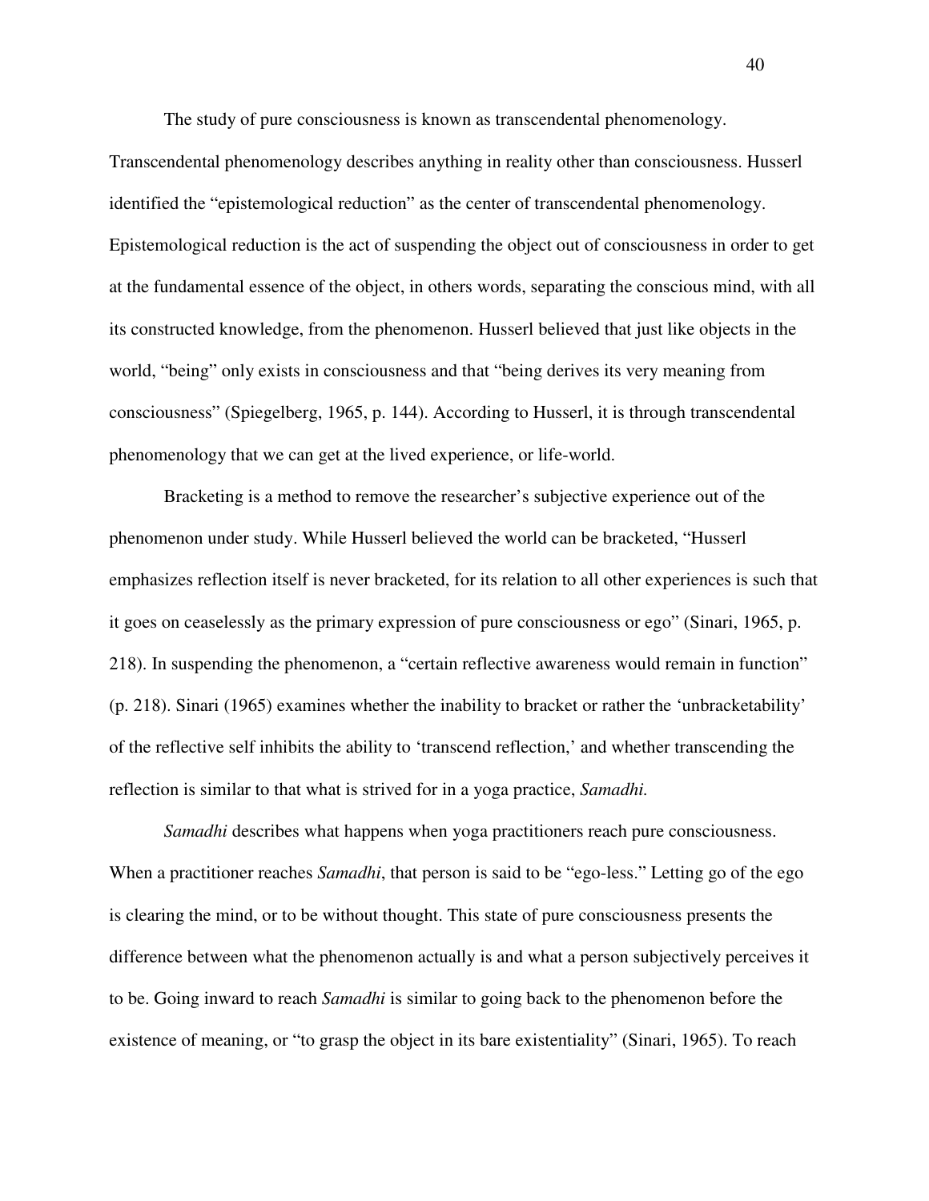The study of pure consciousness is known as transcendental phenomenology. Transcendental phenomenology describes anything in reality other than consciousness. Husserl identified the "epistemological reduction" as the center of transcendental phenomenology. Epistemological reduction is the act of suspending the object out of consciousness in order to get at the fundamental essence of the object, in others words, separating the conscious mind, with all its constructed knowledge, from the phenomenon. Husserl believed that just like objects in the world, "being" only exists in consciousness and that "being derives its very meaning from consciousness" (Spiegelberg, 1965, p. 144). According to Husserl, it is through transcendental phenomenology that we can get at the lived experience, or life-world.

Bracketing is a method to remove the researcher's subjective experience out of the phenomenon under study. While Husserl believed the world can be bracketed, "Husserl emphasizes reflection itself is never bracketed, for its relation to all other experiences is such that it goes on ceaselessly as the primary expression of pure consciousness or ego" (Sinari, 1965, p. 218). In suspending the phenomenon, a "certain reflective awareness would remain in function" (p. 218). Sinari (1965) examines whether the inability to bracket or rather the 'unbracketability' of the reflective self inhibits the ability to 'transcend reflection,' and whether transcending the reflection is similar to that what is strived for in a yoga practice, *Samadhi.*

*Samadhi* describes what happens when yoga practitioners reach pure consciousness. When a practitioner reaches *Samadhi*, that person is said to be "ego-less." Letting go of the ego is clearing the mind, or to be without thought. This state of pure consciousness presents the difference between what the phenomenon actually is and what a person subjectively perceives it to be. Going inward to reach *Samadhi* is similar to going back to the phenomenon before the existence of meaning, or "to grasp the object in its bare existentiality" (Sinari, 1965). To reach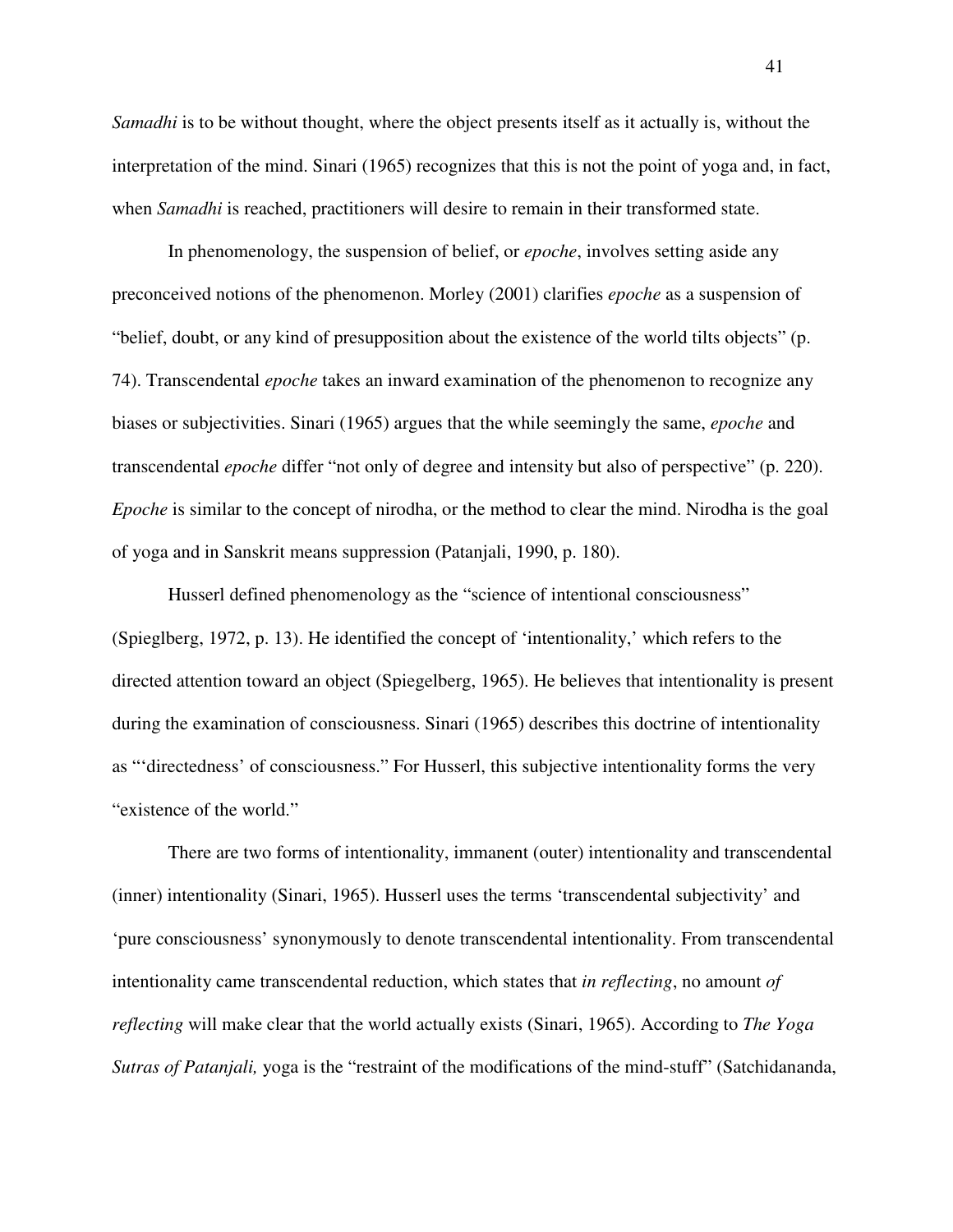*Samadhi* is to be without thought, where the object presents itself as it actually is, without the interpretation of the mind. Sinari (1965) recognizes that this is not the point of yoga and, in fact, when *Samadhi* is reached, practitioners will desire to remain in their transformed state.

In phenomenology, the suspension of belief, or *epoche*, involves setting aside any preconceived notions of the phenomenon. Morley (2001) clarifies *epoche* as a suspension of "belief, doubt, or any kind of presupposition about the existence of the world tilts objects" (p. 74). Transcendental *epoche* takes an inward examination of the phenomenon to recognize any biases or subjectivities. Sinari (1965) argues that the while seemingly the same, *epoche* and transcendental *epoche* differ "not only of degree and intensity but also of perspective" (p. 220). *Epoche* is similar to the concept of nirodha, or the method to clear the mind. Nirodha is the goal of yoga and in Sanskrit means suppression (Patanjali, 1990, p. 180).

Husserl defined phenomenology as the "science of intentional consciousness" (Spieglberg, 1972, p. 13). He identified the concept of 'intentionality,' which refers to the directed attention toward an object (Spiegelberg, 1965). He believes that intentionality is present during the examination of consciousness. Sinari (1965) describes this doctrine of intentionality as "'directedness' of consciousness." For Husserl, this subjective intentionality forms the very "existence of the world."

There are two forms of intentionality, immanent (outer) intentionality and transcendental (inner) intentionality (Sinari, 1965). Husserl uses the terms 'transcendental subjectivity' and 'pure consciousness' synonymously to denote transcendental intentionality. From transcendental intentionality came transcendental reduction, which states that *in reflecting*, no amount *of reflecting* will make clear that the world actually exists (Sinari, 1965). According to *The Yoga Sutras of Patanjali,* yoga is the "restraint of the modifications of the mind-stuff" (Satchidananda,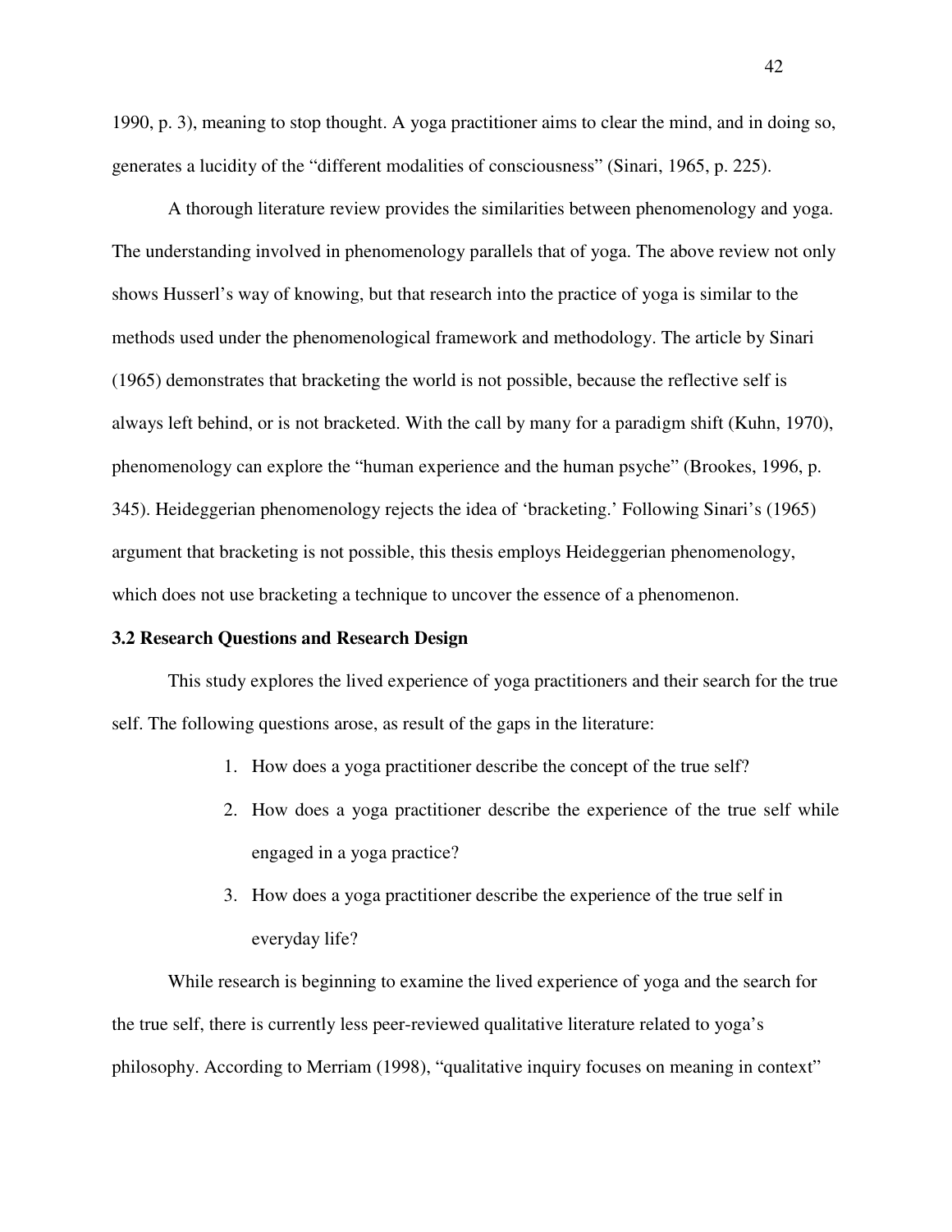1990, p. 3), meaning to stop thought. A yoga practitioner aims to clear the mind, and in doing so, generates a lucidity of the "different modalities of consciousness" (Sinari, 1965, p. 225).

A thorough literature review provides the similarities between phenomenology and yoga. The understanding involved in phenomenology parallels that of yoga. The above review not only shows Husserl's way of knowing, but that research into the practice of yoga is similar to the methods used under the phenomenological framework and methodology. The article by Sinari (1965) demonstrates that bracketing the world is not possible, because the reflective self is always left behind, or is not bracketed. With the call by many for a paradigm shift (Kuhn, 1970), phenomenology can explore the "human experience and the human psyche" (Brookes, 1996, p. 345). Heideggerian phenomenology rejects the idea of 'bracketing.' Following Sinari's (1965) argument that bracketing is not possible, this thesis employs Heideggerian phenomenology, which does not use bracketing a technique to uncover the essence of a phenomenon.

### 3.2 Research Questions and Research Design

This study explores the lived experience of yoga practitioners and their search for the true self. The following questions arose, as result of the gaps in the literature:

1. How does a yoga practitioner describe the concept of the true self?
2. How does a yoga practitioner describe the experience of the true self while engaged in a yoga practice?
3. How does a yoga practitioner describe the experience of the true self in everyday life?

While research is beginning to examine the lived experience of yoga and the search for the true self, there is currently less peer-reviewed qualitative literature related to yoga's philosophy. According to Merriam (1998), "qualitative inquiry focuses on meaning in context"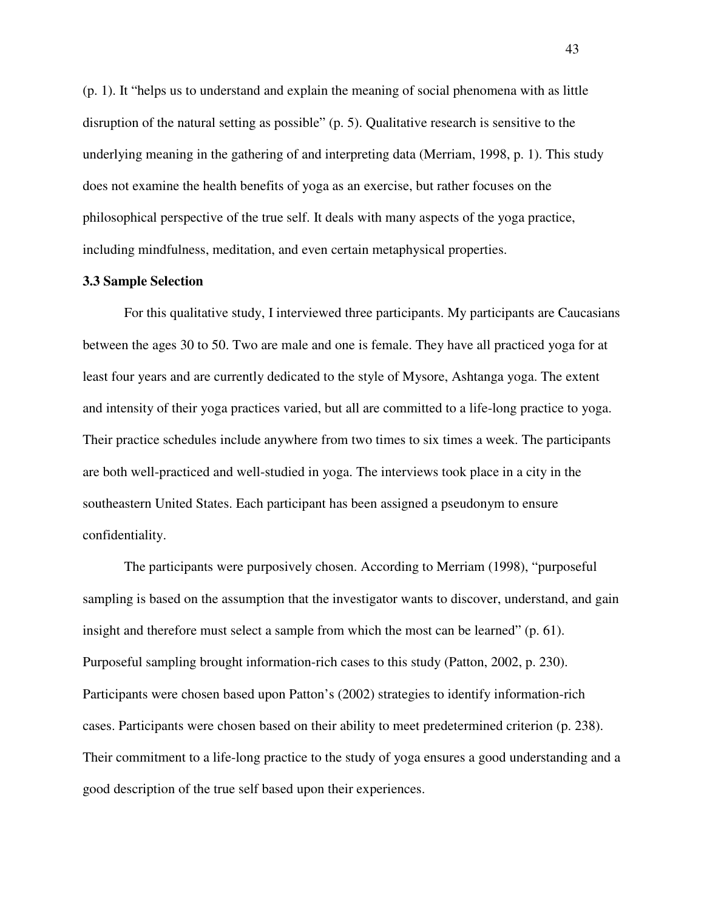(p. 1). It "helps us to understand and explain the meaning of social phenomena with as little disruption of the natural setting as possible" (p. 5). Qualitative research is sensitive to the underlying meaning in the gathering of and interpreting data (Merriam, 1998, p. 1). This study does not examine the health benefits of yoga as an exercise, but rather focuses on the philosophical perspective of the true self. It deals with many aspects of the yoga practice, including mindfulness, meditation, and even certain metaphysical properties.

### 3.3 Sample Selection

For this qualitative study, I interviewed three participants. My participants are Caucasians between the ages 30 to 50. Two are male and one is female. They have all practiced yoga for at least four years and are currently dedicated to the style of Mysore, Ashtanga yoga. The extent and intensity of their yoga practices varied, but all are committed to a life-long practice to yoga. Their practice schedules include anywhere from two times to six times a week. The participants are both well-practiced and well-studied in yoga. The interviews took place in a city in the southeastern United States. Each participant has been assigned a pseudonym to ensure confidentiality.

The participants were purposively chosen. According to Merriam (1998), "purposeful sampling is based on the assumption that the investigator wants to discover, understand, and gain insight and therefore must select a sample from which the most can be learned" (p. 61). Purposeful sampling brought information-rich cases to this study (Patton, 2002, p. 230). Participants were chosen based upon Patton's (2002) strategies to identify information-rich cases. Participants were chosen based on their ability to meet predetermined criterion (p. 238). Their commitment to a life-long practice to the study of yoga ensures a good understanding and a good description of the true self based upon their experiences.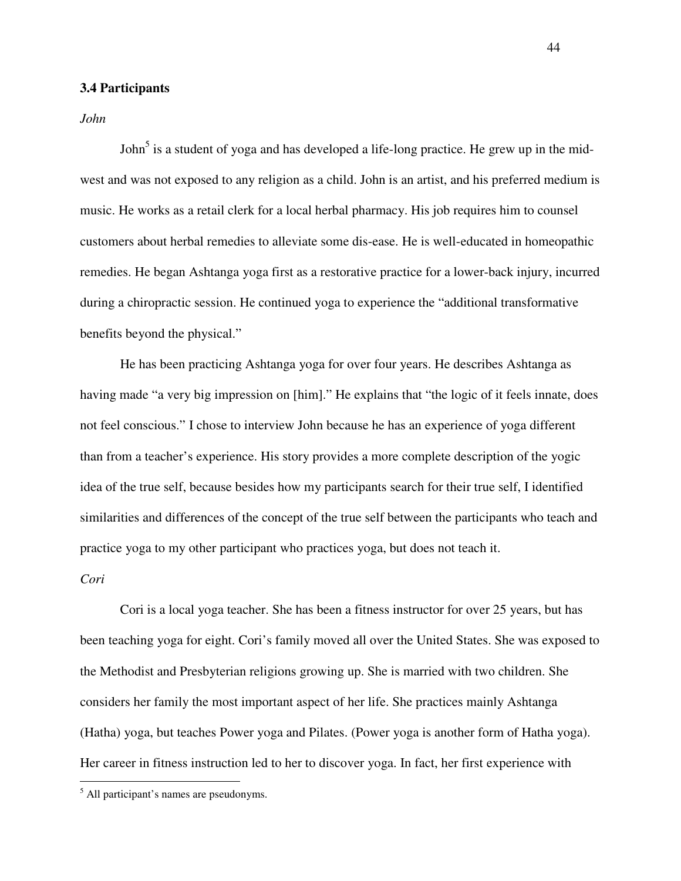### 3.4 Participants

*John*

John[5] is a student of yoga and has developed a life-long practice. He grew up in the mid-west and was not exposed to any religion as a child. John is an artist, and his preferred medium is music. He works as a retail clerk for a local herbal pharmacy. His job requires him to counsel customers about herbal remedies to alleviate some dis-ease. He is well-educated in homeopathic remedies. He began Ashtanga yoga first as a restorative practice for a lower-back injury, incurred during a chiropractic session. He continued yoga to experience the "additional transformative benefits beyond the physical."

He has been practicing Ashtanga yoga for over four years. He describes Ashtanga as having made "a very big impression on [him]." He explains that "the logic of it feels innate, does not feel conscious." I chose to interview John because he has an experience of yoga different than from a teacher's experience. His story provides a more complete description of the yogic idea of the true self, because besides how my participants search for their true self, I identified similarities and differences of the concept of the true self between the participants who teach and practice yoga to my other participant who practices yoga, but does not teach it.

*Cori*

Cori is a local yoga teacher. She has been a fitness instructor for over 25 years, but has been teaching yoga for eight. Cori's family moved all over the United States. She was exposed to the Methodist and Presbyterian religions growing up. She is married with two children. She considers her family the most important aspect of her life. She practices mainly Ashtanga (Hatha) yoga, but teaches Power yoga and Pilates. (Power yoga is another form of Hatha yoga). Her career in fitness instruction led to her to discover yoga. In fact, her first experience with

[5] All participant's names are pseudonyms.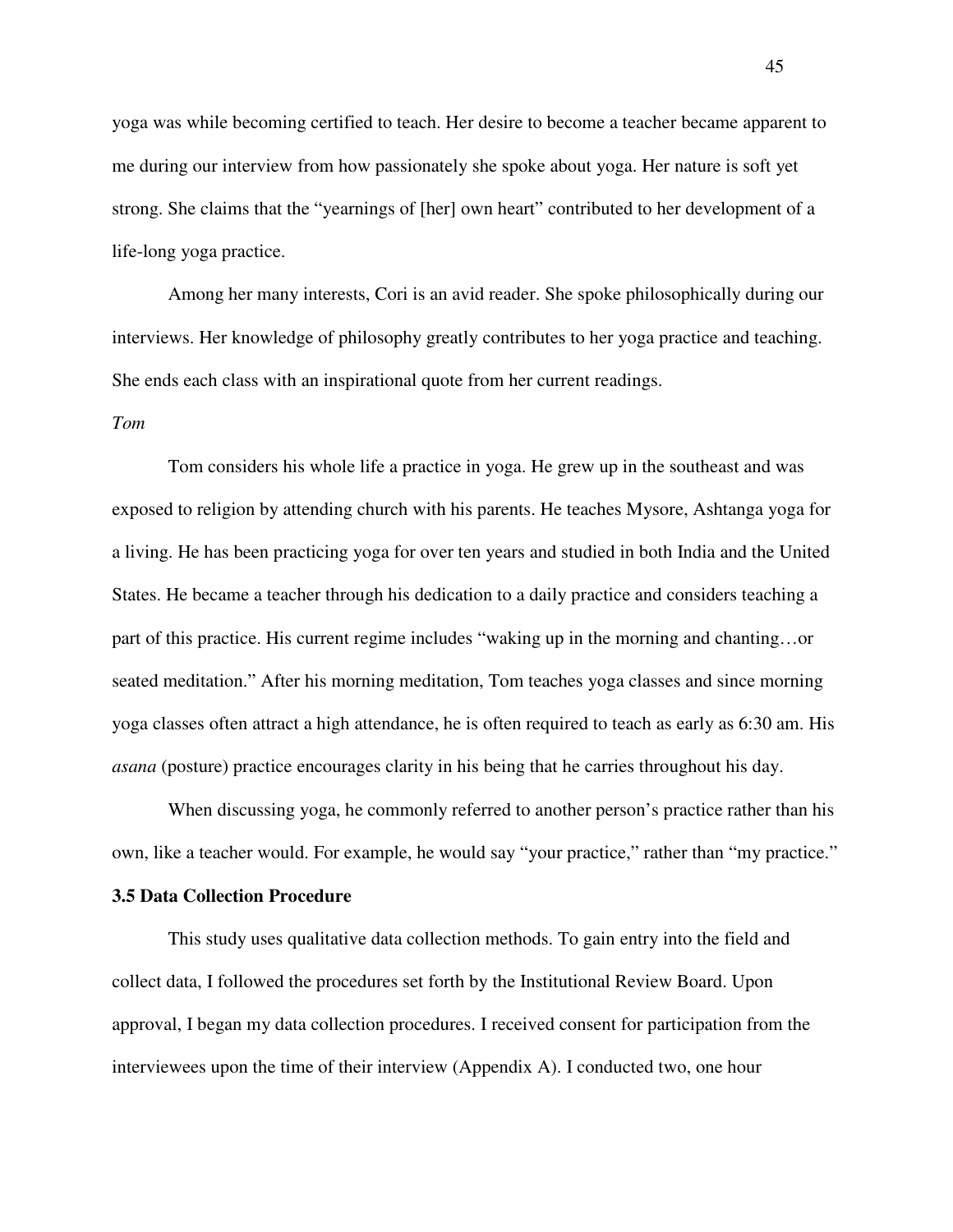yoga was while becoming certified to teach. Her desire to become a teacher became apparent to me during our interview from how passionately she spoke about yoga. Her nature is soft yet strong. She claims that the "yearnings of [her] own heart" contributed to her development of a life-long yoga practice.

Among her many interests, Cori is an avid reader. She spoke philosophically during our interviews. Her knowledge of philosophy greatly contributes to her yoga practice and teaching. She ends each class with an inspirational quote from her current readings.

*Tom*

Tom considers his whole life a practice in yoga. He grew up in the southeast and was exposed to religion by attending church with his parents. He teaches Mysore, Ashtanga yoga for a living. He has been practicing yoga for over ten years and studied in both India and the United States. He became a teacher through his dedication to a daily practice and considers teaching a part of this practice. His current regime includes "waking up in the morning and chanting…or seated meditation." After his morning meditation, Tom teaches yoga classes and since morning yoga classes often attract a high attendance, he is often required to teach as early as 6:30 am. His *asana* (posture) practice encourages clarity in his being that he carries throughout his day.

When discussing yoga, he commonly referred to another person's practice rather than his own, like a teacher would. For example, he would say "your practice," rather than "my practice."

**3.5 Data Collection Procedure**

This study uses qualitative data collection methods. To gain entry into the field and collect data, I followed the procedures set forth by the Institutional Review Board. Upon approval, I began my data collection procedures. I received consent for participation from the interviewees upon the time of their interview (Appendix A). I conducted two, one hour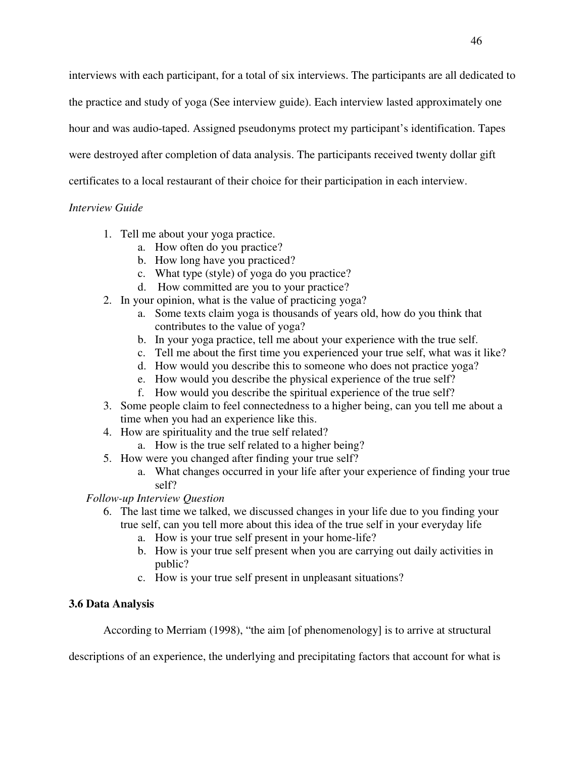interviews with each participant, for a total of six interviews. The participants are all dedicated to the practice and study of yoga (See interview guide). Each interview lasted approximately one hour and was audio-taped. Assigned pseudonyms protect my participant's identification. Tapes were destroyed after completion of data analysis. The participants received twenty dollar gift certificates to a local restaurant of their choice for their participation in each interview.

*Interview Guide*

1. Tell me about your yoga practice.
   a. How often do you practice?
   b. How long have you practiced?
   c. What type (style) of yoga do you practice?
   d. How committed are you to your practice?
2. In your opinion, what is the value of practicing yoga?
   a. Some texts claim yoga is thousands of years old, how do you think that contributes to the value of yoga?
   b. In your yoga practice, tell me about your experience with the true self.
   c. Tell me about the first time you experienced your true self, what was it like?
   d. How would you describe this to someone who does not practice yoga?
   e. How would you describe the physical experience of the true self?
   f. How would you describe the spiritual experience of the true self?
3. Some people claim to feel connectedness to a higher being, can you tell me about a time when you had an experience like this.
4. How are spirituality and the true self related?
   a. How is the true self related to a higher being?
5. How were you changed after finding your true self?
   a. What changes occurred in your life after your experience of finding your true self?

*Follow-up Interview Question*

6. The last time we talked, we discussed changes in your life due to you finding your true self, can you tell more about this idea of the true self in your everyday life
   a. How is your true self present in your home-life?
   b. How is your true self present when you are carrying out daily activities in public?
   c. How is your true self present in unpleasant situations?

### 3.6 Data Analysis

According to Merriam (1998), "the aim [of phenomenology] is to arrive at structural descriptions of an experience, the underlying and precipitating factors that account for what is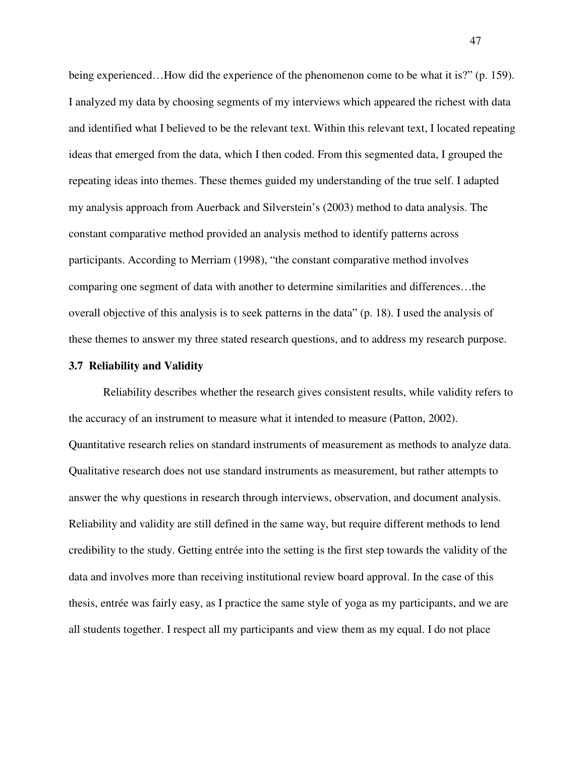being experienced…How did the experience of the phenomenon come to be what it is?" (p. 159). I analyzed my data by choosing segments of my interviews which appeared the richest with data and identified what I believed to be the relevant text. Within this relevant text, I located repeating ideas that emerged from the data, which I then coded. From this segmented data, I grouped the repeating ideas into themes. These themes guided my understanding of the true self. I adapted my analysis approach from Auerback and Silverstein's (2003) method to data analysis. The constant comparative method provided an analysis method to identify patterns across participants. According to Merriam (1998), "the constant comparative method involves comparing one segment of data with another to determine similarities and differences…the overall objective of this analysis is to seek patterns in the data" (p. 18). I used the analysis of these themes to answer my three stated research questions, and to address my research purpose.

### 3.7 Reliability and Validity

Reliability describes whether the research gives consistent results, while validity refers to the accuracy of an instrument to measure what it intended to measure (Patton, 2002). Quantitative research relies on standard instruments of measurement as methods to analyze data. Qualitative research does not use standard instruments as measurement, but rather attempts to answer the why questions in research through interviews, observation, and document analysis. Reliability and validity are still defined in the same way, but require different methods to lend credibility to the study. Getting entrée into the setting is the first step towards the validity of the data and involves more than receiving institutional review board approval. In the case of this thesis, entrée was fairly easy, as I practice the same style of yoga as my participants, and we are all students together. I respect all my participants and view them as my equal. I do not place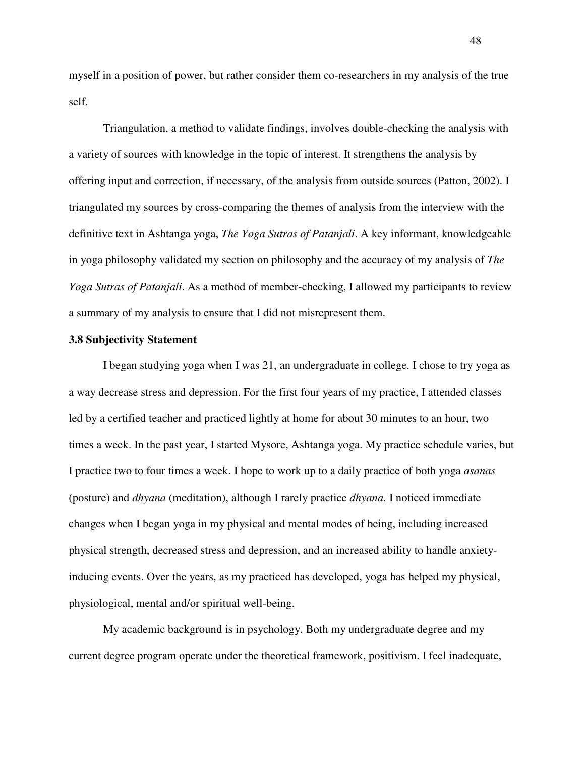myself in a position of power, but rather consider them co-researchers in my analysis of the true self.

Triangulation, a method to validate findings, involves double-checking the analysis with a variety of sources with knowledge in the topic of interest. It strengthens the analysis by offering input and correction, if necessary, of the analysis from outside sources (Patton, 2002). I triangulated my sources by cross-comparing the themes of analysis from the interview with the definitive text in Ashtanga yoga, *The Yoga Sutras of Patanjali*. A key informant, knowledgeable in yoga philosophy validated my section on philosophy and the accuracy of my analysis of *The Yoga Sutras of Patanjali*. As a method of member-checking, I allowed my participants to review a summary of my analysis to ensure that I did not misrepresent them.

### 3.8 Subjectivity Statement

I began studying yoga when I was 21, an undergraduate in college. I chose to try yoga as a way decrease stress and depression. For the first four years of my practice, I attended classes led by a certified teacher and practiced lightly at home for about 30 minutes to an hour, two times a week. In the past year, I started Mysore, Ashtanga yoga. My practice schedule varies, but I practice two to four times a week. I hope to work up to a daily practice of both yoga *asanas* (posture) and *dhyana* (meditation), although I rarely practice *dhyana.* I noticed immediate changes when I began yoga in my physical and mental modes of being, including increased physical strength, decreased stress and depression, and an increased ability to handle anxiety-inducing events. Over the years, as my practiced has developed, yoga has helped my physical, physiological, mental and/or spiritual well-being.

My academic background is in psychology. Both my undergraduate degree and my current degree program operate under the theoretical framework, positivism. I feel inadequate,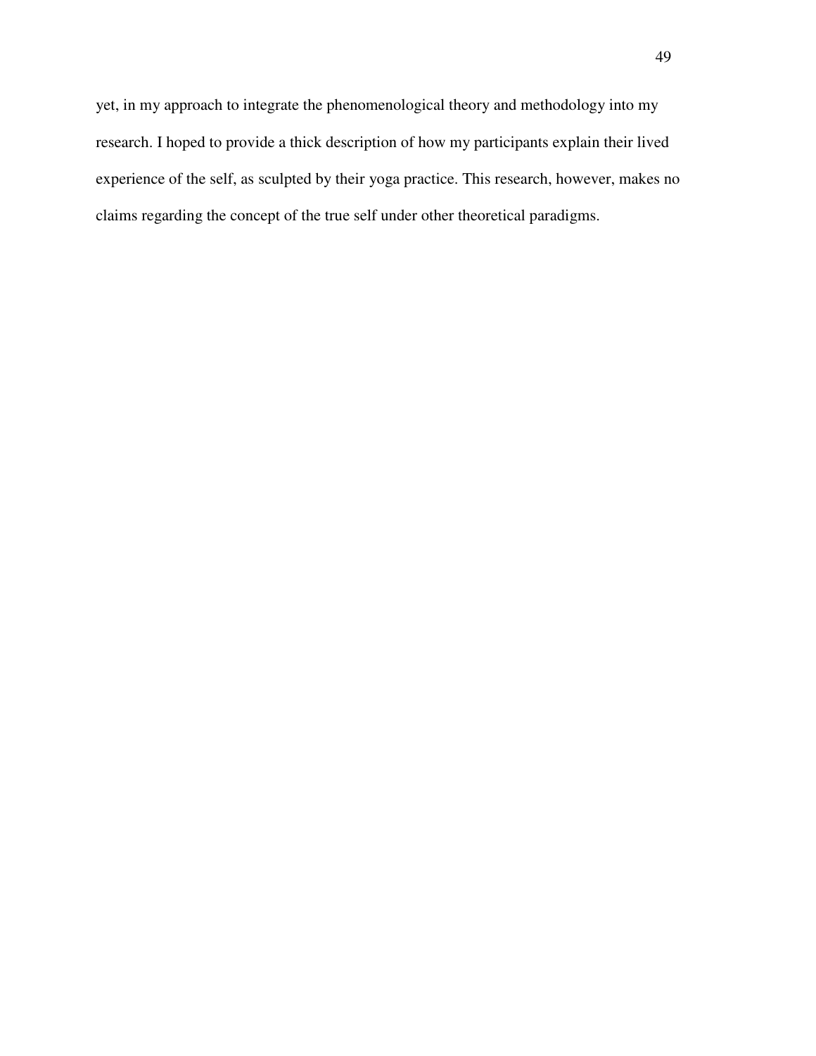yet, in my approach to integrate the phenomenological theory and methodology into my research. I hoped to provide a thick description of how my participants explain their lived experience of the self, as sculpted by their yoga practice. This research, however, makes no claims regarding the concept of the true self under other theoretical paradigms.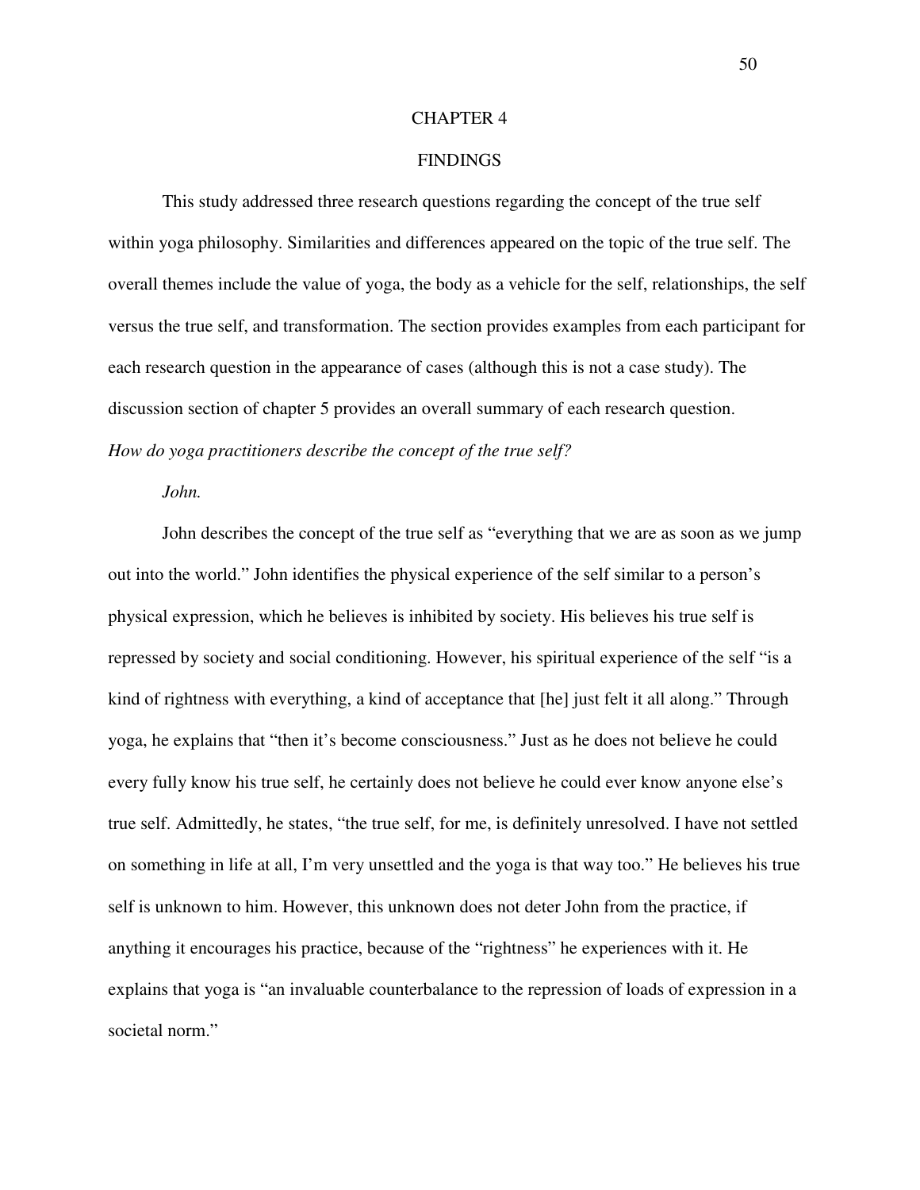# CHAPTER 4

# FINDINGS

This study addressed three research questions regarding the concept of the true self within yoga philosophy. Similarities and differences appeared on the topic of the true self. The overall themes include the value of yoga, the body as a vehicle for the self, relationships, the self versus the true self, and transformation. The section provides examples from each participant for each research question in the appearance of cases (although this is not a case study). The discussion section of chapter 5 provides an overall summary of each research question.

## *How do yoga practitioners describe the concept of the true self?*

### *John.*

John describes the concept of the true self as "everything that we are as soon as we jump out into the world." John identifies the physical experience of the self similar to a person's physical expression, which he believes is inhibited by society. His believes his true self is repressed by society and social conditioning. However, his spiritual experience of the self "is a kind of rightness with everything, a kind of acceptance that [he] just felt it all along." Through yoga, he explains that "then it's become consciousness." Just as he does not believe he could every fully know his true self, he certainly does not believe he could ever know anyone else's true self. Admittedly, he states, "the true self, for me, is definitely unresolved. I have not settled on something in life at all, I'm very unsettled and the yoga is that way too." He believes his true self is unknown to him. However, this unknown does not deter John from the practice, if anything it encourages his practice, because of the "rightness" he experiences with it. He explains that yoga is "an invaluable counterbalance to the repression of loads of expression in a societal norm."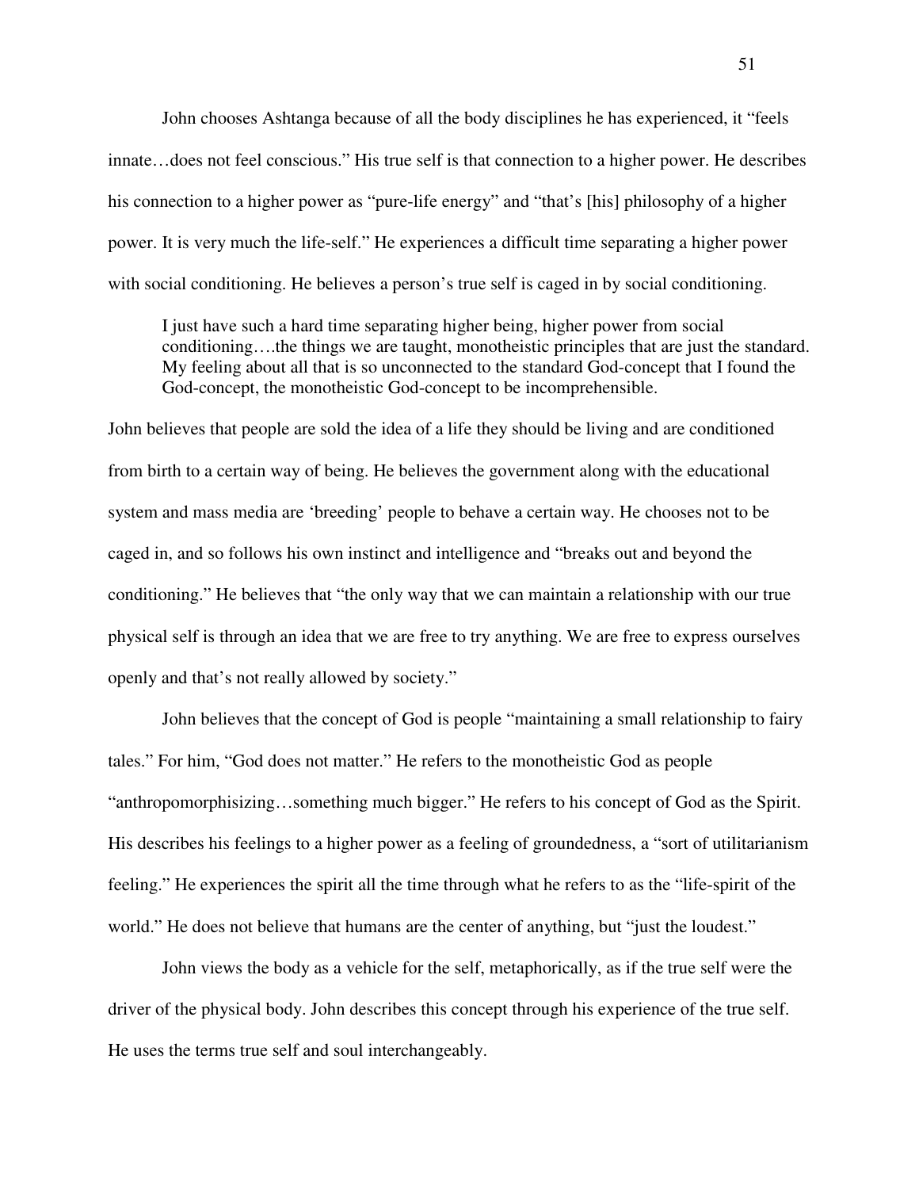John chooses Ashtanga because of all the body disciplines he has experienced, it "feels innate…does not feel conscious." His true self is that connection to a higher power. He describes his connection to a higher power as "pure-life energy" and "that's [his] philosophy of a higher power. It is very much the life-self." He experiences a difficult time separating a higher power with social conditioning. He believes a person's true self is caged in by social conditioning.

> I just have such a hard time separating higher being, higher power from social conditioning….the things we are taught, monotheistic principles that are just the standard. My feeling about all that is so unconnected to the standard God-concept that I found the God-concept, the monotheistic God-concept to be incomprehensible.

John believes that people are sold the idea of a life they should be living and are conditioned from birth to a certain way of being. He believes the government along with the educational system and mass media are 'breeding' people to behave a certain way. He chooses not to be caged in, and so follows his own instinct and intelligence and "breaks out and beyond the conditioning." He believes that "the only way that we can maintain a relationship with our true physical self is through an idea that we are free to try anything. We are free to express ourselves openly and that's not really allowed by society."

John believes that the concept of God is people "maintaining a small relationship to fairy tales." For him, "God does not matter." He refers to the monotheistic God as people "anthropomorphisizing…something much bigger." He refers to his concept of God as the Spirit. His describes his feelings to a higher power as a feeling of groundedness, a "sort of utilitarianism feeling." He experiences the spirit all the time through what he refers to as the "life-spirit of the world." He does not believe that humans are the center of anything, but "just the loudest."

John views the body as a vehicle for the self, metaphorically, as if the true self were the driver of the physical body. John describes this concept through his experience of the true self. He uses the terms true self and soul interchangeably.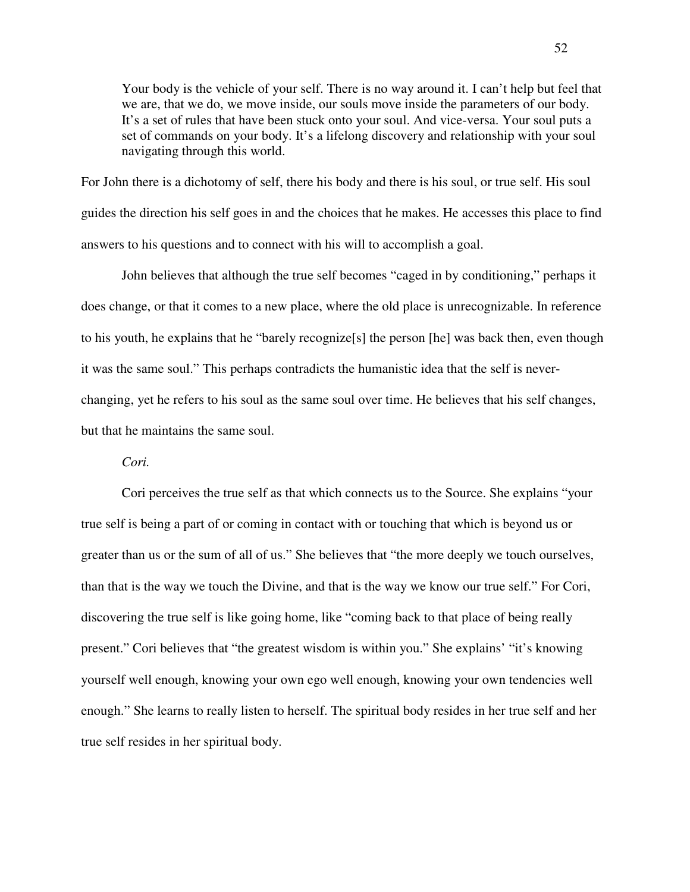> Your body is the vehicle of your self. There is no way around it. I can't help but feel that we are, that we do, we move inside, our souls move inside the parameters of our body. It's a set of rules that have been stuck onto your soul. And vice-versa. Your soul puts a set of commands on your body. It's a lifelong discovery and relationship with your soul navigating through this world.

For John there is a dichotomy of self, there his body and there is his soul, or true self. His soul guides the direction his self goes in and the choices that he makes. He accesses this place to find answers to his questions and to connect with his will to accomplish a goal.

John believes that although the true self becomes "caged in by conditioning," perhaps it does change, or that it comes to a new place, where the old place is unrecognizable. In reference to his youth, he explains that he "barely recognize[s] the person [he] was back then, even though it was the same soul." This perhaps contradicts the humanistic idea that the self is never-changing, yet he refers to his soul as the same soul over time. He believes that his self changes, but that he maintains the same soul.

*Cori.*

Cori perceives the true self as that which connects us to the Source. She explains "your true self is being a part of or coming in contact with or touching that which is beyond us or greater than us or the sum of all of us." She believes that "the more deeply we touch ourselves, than that is the way we touch the Divine, and that is the way we know our true self." For Cori, discovering the true self is like going home, like "coming back to that place of being really present." Cori believes that "the greatest wisdom is within you." She explains' "it's knowing yourself well enough, knowing your own ego well enough, knowing your own tendencies well enough." She learns to really listen to herself. The spiritual body resides in her true self and her true self resides in her spiritual body.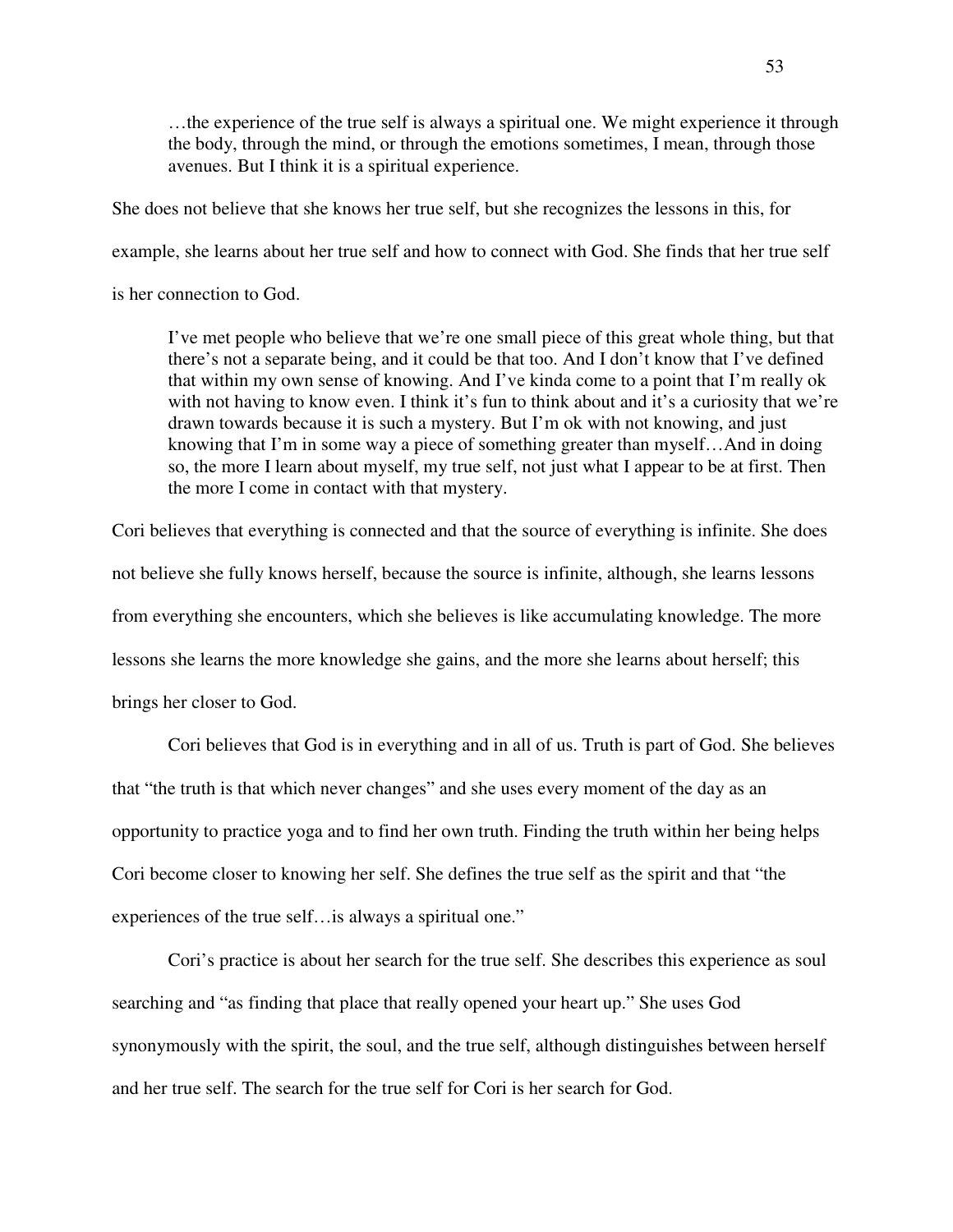> …the experience of the true self is always a spiritual one. We might experience it through the body, through the mind, or through the emotions sometimes, I mean, through those avenues. But I think it is a spiritual experience.

She does not believe that she knows her true self, but she recognizes the lessons in this, for example, she learns about her true self and how to connect with God. She finds that her true self is her connection to God.

> I've met people who believe that we're one small piece of this great whole thing, but that there's not a separate being, and it could be that too. And I don't know that I've defined that within my own sense of knowing. And I've kinda come to a point that I'm really ok with not having to know even. I think it's fun to think about and it's a curiosity that we're drawn towards because it is such a mystery. But I'm ok with not knowing, and just knowing that I'm in some way a piece of something greater than myself…And in doing so, the more I learn about myself, my true self, not just what I appear to be at first. Then the more I come in contact with that mystery.

Cori believes that everything is connected and that the source of everything is infinite. She does not believe she fully knows herself, because the source is infinite, although, she learns lessons from everything she encounters, which she believes is like accumulating knowledge. The more lessons she learns the more knowledge she gains, and the more she learns about herself; this brings her closer to God.

Cori believes that God is in everything and in all of us. Truth is part of God. She believes that "the truth is that which never changes" and she uses every moment of the day as an opportunity to practice yoga and to find her own truth. Finding the truth within her being helps Cori become closer to knowing her self. She defines the true self as the spirit and that "the experiences of the true self…is always a spiritual one."

Cori's practice is about her search for the true self. She describes this experience as soul searching and "as finding that place that really opened your heart up." She uses God synonymously with the spirit, the soul, and the true self, although distinguishes between herself and her true self. The search for the true self for Cori is her search for God.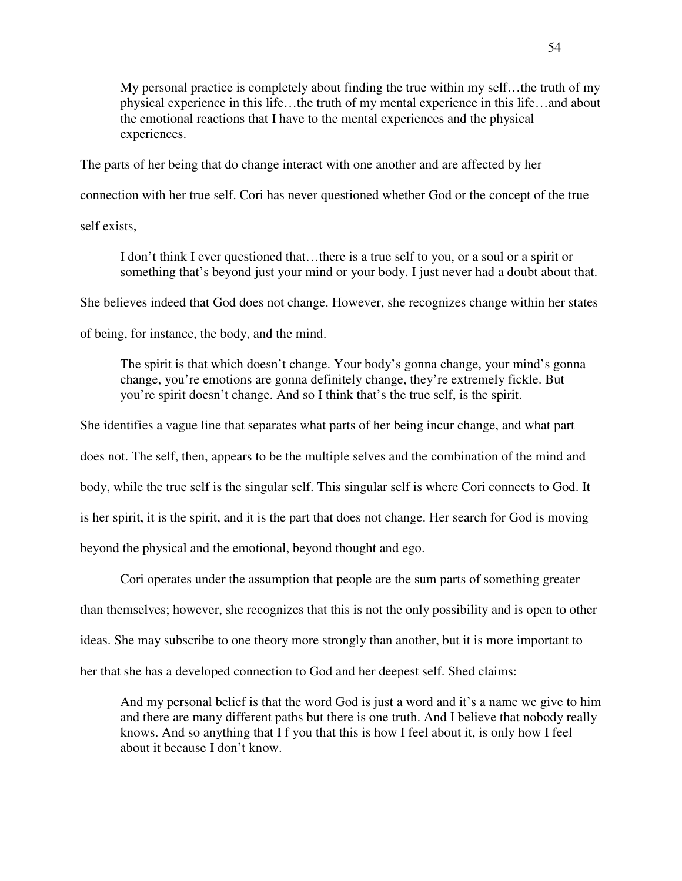> My personal practice is completely about finding the true within my self…the truth of my physical experience in this life…the truth of my mental experience in this life…and about the emotional reactions that I have to the mental experiences and the physical experiences.

The parts of her being that do change interact with one another and are affected by her connection with her true self. Cori has never questioned whether God or the concept of the true self exists,

> I don't think I ever questioned that…there is a true self to you, or a soul or a spirit or something that's beyond just your mind or your body. I just never had a doubt about that.

She believes indeed that God does not change. However, she recognizes change within her states of being, for instance, the body, and the mind.

> The spirit is that which doesn't change. Your body's gonna change, your mind's gonna change, you're emotions are gonna definitely change, they're extremely fickle. But you're spirit doesn't change. And so I think that's the true self, is the spirit.

She identifies a vague line that separates what parts of her being incur change, and what part does not. The self, then, appears to be the multiple selves and the combination of the mind and body, while the true self is the singular self. This singular self is where Cori connects to God. It is her spirit, it is the spirit, and it is the part that does not change. Her search for God is moving beyond the physical and the emotional, beyond thought and ego.

Cori operates under the assumption that people are the sum parts of something greater than themselves; however, she recognizes that this is not the only possibility and is open to other ideas. She may subscribe to one theory more strongly than another, but it is more important to her that she has a developed connection to God and her deepest self. Shed claims:

> And my personal belief is that the word God is just a word and it's a name we give to him and there are many different paths but there is one truth. And I believe that nobody really knows. And so anything that I f you that this is how I feel about it, is only how I feel about it because I don't know.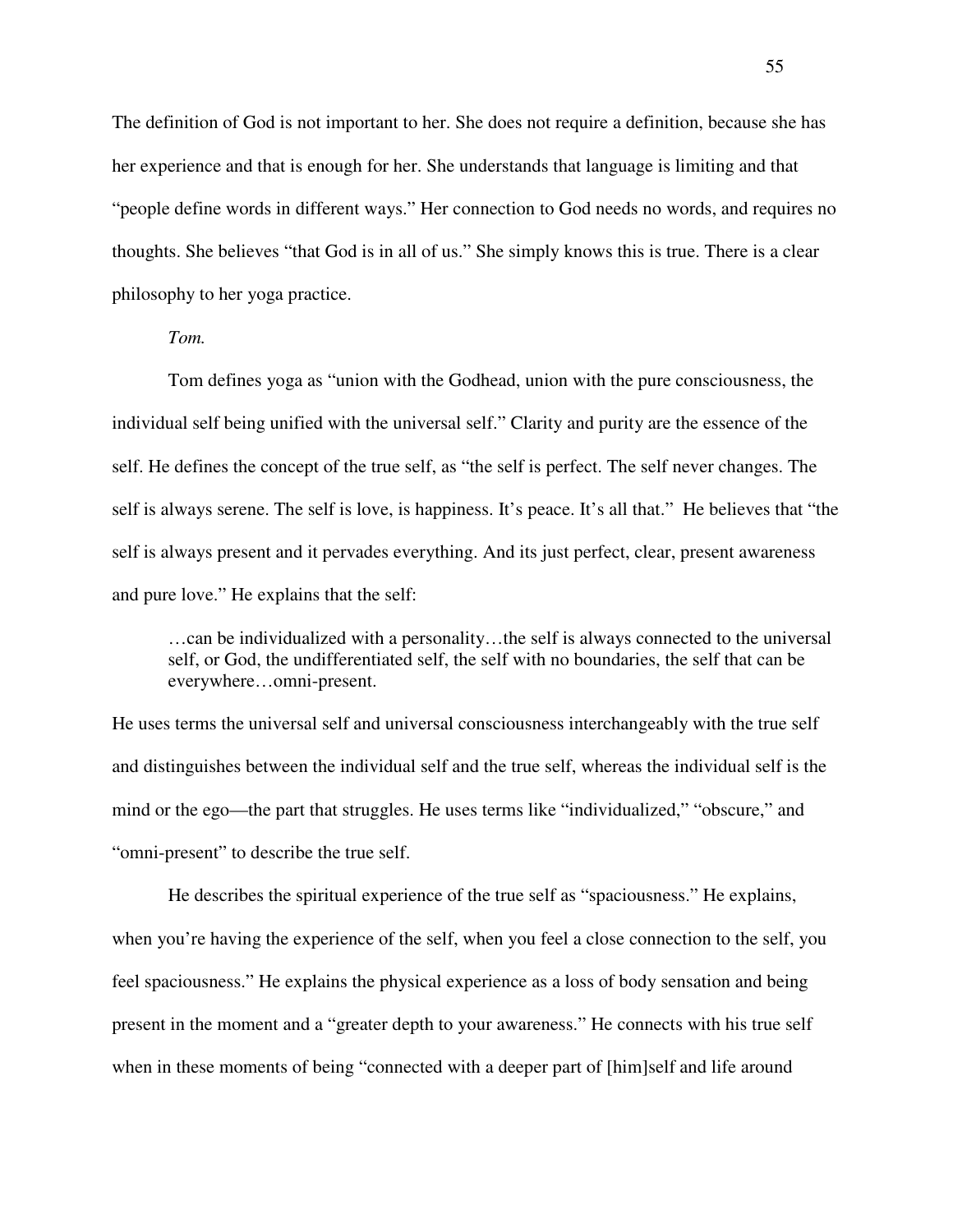The definition of God is not important to her. She does not require a definition, because she has her experience and that is enough for her. She understands that language is limiting and that "people define words in different ways." Her connection to God needs no words, and requires no thoughts. She believes "that God is in all of us." She simply knows this is true. There is a clear philosophy to her yoga practice.

*Tom.*

Tom defines yoga as "union with the Godhead, union with the pure consciousness, the individual self being unified with the universal self." Clarity and purity are the essence of the self. He defines the concept of the true self, as "the self is perfect. The self never changes. The self is always serene. The self is love, is happiness. It's peace. It's all that." He believes that "the self is always present and it pervades everything. And its just perfect, clear, present awareness and pure love." He explains that the self:

> …can be individualized with a personality…the self is always connected to the universal self, or God, the undifferentiated self, the self with no boundaries, the self that can be everywhere…omni-present.

He uses terms the universal self and universal consciousness interchangeably with the true self and distinguishes between the individual self and the true self, whereas the individual self is the mind or the ego—the part that struggles. He uses terms like "individualized," "obscure," and "omni-present" to describe the true self.

He describes the spiritual experience of the true self as "spaciousness." He explains, when you're having the experience of the self, when you feel a close connection to the self, you feel spaciousness." He explains the physical experience as a loss of body sensation and being present in the moment and a "greater depth to your awareness." He connects with his true self when in these moments of being "connected with a deeper part of [him]self and life around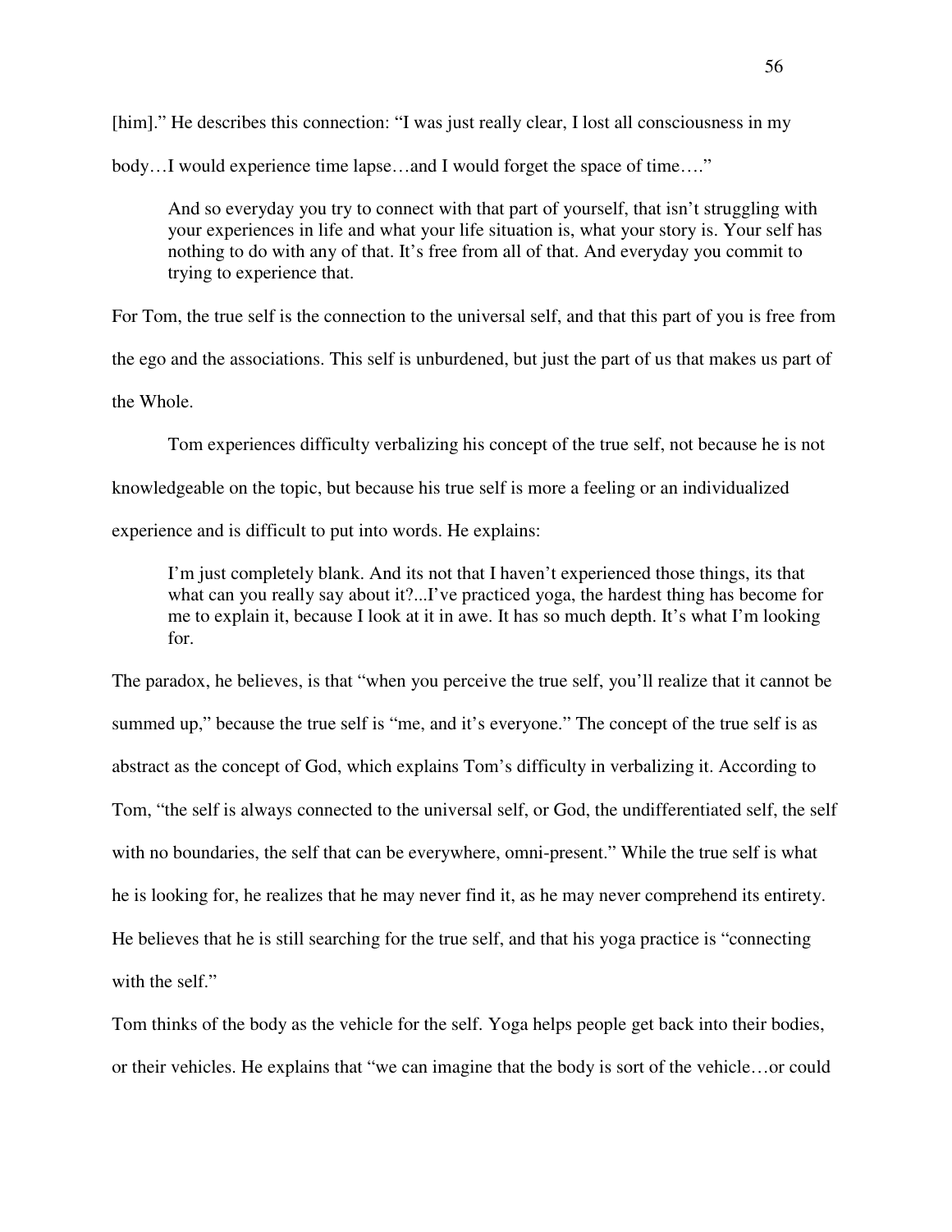[him].” He describes this connection: “I was just really clear, I lost all consciousness in my body…I would experience time lapse…and I would forget the space of time….”

> And so everyday you try to connect with that part of yourself, that isn’t struggling with your experiences in life and what your life situation is, what your story is. Your self has nothing to do with any of that. It’s free from all of that. And everyday you commit to trying to experience that.

For Tom, the true self is the connection to the universal self, and that this part of you is free from the ego and the associations. This self is unburdened, but just the part of us that makes us part of the Whole.

Tom experiences difficulty verbalizing his concept of the true self, not because he is not knowledgeable on the topic, but because his true self is more a feeling or an individualized experience and is difficult to put into words. He explains:

> I’m just completely blank. And its not that I haven’t experienced those things, its that what can you really say about it?...I’ve practiced yoga, the hardest thing has become for me to explain it, because I look at it in awe. It has so much depth. It’s what I’m looking for.

The paradox, he believes, is that “when you perceive the true self, you’ll realize that it cannot be summed up,” because the true self is “me, and it’s everyone.” The concept of the true self is as abstract as the concept of God, which explains Tom’s difficulty in verbalizing it. According to Tom, “the self is always connected to the universal self, or God, the undifferentiated self, the self with no boundaries, the self that can be everywhere, omni-present.” While the true self is what he is looking for, he realizes that he may never find it, as he may never comprehend its entirety. He believes that he is still searching for the true self, and that his yoga practice is “connecting with the self.”

Tom thinks of the body as the vehicle for the self. Yoga helps people get back into their bodies, or their vehicles. He explains that “we can imagine that the body is sort of the vehicle…or could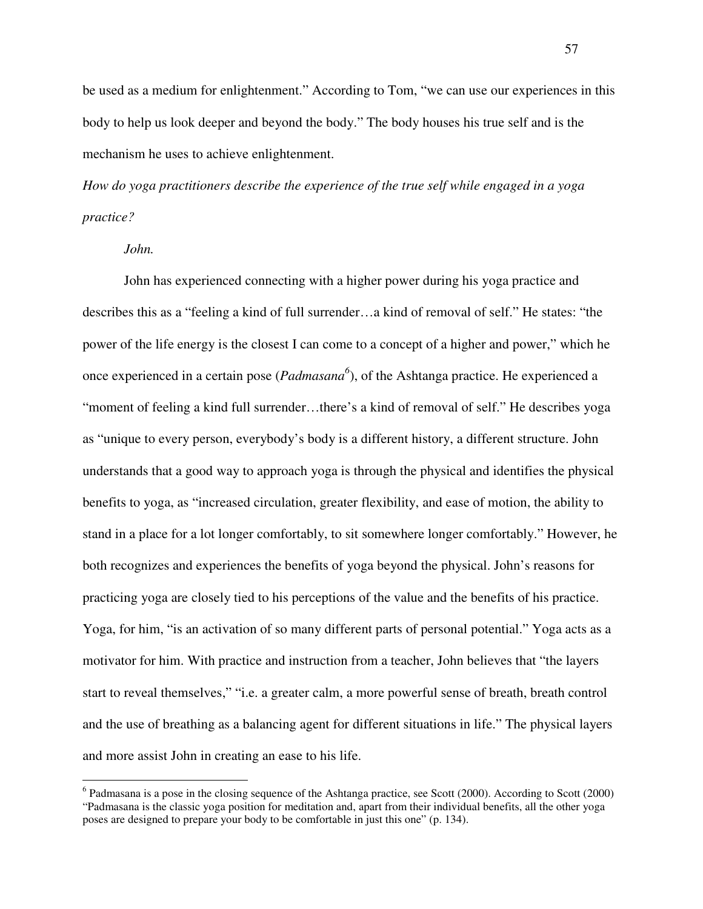be used as a medium for enlightenment." According to Tom, "we can use our experiences in this body to help us look deeper and beyond the body." The body houses his true self and is the mechanism he uses to achieve enlightenment.

*How do yoga practitioners describe the experience of the true self while engaged in a yoga practice?*

*John.*

John has experienced connecting with a higher power during his yoga practice and describes this as a "feeling a kind of full surrender…a kind of removal of self." He states: "the power of the life energy is the closest I can come to a concept of a higher and power," which he once experienced in a certain pose (*Padmasana*[6]), of the Ashtanga practice. He experienced a "moment of feeling a kind full surrender…there's a kind of removal of self." He describes yoga as "unique to every person, everybody's body is a different history, a different structure. John understands that a good way to approach yoga is through the physical and identifies the physical benefits to yoga, as "increased circulation, greater flexibility, and ease of motion, the ability to stand in a place for a lot longer comfortably, to sit somewhere longer comfortably." However, he both recognizes and experiences the benefits of yoga beyond the physical. John's reasons for practicing yoga are closely tied to his perceptions of the value and the benefits of his practice. Yoga, for him, "is an activation of so many different parts of personal potential." Yoga acts as a motivator for him. With practice and instruction from a teacher, John believes that "the layers start to reveal themselves," "i.e. a greater calm, a more powerful sense of breath, breath control and the use of breathing as a balancing agent for different situations in life." The physical layers and more assist John in creating an ease to his life.

[6] Padmasana is a pose in the closing sequence of the Ashtanga practice, see Scott (2000). According to Scott (2000) "Padmasana is the classic yoga position for meditation and, apart from their individual benefits, all the other yoga poses are designed to prepare your body to be comfortable in just this one" (p. 134).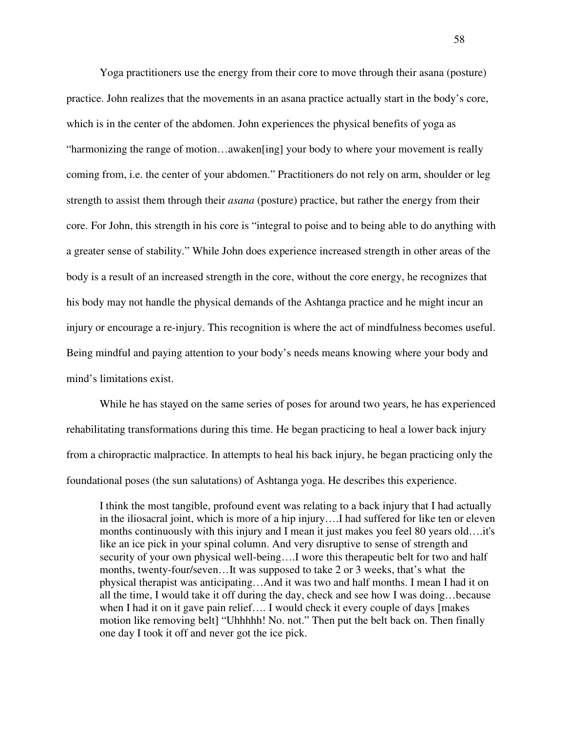Yoga practitioners use the energy from their core to move through their asana (posture) practice. John realizes that the movements in an asana practice actually start in the body's core, which is in the center of the abdomen. John experiences the physical benefits of yoga as "harmonizing the range of motion…awaken[ing] your body to where your movement is really coming from, i.e. the center of your abdomen." Practitioners do not rely on arm, shoulder or leg strength to assist them through their *asana* (posture) practice, but rather the energy from their core. For John, this strength in his core is "integral to poise and to being able to do anything with a greater sense of stability." While John does experience increased strength in other areas of the body is a result of an increased strength in the core, without the core energy, he recognizes that his body may not handle the physical demands of the Ashtanga practice and he might incur an injury or encourage a re-injury. This recognition is where the act of mindfulness becomes useful. Being mindful and paying attention to your body's needs means knowing where your body and mind's limitations exist.

While he has stayed on the same series of poses for around two years, he has experienced rehabilitating transformations during this time. He began practicing to heal a lower back injury from a chiropractic malpractice. In attempts to heal his back injury, he began practicing only the foundational poses (the sun salutations) of Ashtanga yoga. He describes this experience.

> I think the most tangible, profound event was relating to a back injury that I had actually in the iliosacral joint, which is more of a hip injury….I had suffered for like ten or eleven months continuously with this injury and I mean it just makes you feel 80 years old….it's like an ice pick in your spinal column. And very disruptive to sense of strength and security of your own physical well-being….I wore this therapeutic belt for two and half months, twenty-four/seven…It was supposed to take 2 or 3 weeks, that's what the physical therapist was anticipating…And it was two and half months. I mean I had it on all the time, I would take it off during the day, check and see how I was doing…because when I had it on it gave pain relief…. I would check it every couple of days [makes motion like removing belt] "Uhhhhh! No. not." Then put the belt back on. Then finally one day I took it off and never got the ice pick.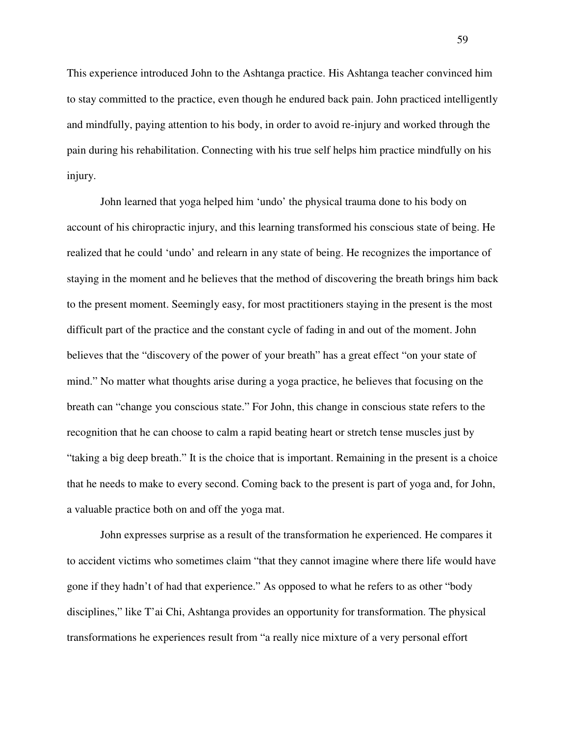This experience introduced John to the Ashtanga practice. His Ashtanga teacher convinced him to stay committed to the practice, even though he endured back pain. John practiced intelligently and mindfully, paying attention to his body, in order to avoid re-injury and worked through the pain during his rehabilitation. Connecting with his true self helps him practice mindfully on his injury.

John learned that yoga helped him 'undo' the physical trauma done to his body on account of his chiropractic injury, and this learning transformed his conscious state of being. He realized that he could 'undo' and relearn in any state of being. He recognizes the importance of staying in the moment and he believes that the method of discovering the breath brings him back to the present moment. Seemingly easy, for most practitioners staying in the present is the most difficult part of the practice and the constant cycle of fading in and out of the moment. John believes that the "discovery of the power of your breath" has a great effect "on your state of mind." No matter what thoughts arise during a yoga practice, he believes that focusing on the breath can "change you conscious state." For John, this change in conscious state refers to the recognition that he can choose to calm a rapid beating heart or stretch tense muscles just by "taking a big deep breath." It is the choice that is important. Remaining in the present is a choice that he needs to make to every second. Coming back to the present is part of yoga and, for John, a valuable practice both on and off the yoga mat.

John expresses surprise as a result of the transformation he experienced. He compares it to accident victims who sometimes claim "that they cannot imagine where there life would have gone if they hadn't of had that experience." As opposed to what he refers to as other "body disciplines," like T'ai Chi, Ashtanga provides an opportunity for transformation. The physical transformations he experiences result from "a really nice mixture of a very personal effort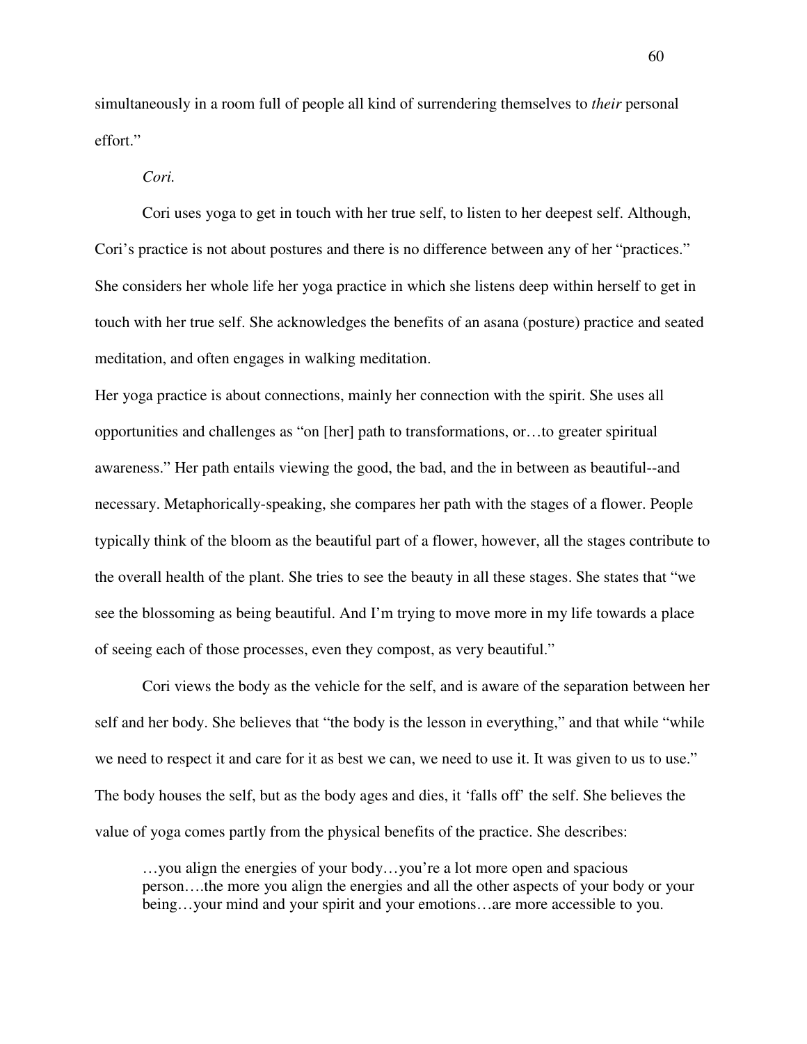simultaneously in a room full of people all kind of surrendering themselves to *their* personal effort."

*Cori.*

Cori uses yoga to get in touch with her true self, to listen to her deepest self. Although, Cori's practice is not about postures and there is no difference between any of her "practices." She considers her whole life her yoga practice in which she listens deep within herself to get in touch with her true self. She acknowledges the benefits of an asana (posture) practice and seated meditation, and often engages in walking meditation.

Her yoga practice is about connections, mainly her connection with the spirit. She uses all opportunities and challenges as "on [her] path to transformations, or…to greater spiritual awareness." Her path entails viewing the good, the bad, and the in between as beautiful--and necessary. Metaphorically-speaking, she compares her path with the stages of a flower. People typically think of the bloom as the beautiful part of a flower, however, all the stages contribute to the overall health of the plant. She tries to see the beauty in all these stages. She states that "we see the blossoming as being beautiful. And I'm trying to move more in my life towards a place of seeing each of those processes, even they compost, as very beautiful."

Cori views the body as the vehicle for the self, and is aware of the separation between her self and her body. She believes that "the body is the lesson in everything," and that while "while we need to respect it and care for it as best we can, we need to use it. It was given to us to use." The body houses the self, but as the body ages and dies, it 'falls off' the self. She believes the value of yoga comes partly from the physical benefits of the practice. She describes:

> …you align the energies of your body…you're a lot more open and spacious person….the more you align the energies and all the other aspects of your body or your being…your mind and your spirit and your emotions…are more accessible to you.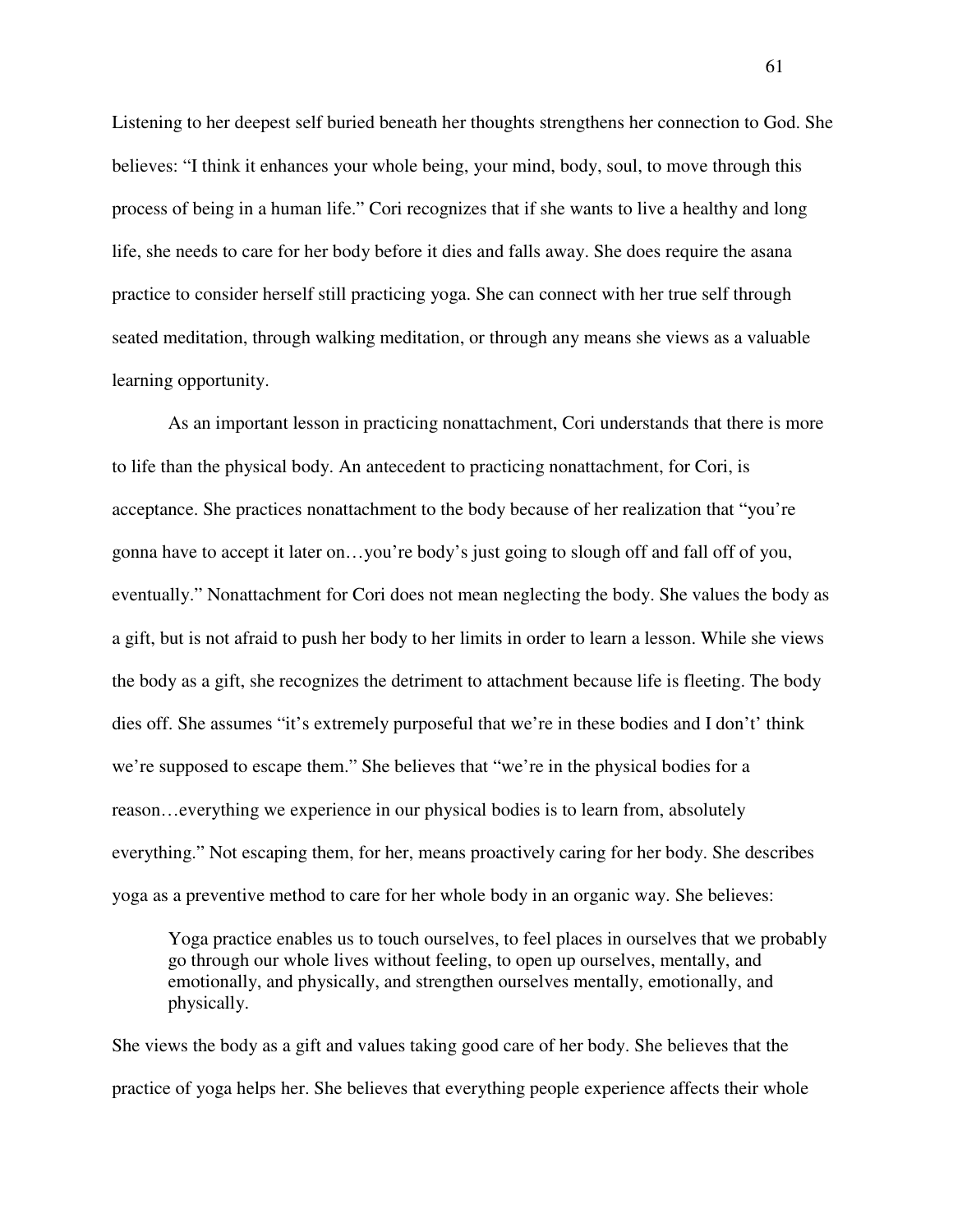Listening to her deepest self buried beneath her thoughts strengthens her connection to God. She believes: "I think it enhances your whole being, your mind, body, soul, to move through this process of being in a human life." Cori recognizes that if she wants to live a healthy and long life, she needs to care for her body before it dies and falls away. She does require the asana practice to consider herself still practicing yoga. She can connect with her true self through seated meditation, through walking meditation, or through any means she views as a valuable learning opportunity.

As an important lesson in practicing nonattachment, Cori understands that there is more to life than the physical body. An antecedent to practicing nonattachment, for Cori, is acceptance. She practices nonattachment to the body because of her realization that "you're gonna have to accept it later on…you're body's just going to slough off and fall off of you, eventually." Nonattachment for Cori does not mean neglecting the body. She values the body as a gift, but is not afraid to push her body to her limits in order to learn a lesson. While she views the body as a gift, she recognizes the detriment to attachment because life is fleeting. The body dies off. She assumes "it's extremely purposeful that we're in these bodies and I don't' think we're supposed to escape them." She believes that "we're in the physical bodies for a reason…everything we experience in our physical bodies is to learn from, absolutely everything." Not escaping them, for her, means proactively caring for her body. She describes yoga as a preventive method to care for her whole body in an organic way. She believes:

> Yoga practice enables us to touch ourselves, to feel places in ourselves that we probably go through our whole lives without feeling, to open up ourselves, mentally, and emotionally, and physically, and strengthen ourselves mentally, emotionally, and physically.

She views the body as a gift and values taking good care of her body. She believes that the practice of yoga helps her. She believes that everything people experience affects their whole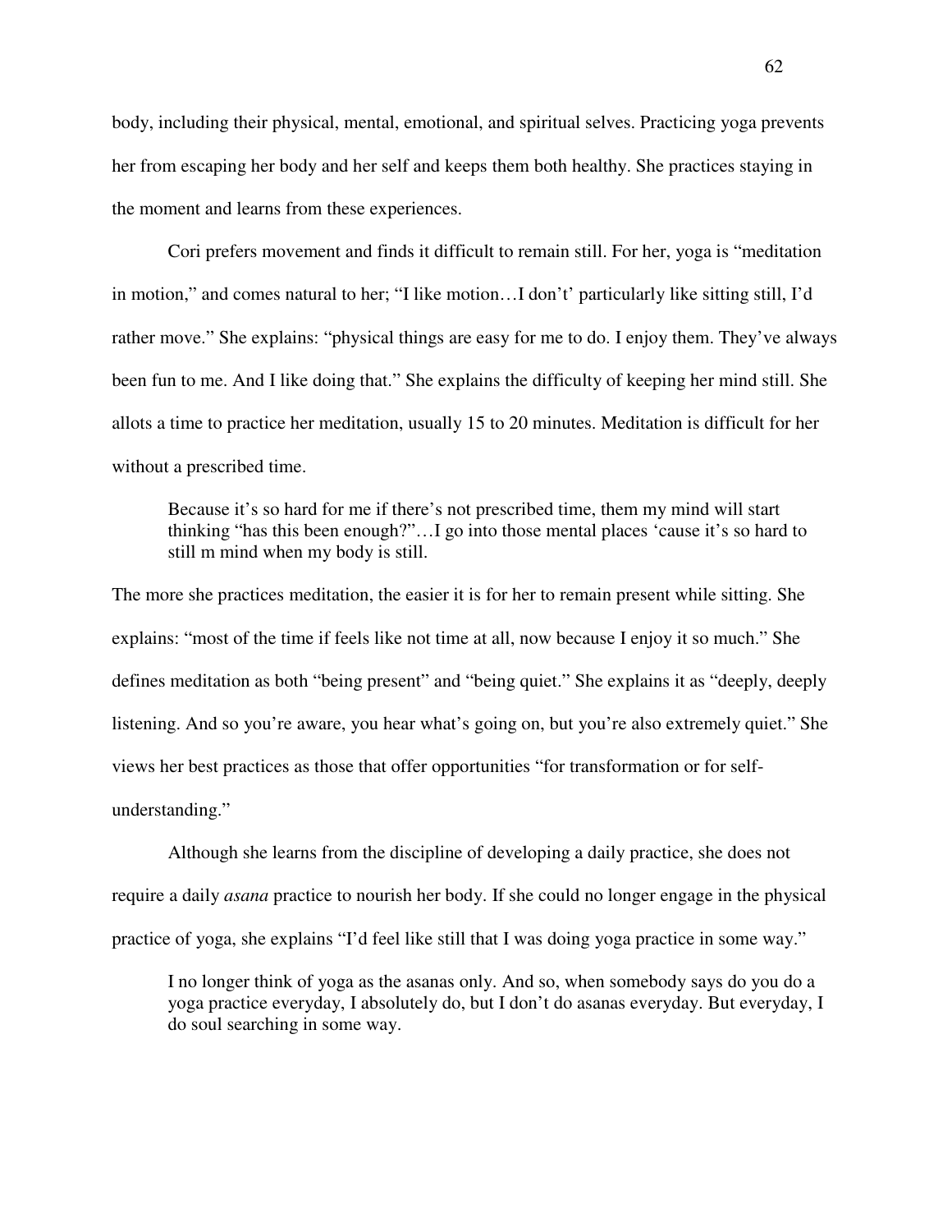body, including their physical, mental, emotional, and spiritual selves. Practicing yoga prevents her from escaping her body and her self and keeps them both healthy. She practices staying in the moment and learns from these experiences.

Cori prefers movement and finds it difficult to remain still. For her, yoga is "meditation in motion," and comes natural to her; "I like motion…I don't' particularly like sitting still, I'd rather move." She explains: "physical things are easy for me to do. I enjoy them. They've always been fun to me. And I like doing that." She explains the difficulty of keeping her mind still. She allots a time to practice her meditation, usually 15 to 20 minutes. Meditation is difficult for her without a prescribed time.

> Because it's so hard for me if there's not prescribed time, them my mind will start thinking "has this been enough?"…I go into those mental places 'cause it's so hard to still m mind when my body is still.

The more she practices meditation, the easier it is for her to remain present while sitting. She explains: "most of the time if feels like not time at all, now because I enjoy it so much." She defines meditation as both "being present" and "being quiet." She explains it as "deeply, deeply listening. And so you're aware, you hear what's going on, but you're also extremely quiet." She views her best practices as those that offer opportunities "for transformation or for self-understanding."

Although she learns from the discipline of developing a daily practice, she does not require a daily *asana* practice to nourish her body. If she could no longer engage in the physical practice of yoga, she explains "I'd feel like still that I was doing yoga practice in some way."

> I no longer think of yoga as the asanas only. And so, when somebody says do you do a yoga practice everyday, I absolutely do, but I don't do asanas everyday. But everyday, I do soul searching in some way.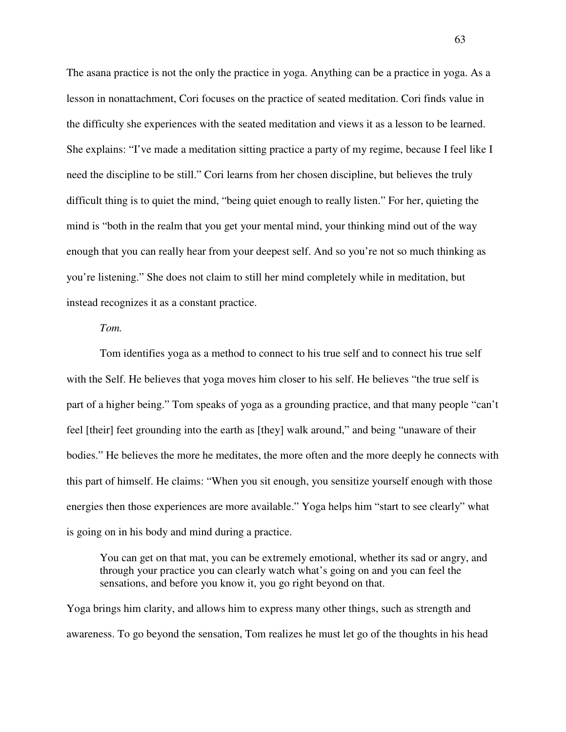The asana practice is not the only the practice in yoga. Anything can be a practice in yoga. As a lesson in nonattachment, Cori focuses on the practice of seated meditation. Cori finds value in the difficulty she experiences with the seated meditation and views it as a lesson to be learned. She explains: "I've made a meditation sitting practice a party of my regime, because I feel like I need the discipline to be still." Cori learns from her chosen discipline, but believes the truly difficult thing is to quiet the mind, "being quiet enough to really listen." For her, quieting the mind is "both in the realm that you get your mental mind, your thinking mind out of the way enough that you can really hear from your deepest self. And so you're not so much thinking as you're listening." She does not claim to still her mind completely while in meditation, but instead recognizes it as a constant practice.

*Tom.*

Tom identifies yoga as a method to connect to his true self and to connect his true self with the Self. He believes that yoga moves him closer to his self. He believes "the true self is part of a higher being." Tom speaks of yoga as a grounding practice, and that many people "can't feel [their] feet grounding into the earth as [they] walk around," and being "unaware of their bodies." He believes the more he meditates, the more often and the more deeply he connects with this part of himself. He claims: "When you sit enough, you sensitize yourself enough with those energies then those experiences are more available." Yoga helps him "start to see clearly" what is going on in his body and mind during a practice.

> You can get on that mat, you can be extremely emotional, whether its sad or angry, and through your practice you can clearly watch what's going on and you can feel the sensations, and before you know it, you go right beyond on that.

Yoga brings him clarity, and allows him to express many other things, such as strength and awareness. To go beyond the sensation, Tom realizes he must let go of the thoughts in his head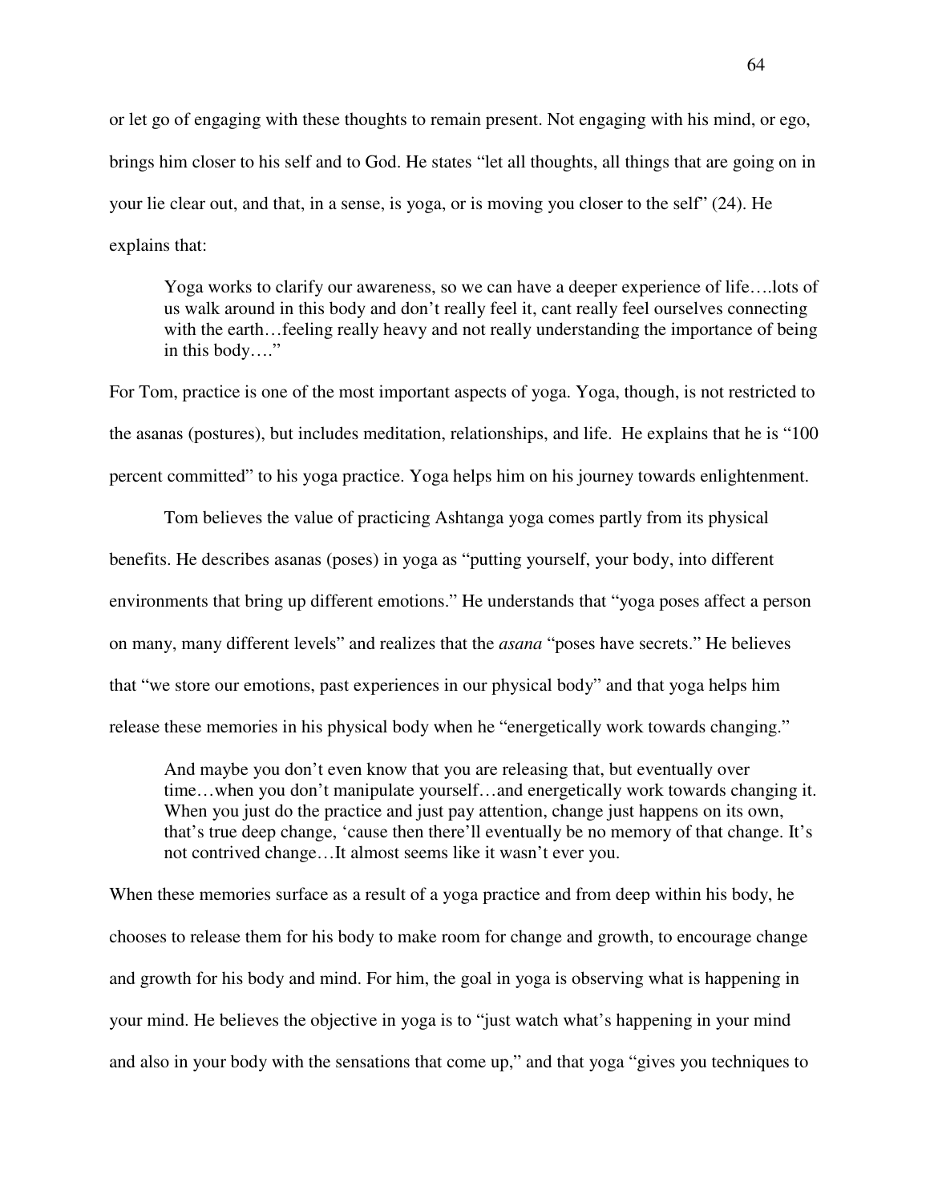or let go of engaging with these thoughts to remain present. Not engaging with his mind, or ego, brings him closer to his self and to God. He states "let all thoughts, all things that are going on in your lie clear out, and that, in a sense, is yoga, or is moving you closer to the self" (24). He explains that:

> Yoga works to clarify our awareness, so we can have a deeper experience of life….lots of us walk around in this body and don't really feel it, cant really feel ourselves connecting with the earth…feeling really heavy and not really understanding the importance of being in this body…."

For Tom, practice is one of the most important aspects of yoga. Yoga, though, is not restricted to the asanas (postures), but includes meditation, relationships, and life. He explains that he is "100 percent committed" to his yoga practice. Yoga helps him on his journey towards enlightenment.

Tom believes the value of practicing Ashtanga yoga comes partly from its physical benefits. He describes asanas (poses) in yoga as "putting yourself, your body, into different environments that bring up different emotions." He understands that "yoga poses affect a person on many, many different levels" and realizes that the *asana* "poses have secrets." He believes that "we store our emotions, past experiences in our physical body" and that yoga helps him release these memories in his physical body when he "energetically work towards changing."

> And maybe you don't even know that you are releasing that, but eventually over time…when you don't manipulate yourself…and energetically work towards changing it. When you just do the practice and just pay attention, change just happens on its own, that's true deep change, 'cause then there'll eventually be no memory of that change. It's not contrived change…It almost seems like it wasn't ever you.

When these memories surface as a result of a yoga practice and from deep within his body, he chooses to release them for his body to make room for change and growth, to encourage change and growth for his body and mind. For him, the goal in yoga is observing what is happening in your mind. He believes the objective in yoga is to "just watch what's happening in your mind and also in your body with the sensations that come up," and that yoga "gives you techniques to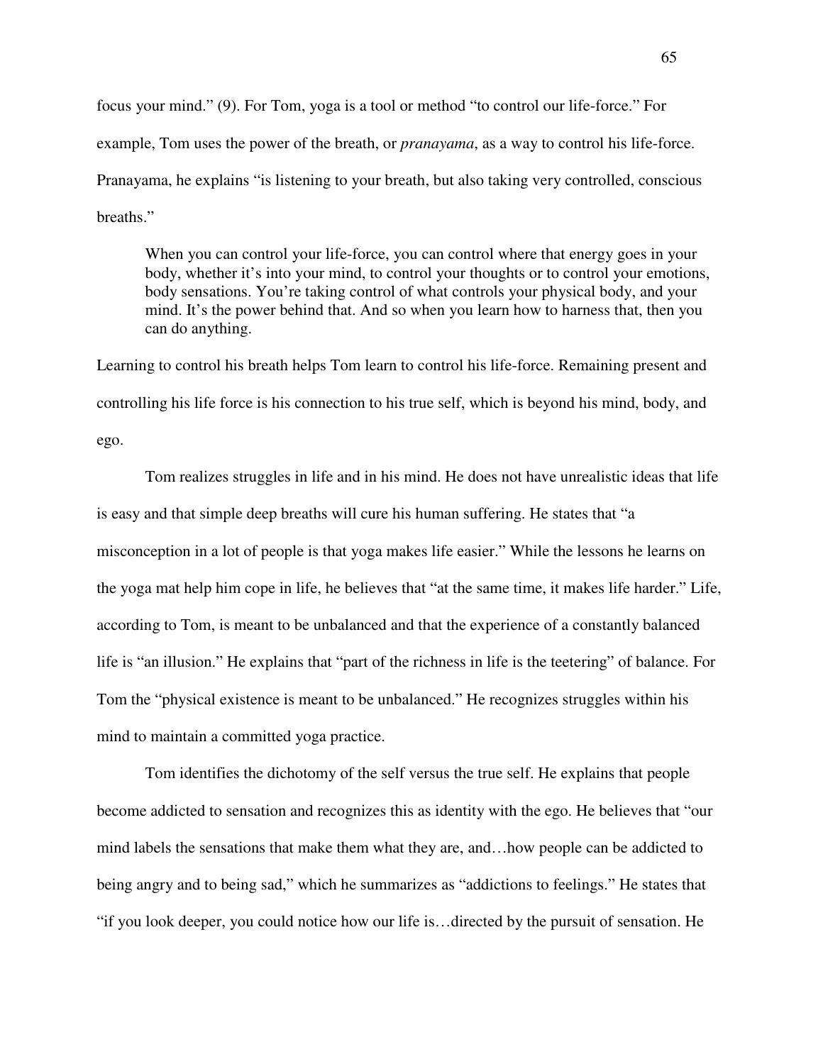focus your mind." (9). For Tom, yoga is a tool or method "to control our life-force." For example, Tom uses the power of the breath, or *pranayama*, as a way to control his life-force. Pranayama, he explains "is listening to your breath, but also taking very controlled, conscious breaths."

> When you can control your life-force, you can control where that energy goes in your body, whether it's into your mind, to control your thoughts or to control your emotions, body sensations. You're taking control of what controls your physical body, and your mind. It's the power behind that. And so when you learn how to harness that, then you can do anything.

Learning to control his breath helps Tom learn to control his life-force. Remaining present and controlling his life force is his connection to his true self, which is beyond his mind, body, and ego.

Tom realizes struggles in life and in his mind. He does not have unrealistic ideas that life is easy and that simple deep breaths will cure his human suffering. He states that "a misconception in a lot of people is that yoga makes life easier." While the lessons he learns on the yoga mat help him cope in life, he believes that "at the same time, it makes life harder." Life, according to Tom, is meant to be unbalanced and that the experience of a constantly balanced life is "an illusion." He explains that "part of the richness in life is the teetering" of balance. For Tom the "physical existence is meant to be unbalanced." He recognizes struggles within his mind to maintain a committed yoga practice.

Tom identifies the dichotomy of the self versus the true self. He explains that people become addicted to sensation and recognizes this as identity with the ego. He believes that "our mind labels the sensations that make them what they are, and…how people can be addicted to being angry and to being sad," which he summarizes as "addictions to feelings." He states that "if you look deeper, you could notice how our life is…directed by the pursuit of sensation. He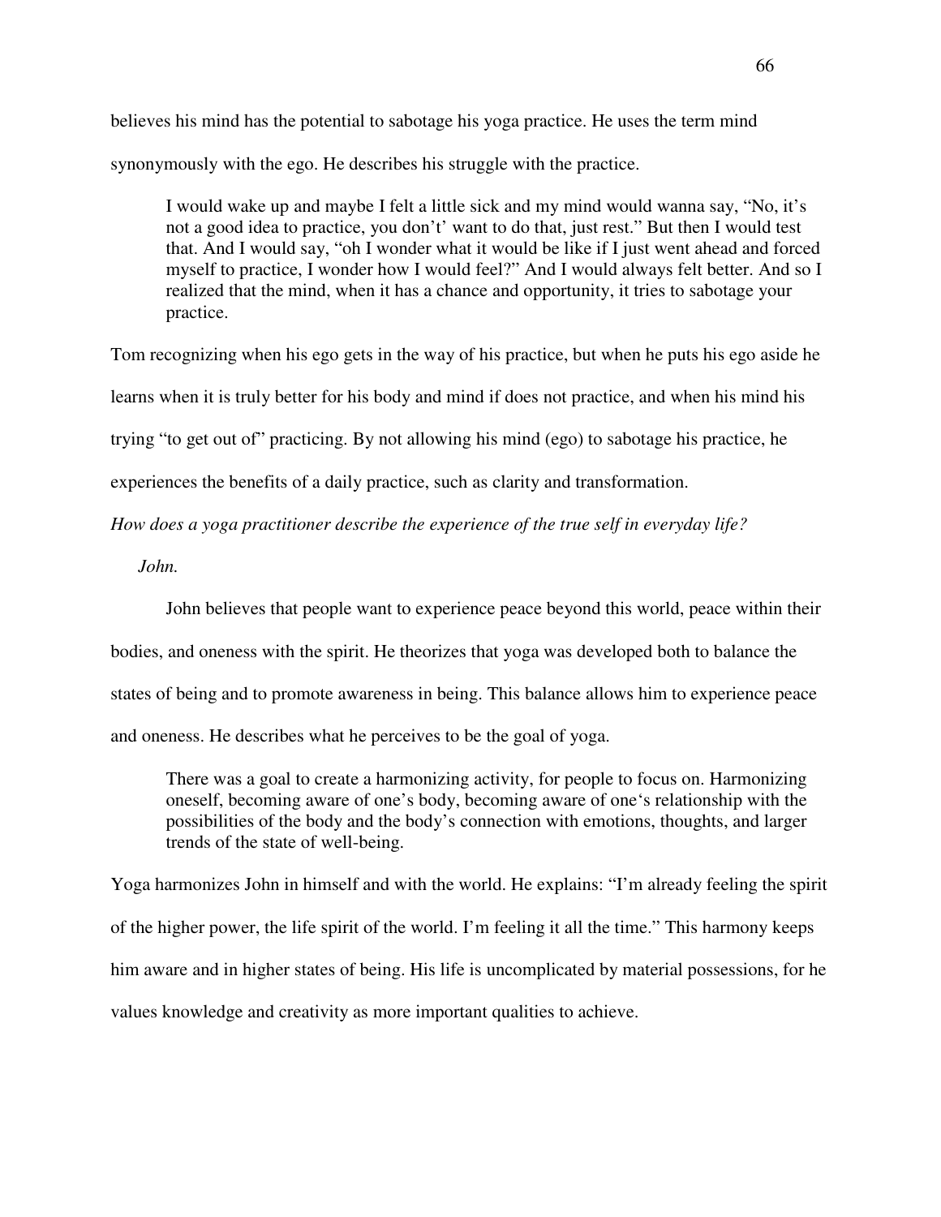believes his mind has the potential to sabotage his yoga practice. He uses the term mind synonymously with the ego. He describes his struggle with the practice.

> I would wake up and maybe I felt a little sick and my mind would wanna say, "No, it's not a good idea to practice, you don't' want to do that, just rest." But then I would test that. And I would say, "oh I wonder what it would be like if I just went ahead and forced myself to practice, I wonder how I would feel?" And I would always felt better. And so I realized that the mind, when it has a chance and opportunity, it tries to sabotage your practice.

Tom recognizing when his ego gets in the way of his practice, but when he puts his ego aside he learns when it is truly better for his body and mind if does not practice, and when his mind his trying "to get out of" practicing. By not allowing his mind (ego) to sabotage his practice, he experiences the benefits of a daily practice, such as clarity and transformation.

*How does a yoga practitioner describe the experience of the true self in everyday life?*

*John.*

John believes that people want to experience peace beyond this world, peace within their bodies, and oneness with the spirit. He theorizes that yoga was developed both to balance the states of being and to promote awareness in being. This balance allows him to experience peace and oneness. He describes what he perceives to be the goal of yoga.

> There was a goal to create a harmonizing activity, for people to focus on. Harmonizing oneself, becoming aware of one's body, becoming aware of one's relationship with the possibilities of the body and the body's connection with emotions, thoughts, and larger trends of the state of well-being.

Yoga harmonizes John in himself and with the world. He explains: "I'm already feeling the spirit of the higher power, the life spirit of the world. I'm feeling it all the time." This harmony keeps him aware and in higher states of being. His life is uncomplicated by material possessions, for he values knowledge and creativity as more important qualities to achieve.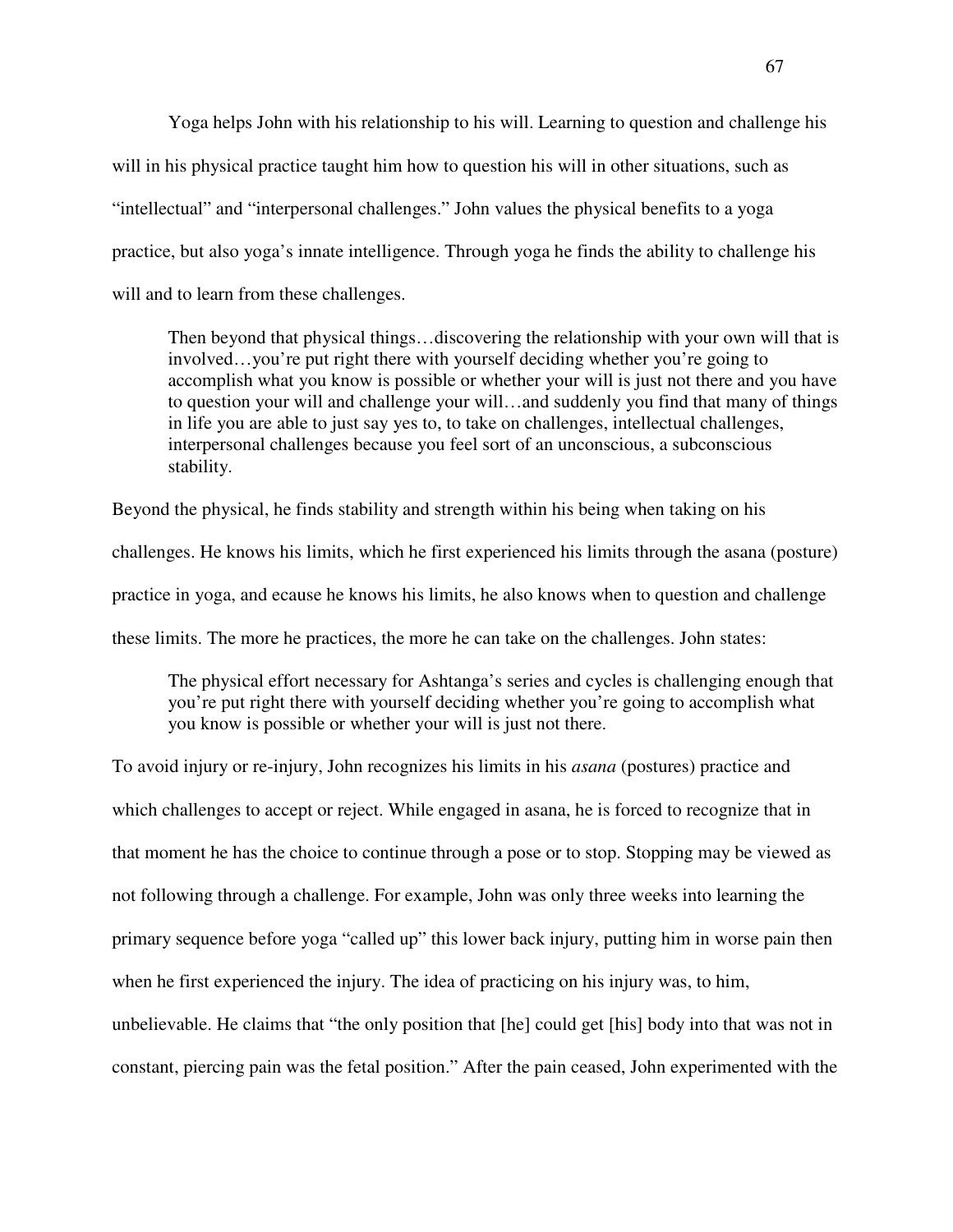Yoga helps John with his relationship to his will. Learning to question and challenge his will in his physical practice taught him how to question his will in other situations, such as "intellectual" and "interpersonal challenges." John values the physical benefits to a yoga practice, but also yoga's innate intelligence. Through yoga he finds the ability to challenge his will and to learn from these challenges.

> Then beyond that physical things…discovering the relationship with your own will that is involved…you're put right there with yourself deciding whether you're going to accomplish what you know is possible or whether your will is just not there and you have to question your will and challenge your will…and suddenly you find that many of things in life you are able to just say yes to, to take on challenges, intellectual challenges, interpersonal challenges because you feel sort of an unconscious, a subconscious stability.

Beyond the physical, he finds stability and strength within his being when taking on his challenges. He knows his limits, which he first experienced his limits through the asana (posture) practice in yoga, and ecause he knows his limits, he also knows when to question and challenge these limits. The more he practices, the more he can take on the challenges. John states:

> The physical effort necessary for Ashtanga's series and cycles is challenging enough that you're put right there with yourself deciding whether you're going to accomplish what you know is possible or whether your will is just not there.

To avoid injury or re-injury, John recognizes his limits in his *asana* (postures) practice and which challenges to accept or reject. While engaged in asana, he is forced to recognize that in that moment he has the choice to continue through a pose or to stop. Stopping may be viewed as not following through a challenge. For example, John was only three weeks into learning the primary sequence before yoga "called up" this lower back injury, putting him in worse pain then when he first experienced the injury. The idea of practicing on his injury was, to him, unbelievable. He claims that "the only position that [he] could get [his] body into that was not in constant, piercing pain was the fetal position." After the pain ceased, John experimented with the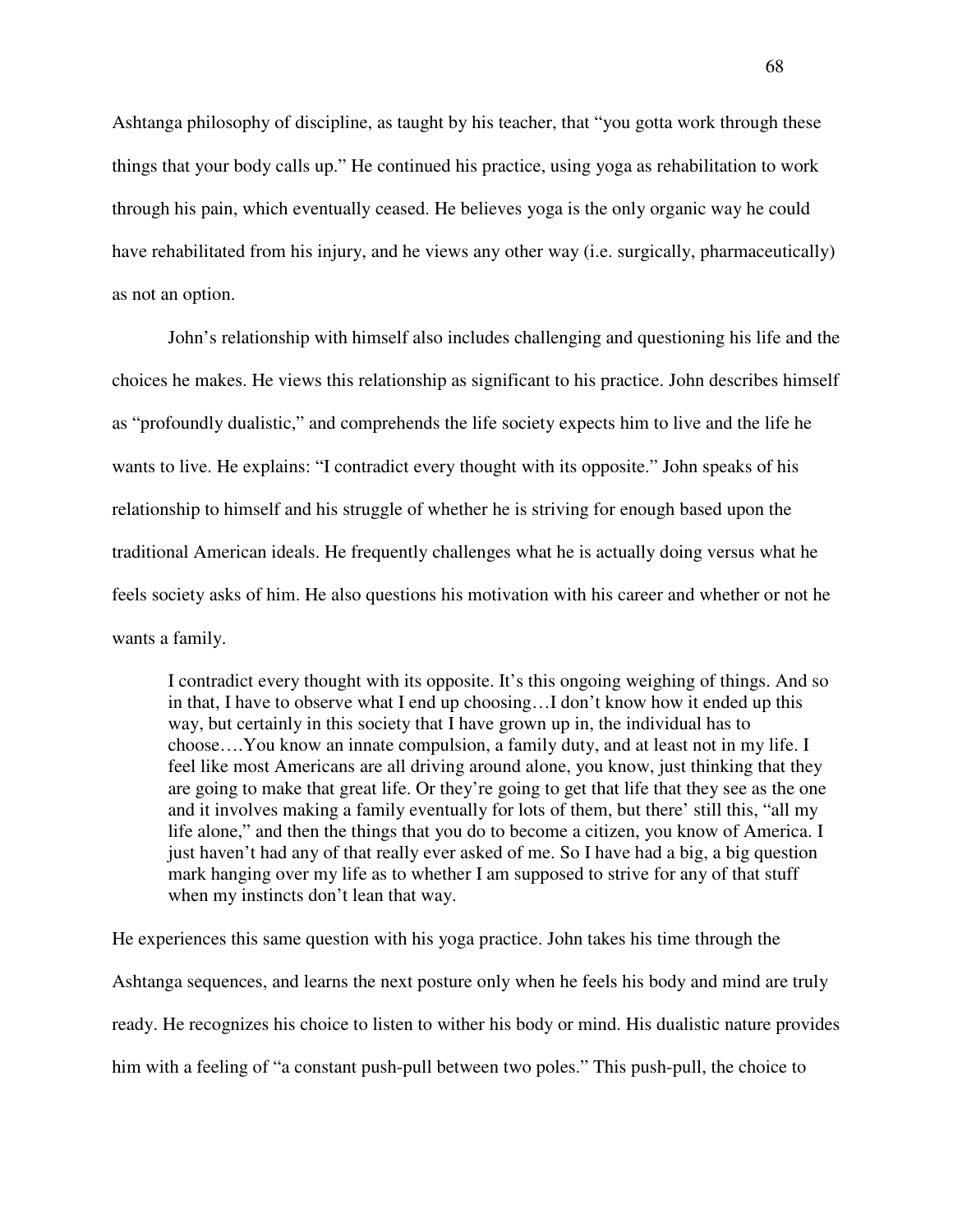Ashtanga philosophy of discipline, as taught by his teacher, that "you gotta work through these things that your body calls up." He continued his practice, using yoga as rehabilitation to work through his pain, which eventually ceased. He believes yoga is the only organic way he could have rehabilitated from his injury, and he views any other way (i.e. surgically, pharmaceutically) as not an option.

John's relationship with himself also includes challenging and questioning his life and the choices he makes. He views this relationship as significant to his practice. John describes himself as "profoundly dualistic," and comprehends the life society expects him to live and the life he wants to live. He explains: "I contradict every thought with its opposite." John speaks of his relationship to himself and his struggle of whether he is striving for enough based upon the traditional American ideals. He frequently challenges what he is actually doing versus what he feels society asks of him. He also questions his motivation with his career and whether or not he wants a family.

> I contradict every thought with its opposite. It's this ongoing weighing of things. And so in that, I have to observe what I end up choosing…I don't know how it ended up this way, but certainly in this society that I have grown up in, the individual has to choose….You know an innate compulsion, a family duty, and at least not in my life. I feel like most Americans are all driving around alone, you know, just thinking that they are going to make that great life. Or they're going to get that life that they see as the one and it involves making a family eventually for lots of them, but there' still this, "all my life alone," and then the things that you do to become a citizen, you know of America. I just haven't had any of that really ever asked of me. So I have had a big, a big question mark hanging over my life as to whether I am supposed to strive for any of that stuff when my instincts don't lean that way.

He experiences this same question with his yoga practice. John takes his time through the Ashtanga sequences, and learns the next posture only when he feels his body and mind are truly ready. He recognizes his choice to listen to wither his body or mind. His dualistic nature provides him with a feeling of "a constant push-pull between two poles." This push-pull, the choice to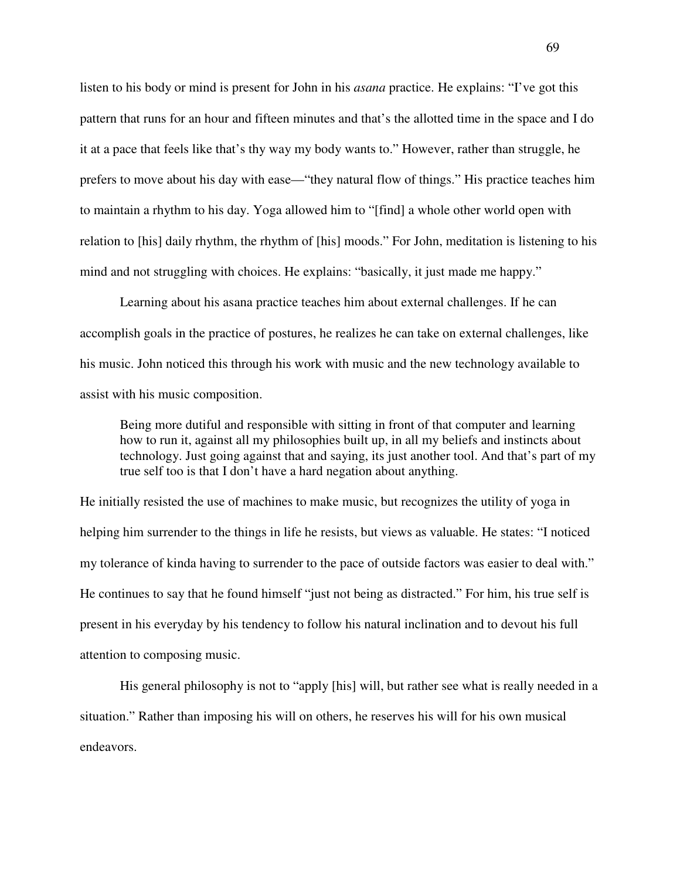listen to his body or mind is present for John in his *asana* practice. He explains: "I've got this pattern that runs for an hour and fifteen minutes and that's the allotted time in the space and I do it at a pace that feels like that's thy way my body wants to." However, rather than struggle, he prefers to move about his day with ease—"they natural flow of things." His practice teaches him to maintain a rhythm to his day. Yoga allowed him to "[find] a whole other world open with relation to [his] daily rhythm, the rhythm of [his] moods." For John, meditation is listening to his mind and not struggling with choices. He explains: "basically, it just made me happy."

Learning about his asana practice teaches him about external challenges. If he can accomplish goals in the practice of postures, he realizes he can take on external challenges, like his music. John noticed this through his work with music and the new technology available to assist with his music composition.

> Being more dutiful and responsible with sitting in front of that computer and learning how to run it, against all my philosophies built up, in all my beliefs and instincts about technology. Just going against that and saying, its just another tool. And that's part of my true self too is that I don't have a hard negation about anything.

He initially resisted the use of machines to make music, but recognizes the utility of yoga in helping him surrender to the things in life he resists, but views as valuable. He states: "I noticed my tolerance of kinda having to surrender to the pace of outside factors was easier to deal with." He continues to say that he found himself "just not being as distracted." For him, his true self is present in his everyday by his tendency to follow his natural inclination and to devout his full attention to composing music.

His general philosophy is not to "apply [his] will, but rather see what is really needed in a situation." Rather than imposing his will on others, he reserves his will for his own musical endeavors.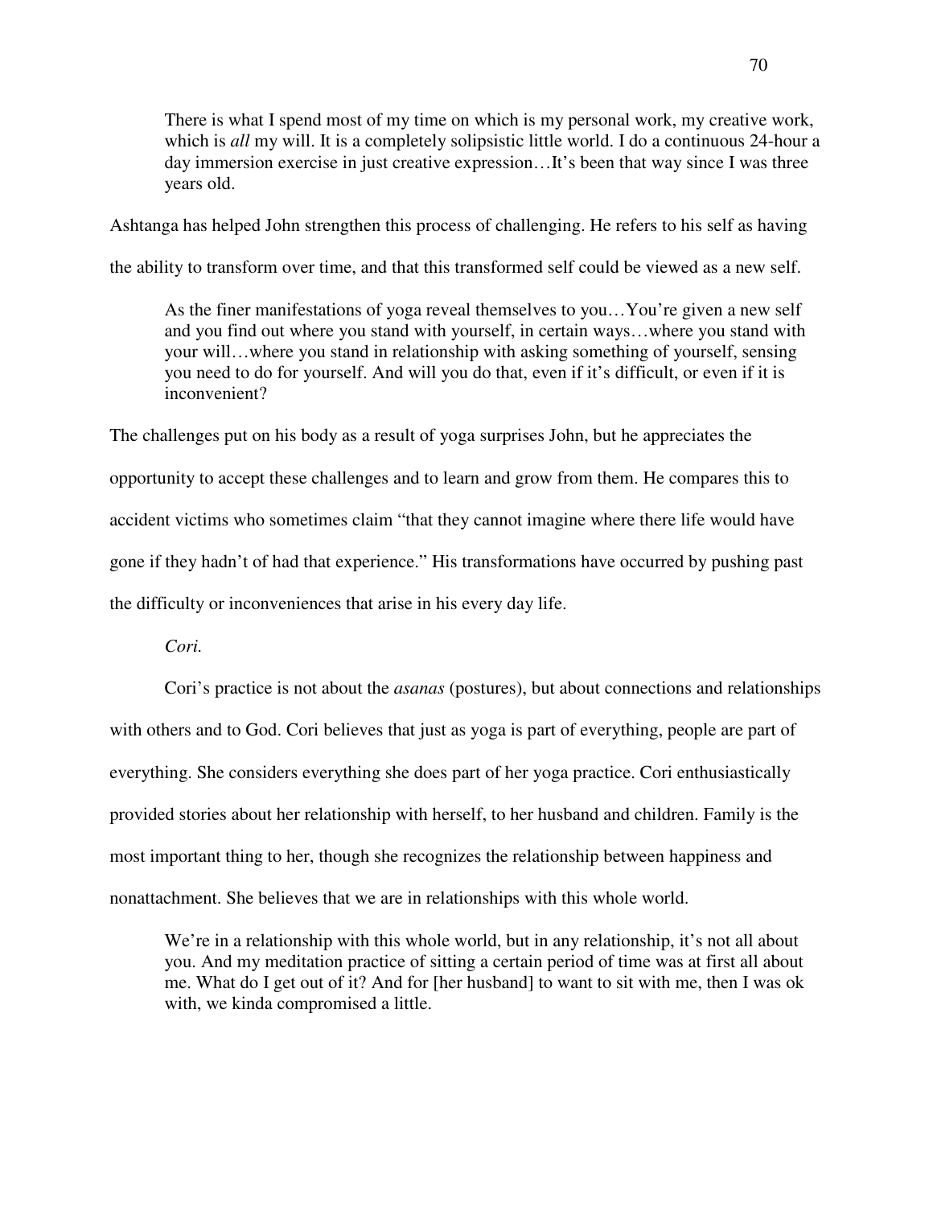> There is what I spend most of my time on which is my personal work, my creative work, which is *all* my will. It is a completely solipsistic little world. I do a continuous 24-hour a day immersion exercise in just creative expression…It's been that way since I was three years old.

Ashtanga has helped John strengthen this process of challenging. He refers to his self as having the ability to transform over time, and that this transformed self could be viewed as a new self.

> As the finer manifestations of yoga reveal themselves to you…You're given a new self and you find out where you stand with yourself, in certain ways…where you stand with your will…where you stand in relationship with asking something of yourself, sensing you need to do for yourself. And will you do that, even if it's difficult, or even if it is inconvenient?

The challenges put on his body as a result of yoga surprises John, but he appreciates the opportunity to accept these challenges and to learn and grow from them. He compares this to accident victims who sometimes claim "that they cannot imagine where there life would have gone if they hadn't of had that experience." His transformations have occurred by pushing past the difficulty or inconveniences that arise in his every day life.

*Cori.*

Cori's practice is not about the *asanas* (postures), but about connections and relationships with others and to God. Cori believes that just as yoga is part of everything, people are part of everything. She considers everything she does part of her yoga practice. Cori enthusiastically provided stories about her relationship with herself, to her husband and children. Family is the most important thing to her, though she recognizes the relationship between happiness and nonattachment. She believes that we are in relationships with this whole world.

> We're in a relationship with this whole world, but in any relationship, it's not all about you. And my meditation practice of sitting a certain period of time was at first all about me. What do I get out of it? And for [her husband] to want to sit with me, then I was ok with, we kinda compromised a little.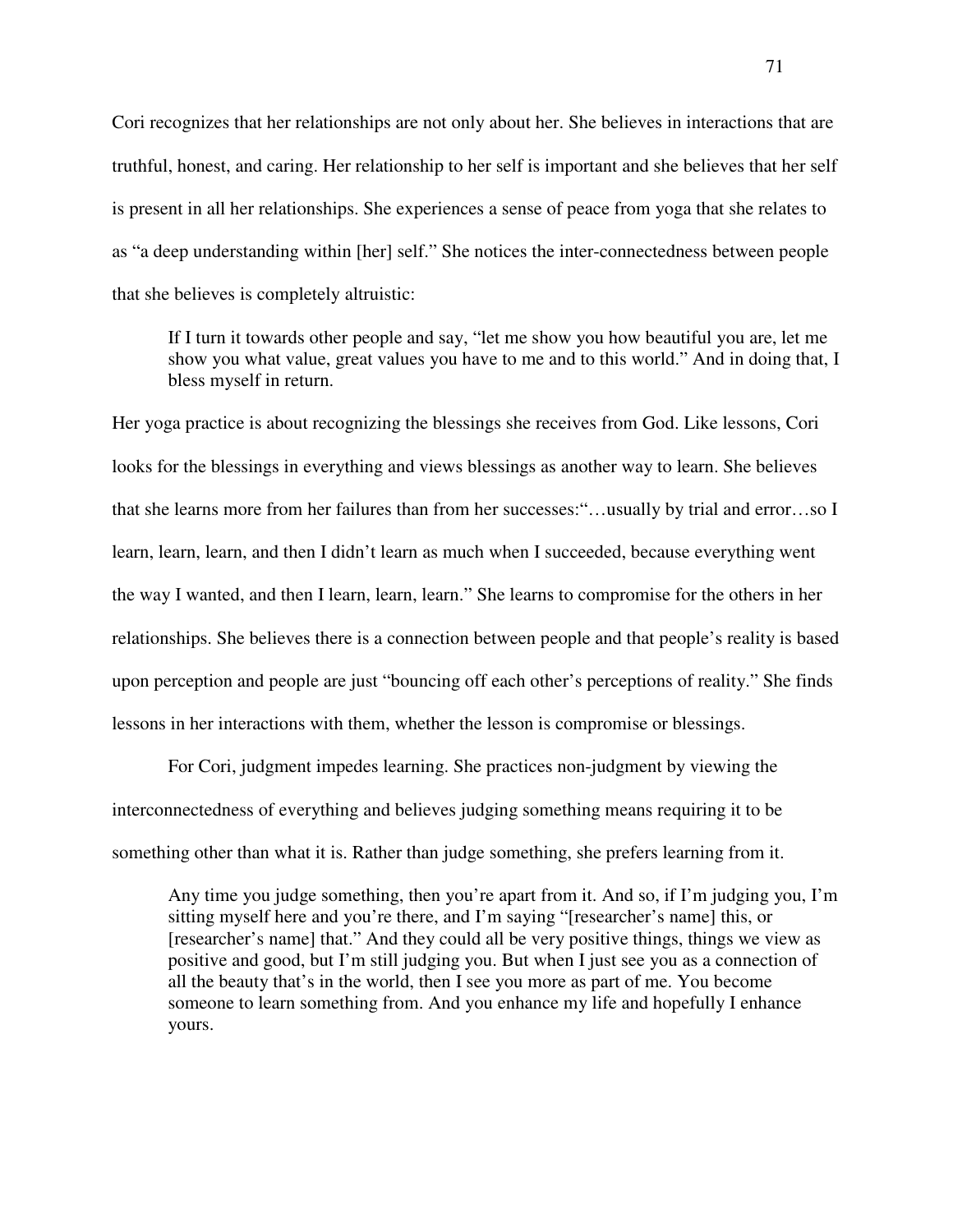Cori recognizes that her relationships are not only about her. She believes in interactions that are truthful, honest, and caring. Her relationship to her self is important and she believes that her self is present in all her relationships. She experiences a sense of peace from yoga that she relates to as "a deep understanding within [her] self." She notices the inter-connectedness between people that she believes is completely altruistic:

> If I turn it towards other people and say, "let me show you how beautiful you are, let me show you what value, great values you have to me and to this world." And in doing that, I bless myself in return.

Her yoga practice is about recognizing the blessings she receives from God. Like lessons, Cori looks for the blessings in everything and views blessings as another way to learn. She believes that she learns more from her failures than from her successes:"…usually by trial and error…so I learn, learn, learn, and then I didn't learn as much when I succeeded, because everything went the way I wanted, and then I learn, learn, learn." She learns to compromise for the others in her relationships. She believes there is a connection between people and that people's reality is based upon perception and people are just "bouncing off each other's perceptions of reality." She finds lessons in her interactions with them, whether the lesson is compromise or blessings.

For Cori, judgment impedes learning. She practices non-judgment by viewing the interconnectedness of everything and believes judging something means requiring it to be something other than what it is. Rather than judge something, she prefers learning from it.

> Any time you judge something, then you're apart from it. And so, if I'm judging you, I'm sitting myself here and you're there, and I'm saying "[researcher's name] this, or [researcher's name] that." And they could all be very positive things, things we view as positive and good, but I'm still judging you. But when I just see you as a connection of all the beauty that's in the world, then I see you more as part of me. You become someone to learn something from. And you enhance my life and hopefully I enhance yours.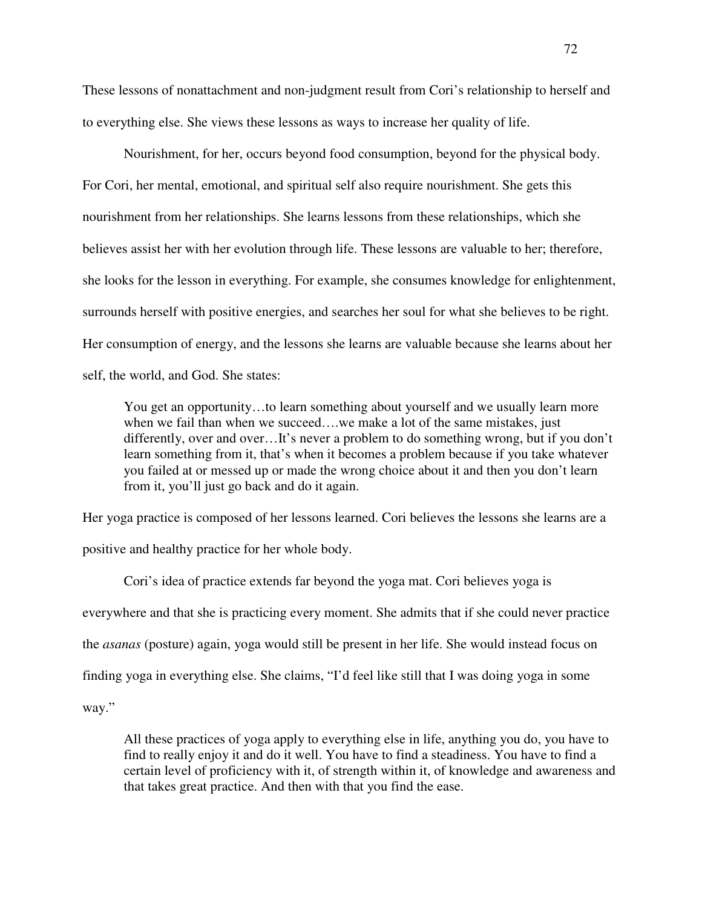These lessons of nonattachment and non-judgment result from Cori's relationship to herself and to everything else. She views these lessons as ways to increase her quality of life.

Nourishment, for her, occurs beyond food consumption, beyond for the physical body. For Cori, her mental, emotional, and spiritual self also require nourishment. She gets this nourishment from her relationships. She learns lessons from these relationships, which she believes assist her with her evolution through life. These lessons are valuable to her; therefore, she looks for the lesson in everything. For example, she consumes knowledge for enlightenment, surrounds herself with positive energies, and searches her soul for what she believes to be right. Her consumption of energy, and the lessons she learns are valuable because she learns about her self, the world, and God. She states:

> You get an opportunity…to learn something about yourself and we usually learn more when we fail than when we succeed….we make a lot of the same mistakes, just differently, over and over…It's never a problem to do something wrong, but if you don't learn something from it, that's when it becomes a problem because if you take whatever you failed at or messed up or made the wrong choice about it and then you don't learn from it, you'll just go back and do it again.

Her yoga practice is composed of her lessons learned. Cori believes the lessons she learns are a positive and healthy practice for her whole body.

Cori's idea of practice extends far beyond the yoga mat. Cori believes yoga is everywhere and that she is practicing every moment. She admits that if she could never practice the *asanas* (posture) again, yoga would still be present in her life. She would instead focus on finding yoga in everything else. She claims, "I'd feel like still that I was doing yoga in some way."

> All these practices of yoga apply to everything else in life, anything you do, you have to find to really enjoy it and do it well. You have to find a steadiness. You have to find a certain level of proficiency with it, of strength within it, of knowledge and awareness and that takes great practice. And then with that you find the ease.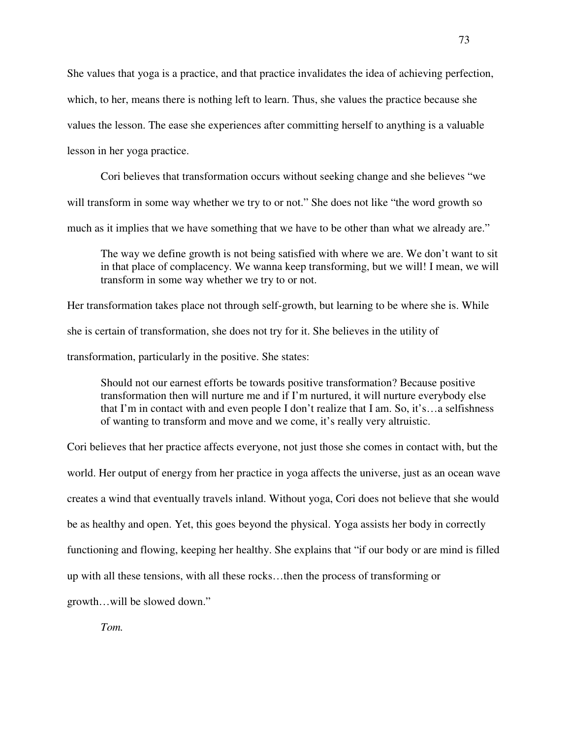She values that yoga is a practice, and that practice invalidates the idea of achieving perfection, which, to her, means there is nothing left to learn. Thus, she values the practice because she values the lesson. The ease she experiences after committing herself to anything is a valuable lesson in her yoga practice.

Cori believes that transformation occurs without seeking change and she believes "we will transform in some way whether we try to or not." She does not like "the word growth so much as it implies that we have something that we have to be other than what we already are."

> The way we define growth is not being satisfied with where we are. We don't want to sit in that place of complacency. We wanna keep transforming, but we will! I mean, we will transform in some way whether we try to or not.

Her transformation takes place not through self-growth, but learning to be where she is. While she is certain of transformation, she does not try for it. She believes in the utility of transformation, particularly in the positive. She states:

> Should not our earnest efforts be towards positive transformation? Because positive transformation then will nurture me and if I'm nurtured, it will nurture everybody else that I'm in contact with and even people I don't realize that I am. So, it's…a selfishness of wanting to transform and move and we come, it's really very altruistic.

Cori believes that her practice affects everyone, not just those she comes in contact with, but the world. Her output of energy from her practice in yoga affects the universe, just as an ocean wave creates a wind that eventually travels inland. Without yoga, Cori does not believe that she would be as healthy and open. Yet, this goes beyond the physical. Yoga assists her body in correctly functioning and flowing, keeping her healthy. She explains that "if our body or are mind is filled up with all these tensions, with all these rocks…then the process of transforming or growth…will be slowed down."

*Tom.*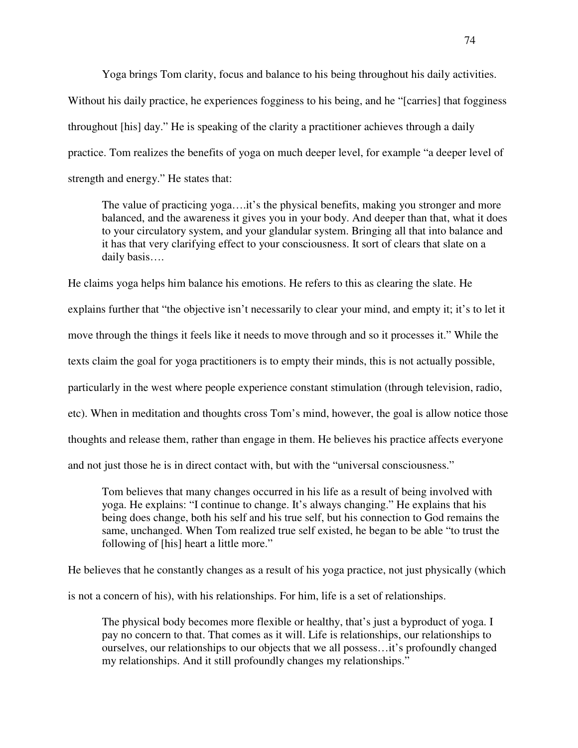Yoga brings Tom clarity, focus and balance to his being throughout his daily activities. Without his daily practice, he experiences fogginess to his being, and he "[carries] that fogginess throughout [his] day." He is speaking of the clarity a practitioner achieves through a daily practice. Tom realizes the benefits of yoga on much deeper level, for example "a deeper level of strength and energy." He states that:

> The value of practicing yoga….it's the physical benefits, making you stronger and more balanced, and the awareness it gives you in your body. And deeper than that, what it does to your circulatory system, and your glandular system. Bringing all that into balance and it has that very clarifying effect to your consciousness. It sort of clears that slate on a daily basis….

He claims yoga helps him balance his emotions. He refers to this as clearing the slate. He explains further that "the objective isn't necessarily to clear your mind, and empty it; it's to let it move through the things it feels like it needs to move through and so it processes it." While the texts claim the goal for yoga practitioners is to empty their minds, this is not actually possible, particularly in the west where people experience constant stimulation (through television, radio, etc). When in meditation and thoughts cross Tom's mind, however, the goal is allow notice those thoughts and release them, rather than engage in them. He believes his practice affects everyone and not just those he is in direct contact with, but with the "universal consciousness."

> Tom believes that many changes occurred in his life as a result of being involved with yoga. He explains: "I continue to change. It's always changing." He explains that his being does change, both his self and his true self, but his connection to God remains the same, unchanged. When Tom realized true self existed, he began to be able "to trust the following of [his] heart a little more."

He believes that he constantly changes as a result of his yoga practice, not just physically (which is not a concern of his), with his relationships. For him, life is a set of relationships.

> The physical body becomes more flexible or healthy, that's just a byproduct of yoga. I pay no concern to that. That comes as it will. Life is relationships, our relationships to ourselves, our relationships to our objects that we all possess…it's profoundly changed my relationships. And it still profoundly changes my relationships."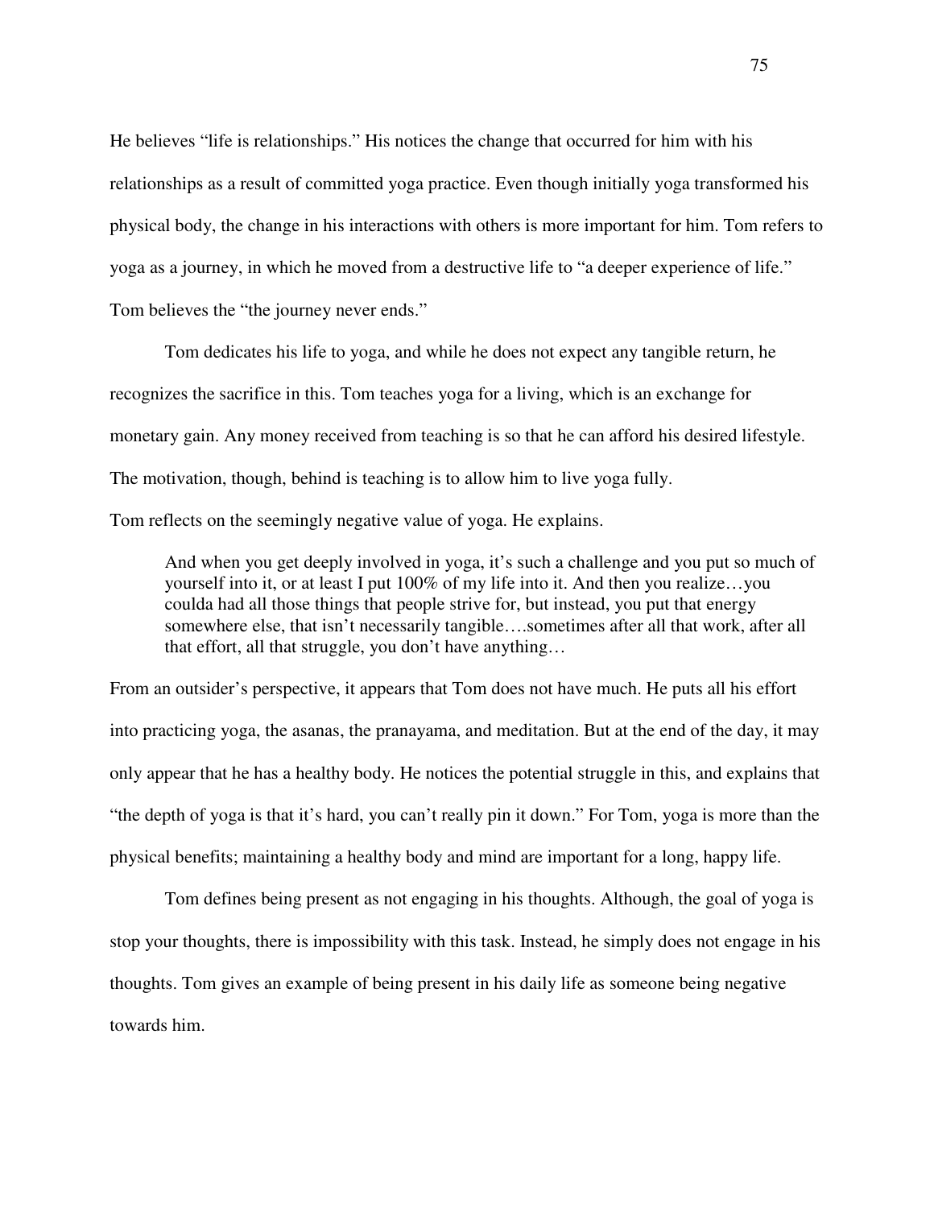He believes "life is relationships." His notices the change that occurred for him with his relationships as a result of committed yoga practice. Even though initially yoga transformed his physical body, the change in his interactions with others is more important for him. Tom refers to yoga as a journey, in which he moved from a destructive life to "a deeper experience of life." Tom believes the "the journey never ends."

Tom dedicates his life to yoga, and while he does not expect any tangible return, he recognizes the sacrifice in this. Tom teaches yoga for a living, which is an exchange for monetary gain. Any money received from teaching is so that he can afford his desired lifestyle. The motivation, though, behind is teaching is to allow him to live yoga fully.

Tom reflects on the seemingly negative value of yoga. He explains.

> And when you get deeply involved in yoga, it's such a challenge and you put so much of yourself into it, or at least I put 100% of my life into it. And then you realize…you coulda had all those things that people strive for, but instead, you put that energy somewhere else, that isn't necessarily tangible….sometimes after all that work, after all that effort, all that struggle, you don't have anything…

From an outsider's perspective, it appears that Tom does not have much. He puts all his effort into practicing yoga, the asanas, the pranayama, and meditation. But at the end of the day, it may only appear that he has a healthy body. He notices the potential struggle in this, and explains that "the depth of yoga is that it's hard, you can't really pin it down." For Tom, yoga is more than the physical benefits; maintaining a healthy body and mind are important for a long, happy life.

Tom defines being present as not engaging in his thoughts. Although, the goal of yoga is stop your thoughts, there is impossibility with this task. Instead, he simply does not engage in his thoughts. Tom gives an example of being present in his daily life as someone being negative towards him.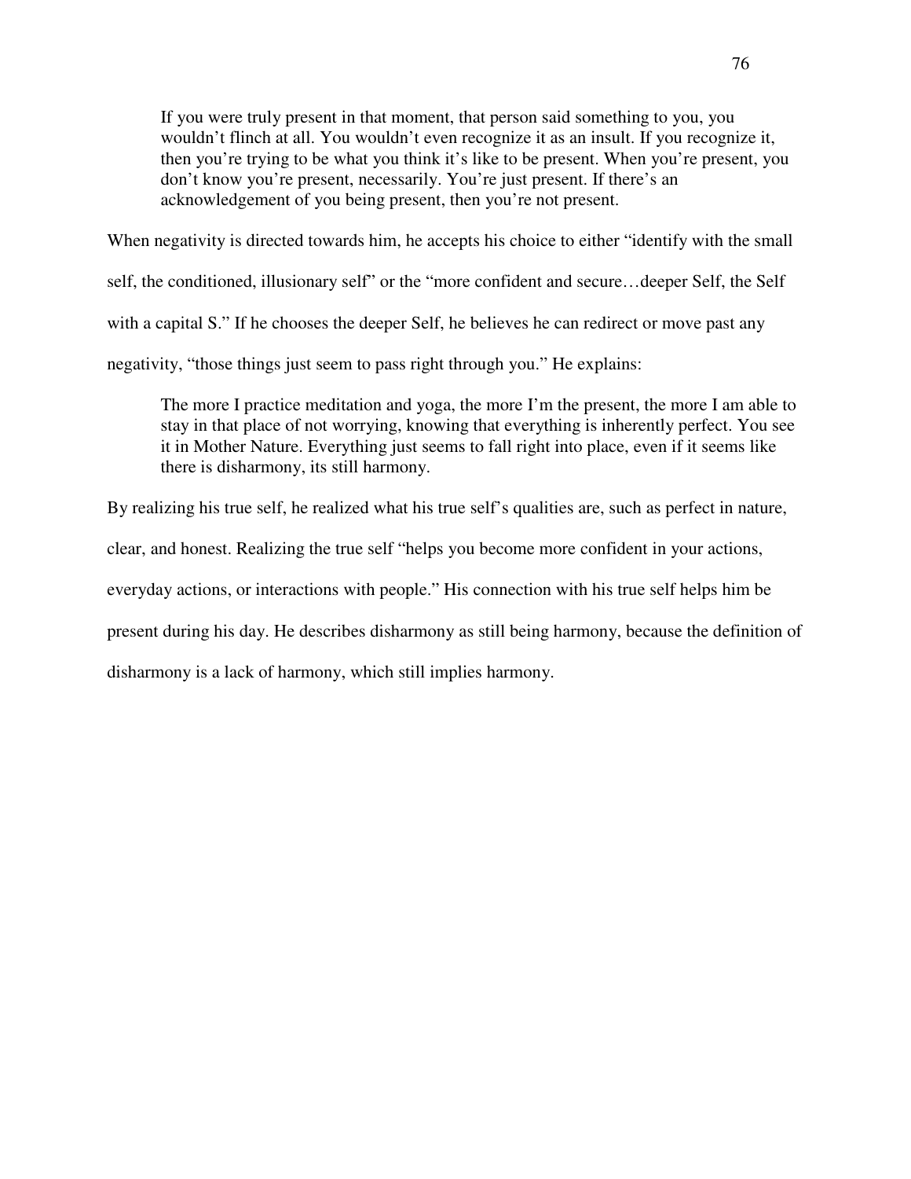> If you were truly present in that moment, that person said something to you, you wouldn't flinch at all. You wouldn't even recognize it as an insult. If you recognize it, then you're trying to be what you think it's like to be present. When you're present, you don't know you're present, necessarily. You're just present. If there's an acknowledgement of you being present, then you're not present.

When negativity is directed towards him, he accepts his choice to either "identify with the small self, the conditioned, illusionary self" or the "more confident and secure…deeper Self, the Self with a capital S." If he chooses the deeper Self, he believes he can redirect or move past any negativity, "those things just seem to pass right through you." He explains:

> The more I practice meditation and yoga, the more I'm the present, the more I am able to stay in that place of not worrying, knowing that everything is inherently perfect. You see it in Mother Nature. Everything just seems to fall right into place, even if it seems like there is disharmony, its still harmony.

By realizing his true self, he realized what his true self's qualities are, such as perfect in nature, clear, and honest. Realizing the true self "helps you become more confident in your actions, everyday actions, or interactions with people." His connection with his true self helps him be present during his day. He describes disharmony as still being harmony, because the definition of disharmony is a lack of harmony, which still implies harmony.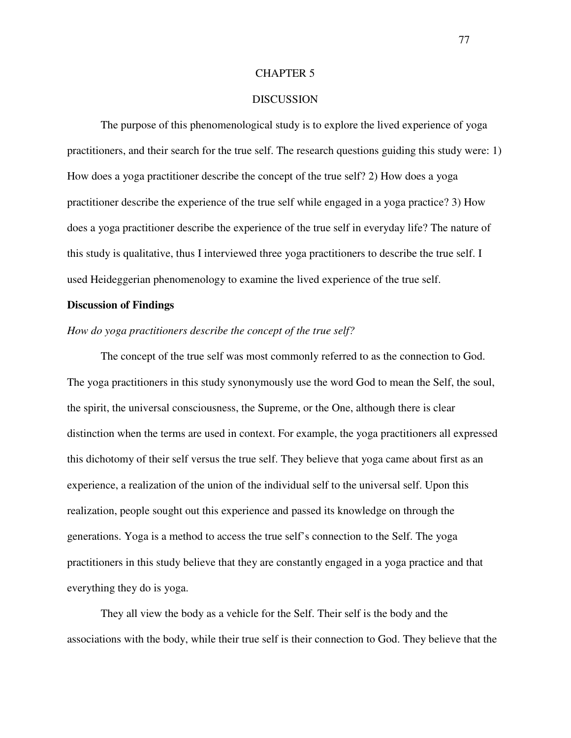# CHAPTER 5

# DISCUSSION

The purpose of this phenomenological study is to explore the lived experience of yoga practitioners, and their search for the true self. The research questions guiding this study were: 1) How does a yoga practitioner describe the concept of the true self? 2) How does a yoga practitioner describe the experience of the true self while engaged in a yoga practice? 3) How does a yoga practitioner describe the experience of the true self in everyday life? The nature of this study is qualitative, thus I interviewed three yoga practitioners to describe the true self. I used Heideggerian phenomenology to examine the lived experience of the true self.

**Discussion of Findings**

*How do yoga practitioners describe the concept of the true self?*

The concept of the true self was most commonly referred to as the connection to God. The yoga practitioners in this study synonymously use the word God to mean the Self, the soul, the spirit, the universal consciousness, the Supreme, or the One, although there is clear distinction when the terms are used in context. For example, the yoga practitioners all expressed this dichotomy of their self versus the true self. They believe that yoga came about first as an experience, a realization of the union of the individual self to the universal self. Upon this realization, people sought out this experience and passed its knowledge on through the generations. Yoga is a method to access the true self's connection to the Self. The yoga practitioners in this study believe that they are constantly engaged in a yoga practice and that everything they do is yoga.

They all view the body as a vehicle for the Self. Their self is the body and the associations with the body, while their true self is their connection to God. They believe that the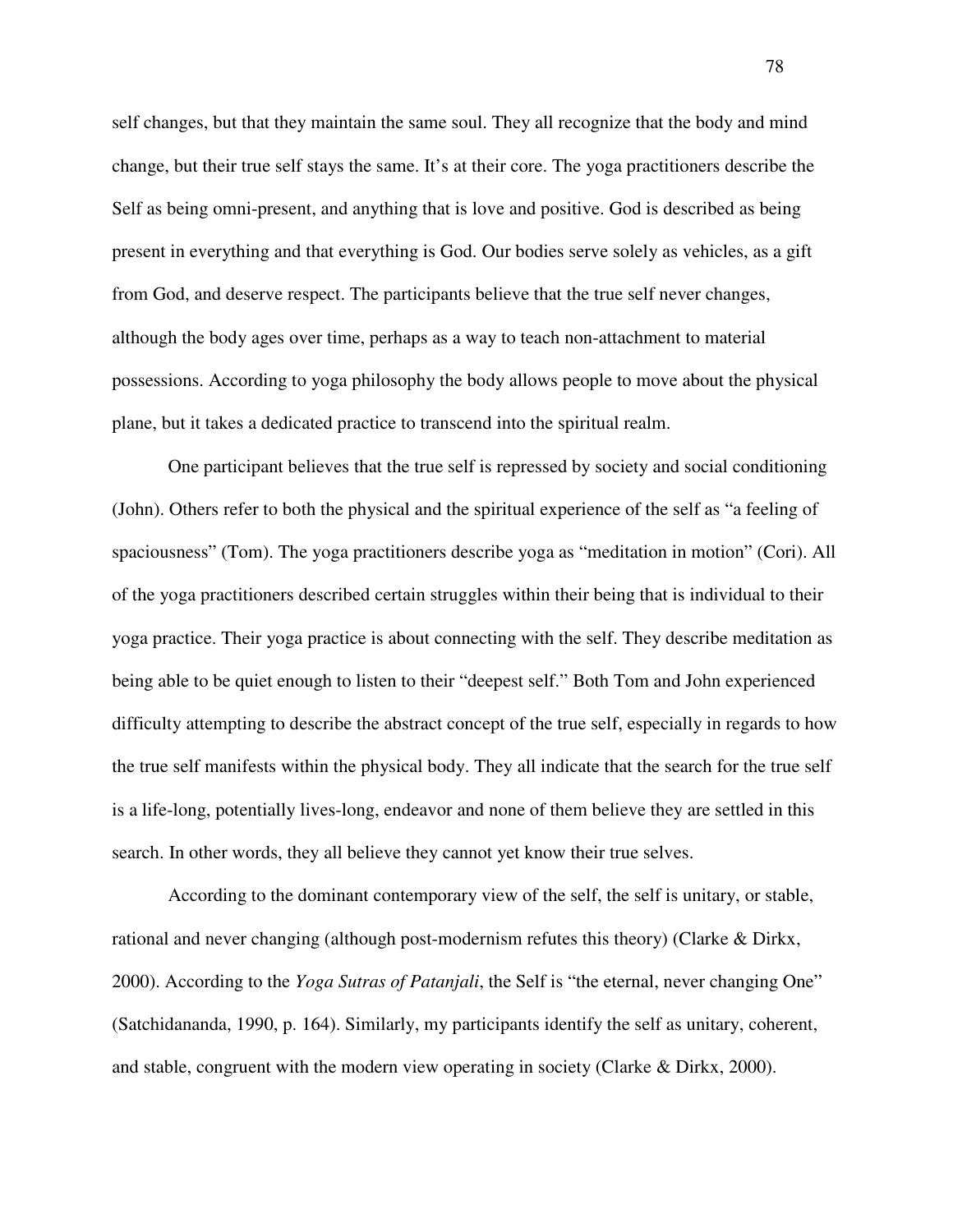self changes, but that they maintain the same soul. They all recognize that the body and mind change, but their true self stays the same. It's at their core. The yoga practitioners describe the Self as being omni-present, and anything that is love and positive. God is described as being present in everything and that everything is God. Our bodies serve solely as vehicles, as a gift from God, and deserve respect. The participants believe that the true self never changes, although the body ages over time, perhaps as a way to teach non-attachment to material possessions. According to yoga philosophy the body allows people to move about the physical plane, but it takes a dedicated practice to transcend into the spiritual realm.

One participant believes that the true self is repressed by society and social conditioning (John). Others refer to both the physical and the spiritual experience of the self as "a feeling of spaciousness" (Tom). The yoga practitioners describe yoga as "meditation in motion" (Cori). All of the yoga practitioners described certain struggles within their being that is individual to their yoga practice. Their yoga practice is about connecting with the self. They describe meditation as being able to be quiet enough to listen to their "deepest self." Both Tom and John experienced difficulty attempting to describe the abstract concept of the true self, especially in regards to how the true self manifests within the physical body. They all indicate that the search for the true self is a life-long, potentially lives-long, endeavor and none of them believe they are settled in this search. In other words, they all believe they cannot yet know their true selves.

According to the dominant contemporary view of the self, the self is unitary, or stable, rational and never changing (although post-modernism refutes this theory) (Clarke & Dirkx, 2000). According to the *Yoga Sutras of Patanjali*, the Self is "the eternal, never changing One" (Satchidananda, 1990, p. 164). Similarly, my participants identify the self as unitary, coherent, and stable, congruent with the modern view operating in society (Clarke & Dirkx, 2000).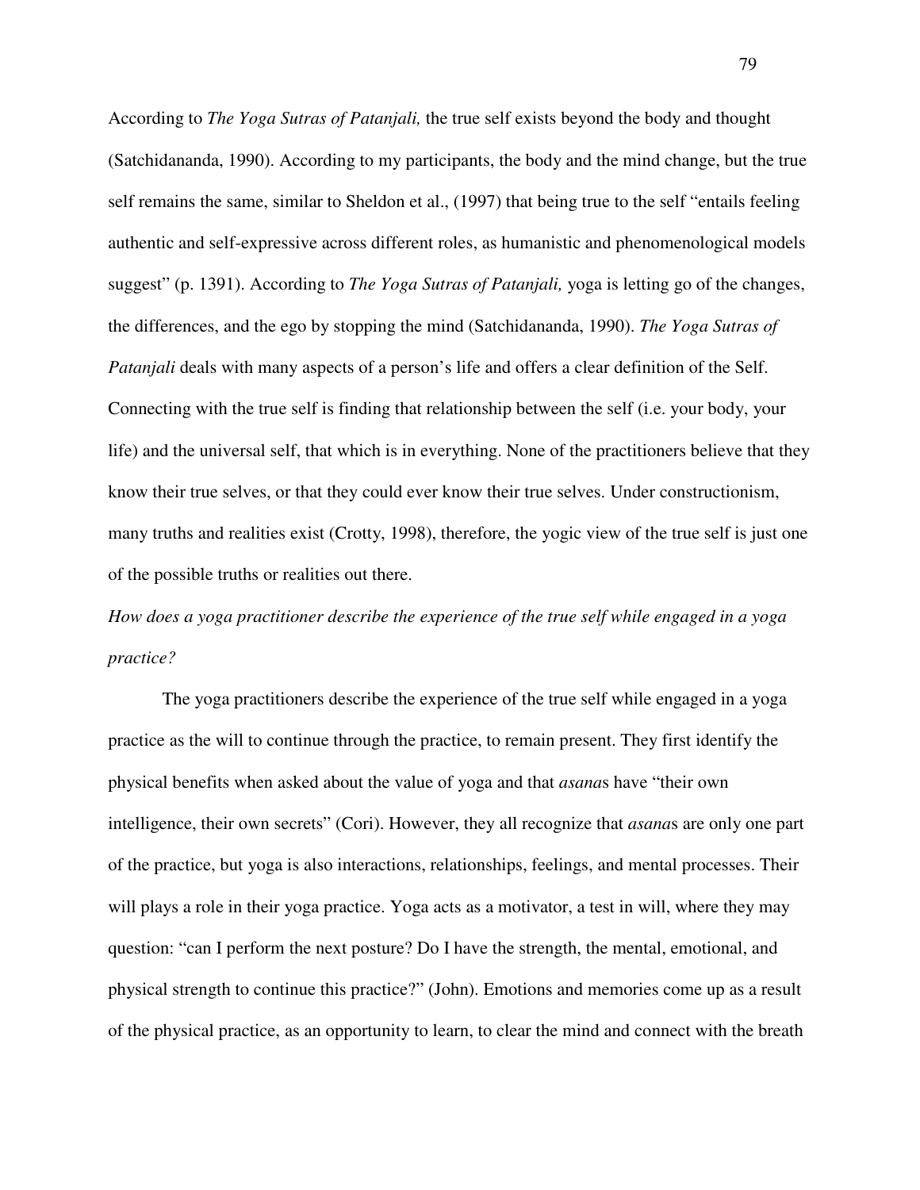According to *The Yoga Sutras of Patanjali,* the true self exists beyond the body and thought (Satchidananda, 1990). According to my participants, the body and the mind change, but the true self remains the same, similar to Sheldon et al., (1997) that being true to the self "entails feeling authentic and self-expressive across different roles, as humanistic and phenomenological models suggest" (p. 1391). According to *The Yoga Sutras of Patanjali,* yoga is letting go of the changes, the differences, and the ego by stopping the mind (Satchidananda, 1990). *The Yoga Sutras of Patanjali* deals with many aspects of a person's life and offers a clear definition of the Self. Connecting with the true self is finding that relationship between the self (i.e. your body, your life) and the universal self, that which is in everything. None of the practitioners believe that they know their true selves, or that they could ever know their true selves. Under constructionism, many truths and realities exist (Crotty, 1998), therefore, the yogic view of the true self is just one of the possible truths or realities out there.

*How does a yoga practitioner describe the experience of the true self while engaged in a yoga practice?*

The yoga practitioners describe the experience of the true self while engaged in a yoga practice as the will to continue through the practice, to remain present. They first identify the physical benefits when asked about the value of yoga and that *asana*s have "their own intelligence, their own secrets" (Cori). However, they all recognize that *asana*s are only one part of the practice, but yoga is also interactions, relationships, feelings, and mental processes. Their will plays a role in their yoga practice. Yoga acts as a motivator, a test in will, where they may question: "can I perform the next posture? Do I have the strength, the mental, emotional, and physical strength to continue this practice?" (John). Emotions and memories come up as a result of the physical practice, as an opportunity to learn, to clear the mind and connect with the breath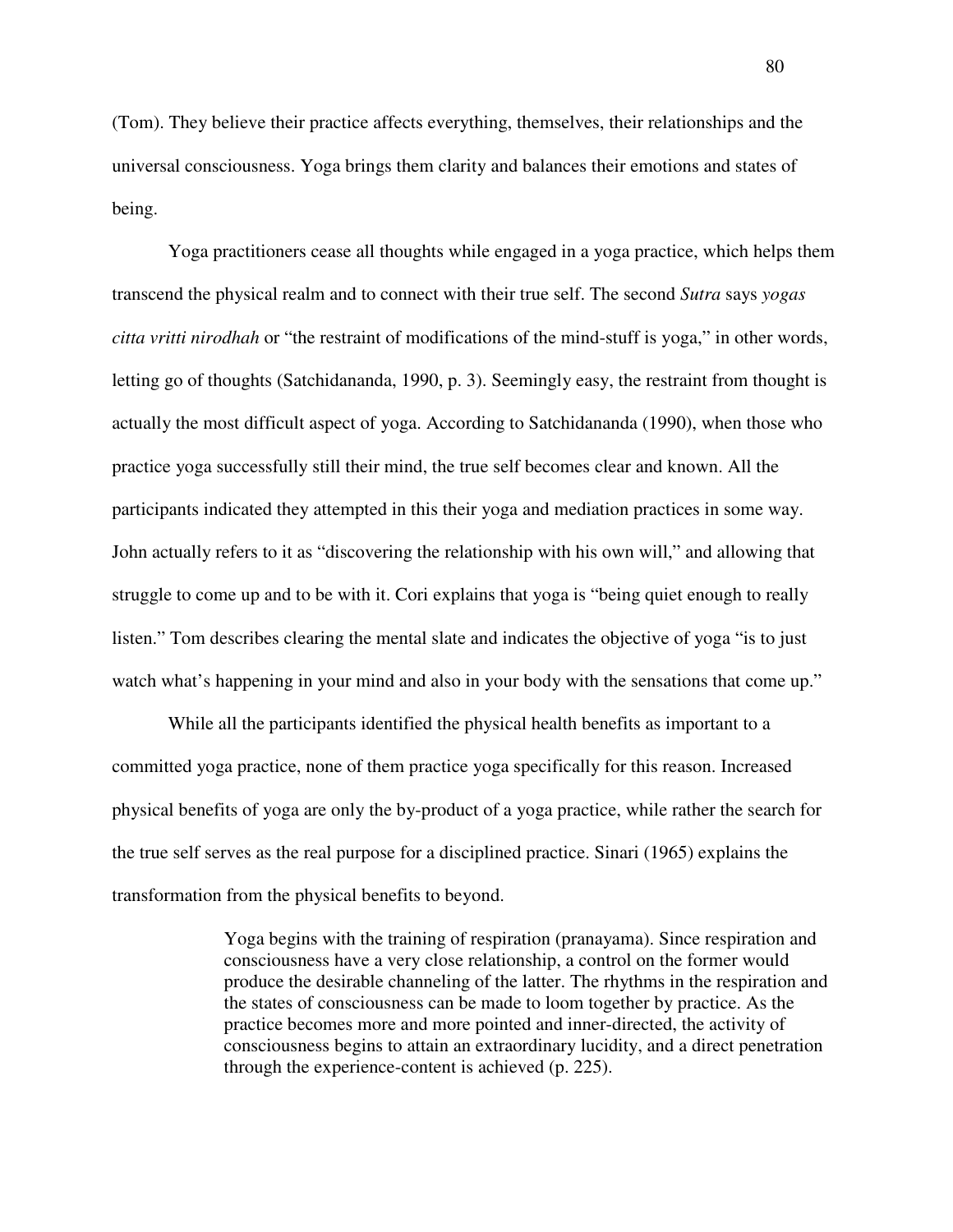(Tom). They believe their practice affects everything, themselves, their relationships and the universal consciousness. Yoga brings them clarity and balances their emotions and states of being.

Yoga practitioners cease all thoughts while engaged in a yoga practice, which helps them transcend the physical realm and to connect with their true self. The second *Sutra* says *yogas citta vritti nirodhah* or "the restraint of modifications of the mind-stuff is yoga," in other words, letting go of thoughts (Satchidananda, 1990, p. 3). Seemingly easy, the restraint from thought is actually the most difficult aspect of yoga. According to Satchidananda (1990), when those who practice yoga successfully still their mind, the true self becomes clear and known. All the participants indicated they attempted in this their yoga and mediation practices in some way. John actually refers to it as "discovering the relationship with his own will," and allowing that struggle to come up and to be with it. Cori explains that yoga is "being quiet enough to really listen." Tom describes clearing the mental slate and indicates the objective of yoga "is to just watch what's happening in your mind and also in your body with the sensations that come up."

While all the participants identified the physical health benefits as important to a committed yoga practice, none of them practice yoga specifically for this reason. Increased physical benefits of yoga are only the by-product of a yoga practice, while rather the search for the true self serves as the real purpose for a disciplined practice. Sinari (1965) explains the transformation from the physical benefits to beyond.

> Yoga begins with the training of respiration (pranayama). Since respiration and consciousness have a very close relationship, a control on the former would produce the desirable channeling of the latter. The rhythms in the respiration and the states of consciousness can be made to loom together by practice. As the practice becomes more and more pointed and inner-directed, the activity of consciousness begins to attain an extraordinary lucidity, and a direct penetration through the experience-content is achieved (p. 225).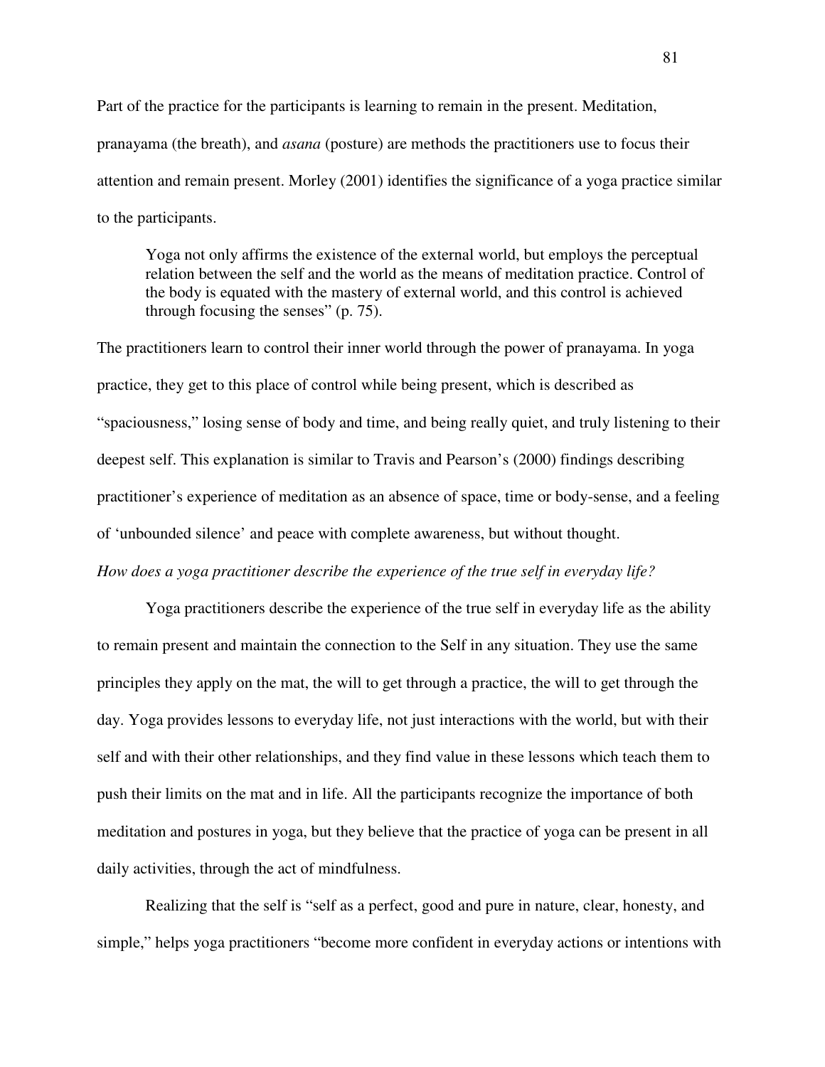Part of the practice for the participants is learning to remain in the present. Meditation, pranayama (the breath), and *asana* (posture) are methods the practitioners use to focus their attention and remain present. Morley (2001) identifies the significance of a yoga practice similar to the participants.

> Yoga not only affirms the existence of the external world, but employs the perceptual relation between the self and the world as the means of meditation practice. Control of the body is equated with the mastery of external world, and this control is achieved through focusing the senses" (p. 75).

The practitioners learn to control their inner world through the power of pranayama. In yoga practice, they get to this place of control while being present, which is described as "spaciousness," losing sense of body and time, and being really quiet, and truly listening to their deepest self. This explanation is similar to Travis and Pearson's (2000) findings describing practitioner's experience of meditation as an absence of space, time or body-sense, and a feeling of 'unbounded silence' and peace with complete awareness, but without thought.

*How does a yoga practitioner describe the experience of the true self in everyday life?*

Yoga practitioners describe the experience of the true self in everyday life as the ability to remain present and maintain the connection to the Self in any situation. They use the same principles they apply on the mat, the will to get through a practice, the will to get through the day. Yoga provides lessons to everyday life, not just interactions with the world, but with their self and with their other relationships, and they find value in these lessons which teach them to push their limits on the mat and in life. All the participants recognize the importance of both meditation and postures in yoga, but they believe that the practice of yoga can be present in all daily activities, through the act of mindfulness.

Realizing that the self is "self as a perfect, good and pure in nature, clear, honesty, and simple," helps yoga practitioners "become more confident in everyday actions or intentions with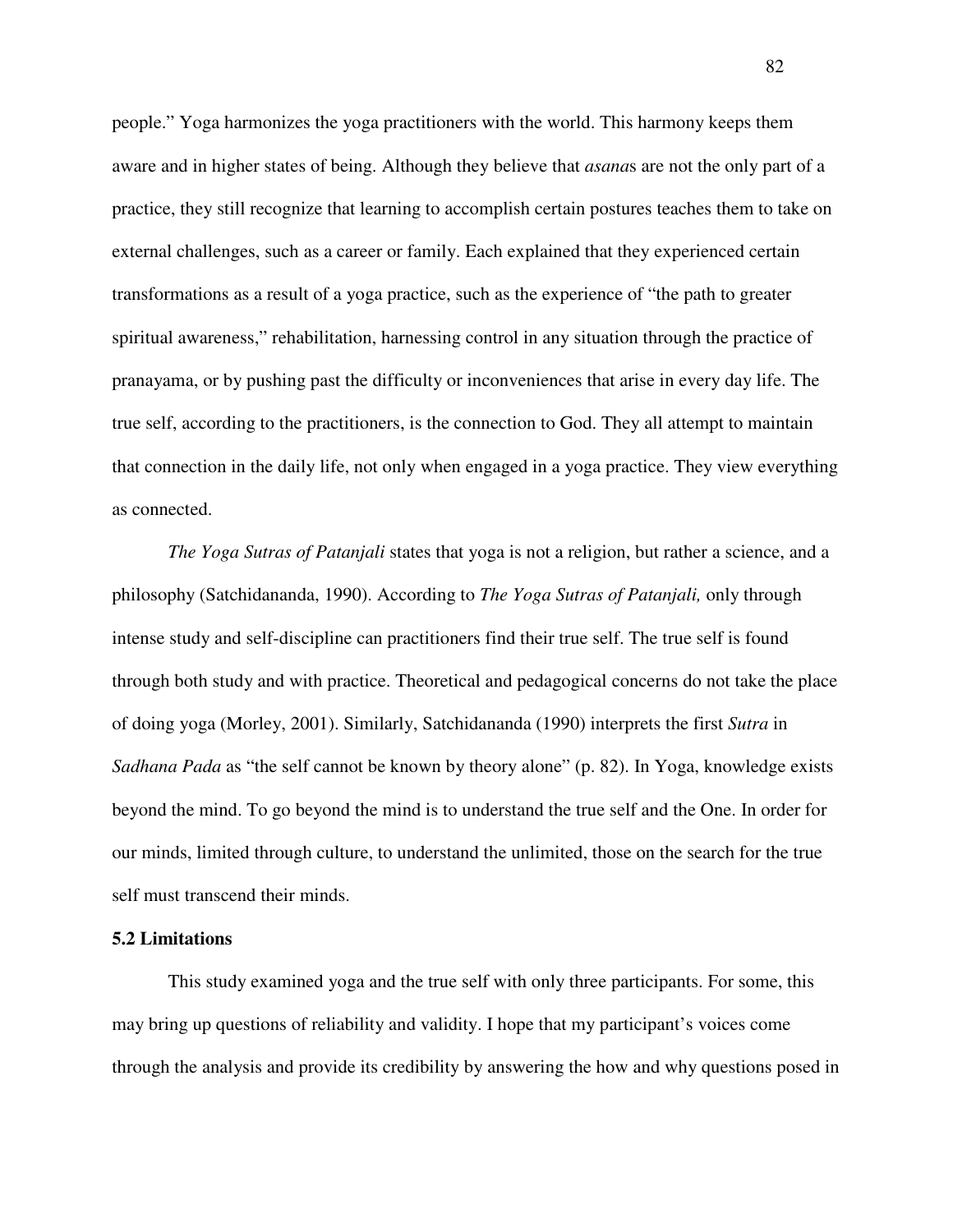people." Yoga harmonizes the yoga practitioners with the world. This harmony keeps them aware and in higher states of being. Although they believe that *asana*s are not the only part of a practice, they still recognize that learning to accomplish certain postures teaches them to take on external challenges, such as a career or family. Each explained that they experienced certain transformations as a result of a yoga practice, such as the experience of "the path to greater spiritual awareness," rehabilitation, harnessing control in any situation through the practice of pranayama, or by pushing past the difficulty or inconveniences that arise in every day life. The true self, according to the practitioners, is the connection to God. They all attempt to maintain that connection in the daily life, not only when engaged in a yoga practice. They view everything as connected.

*The Yoga Sutras of Patanjali* states that yoga is not a religion, but rather a science, and a philosophy (Satchidananda, 1990). According to *The Yoga Sutras of Patanjali,* only through intense study and self-discipline can practitioners find their true self. The true self is found through both study and with practice. Theoretical and pedagogical concerns do not take the place of doing yoga (Morley, 2001). Similarly, Satchidananda (1990) interprets the first *Sutra* in *Sadhana Pada* as "the self cannot be known by theory alone" (p. 82). In Yoga, knowledge exists beyond the mind. To go beyond the mind is to understand the true self and the One. In order for our minds, limited through culture, to understand the unlimited, those on the search for the true self must transcend their minds.

### 5.2 Limitations

This study examined yoga and the true self with only three participants. For some, this may bring up questions of reliability and validity. I hope that my participant's voices come through the analysis and provide its credibility by answering the how and why questions posed in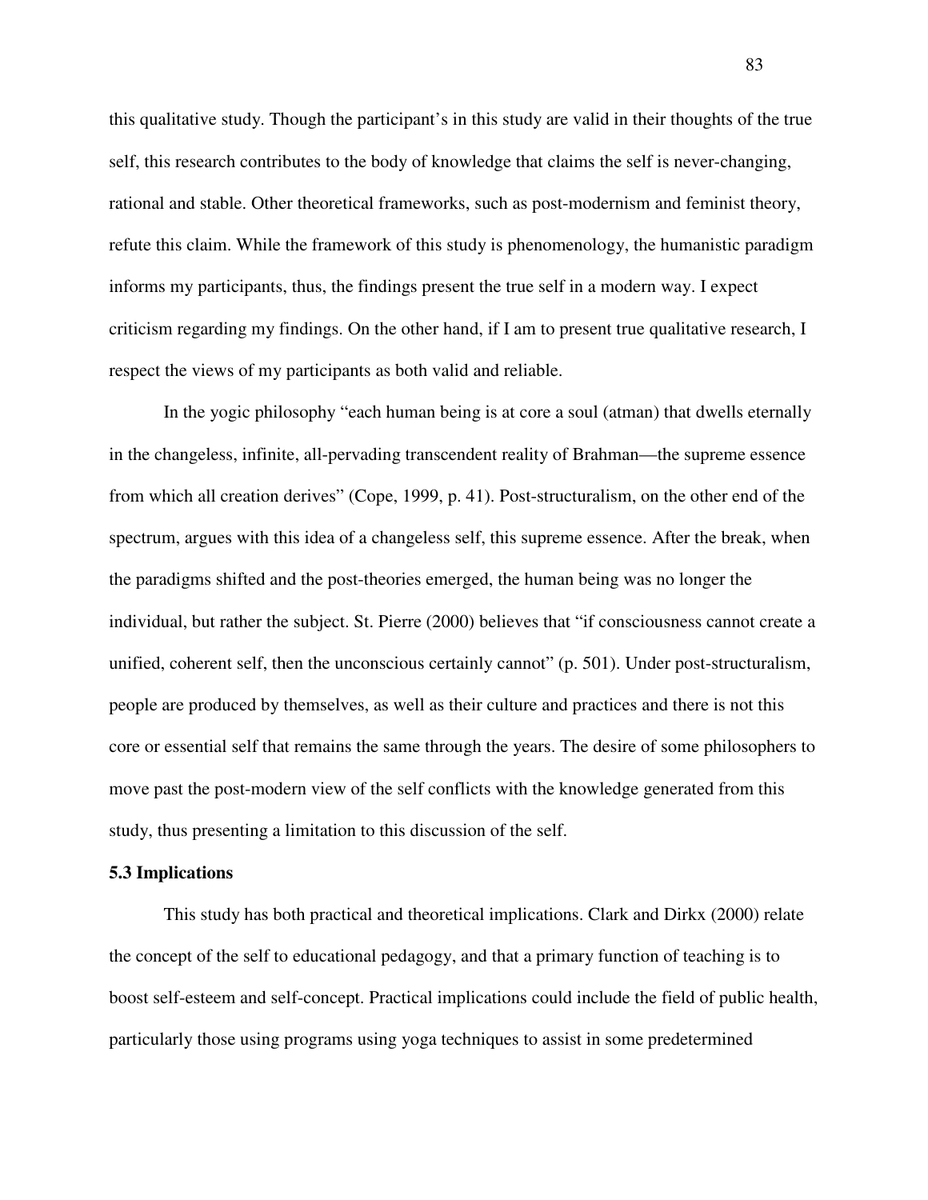this qualitative study. Though the participant's in this study are valid in their thoughts of the true self, this research contributes to the body of knowledge that claims the self is never-changing, rational and stable. Other theoretical frameworks, such as post-modernism and feminist theory, refute this claim. While the framework of this study is phenomenology, the humanistic paradigm informs my participants, thus, the findings present the true self in a modern way. I expect criticism regarding my findings. On the other hand, if I am to present true qualitative research, I respect the views of my participants as both valid and reliable.

In the yogic philosophy "each human being is at core a soul (atman) that dwells eternally in the changeless, infinite, all-pervading transcendent reality of Brahman—the supreme essence from which all creation derives" (Cope, 1999, p. 41). Post-structuralism, on the other end of the spectrum, argues with this idea of a changeless self, this supreme essence. After the break, when the paradigms shifted and the post-theories emerged, the human being was no longer the individual, but rather the subject. St. Pierre (2000) believes that "if consciousness cannot create a unified, coherent self, then the unconscious certainly cannot" (p. 501). Under post-structuralism, people are produced by themselves, as well as their culture and practices and there is not this core or essential self that remains the same through the years. The desire of some philosophers to move past the post-modern view of the self conflicts with the knowledge generated from this study, thus presenting a limitation to this discussion of the self.

### 5.3 Implications

This study has both practical and theoretical implications. Clark and Dirkx (2000) relate the concept of the self to educational pedagogy, and that a primary function of teaching is to boost self-esteem and self-concept. Practical implications could include the field of public health, particularly those using programs using yoga techniques to assist in some predetermined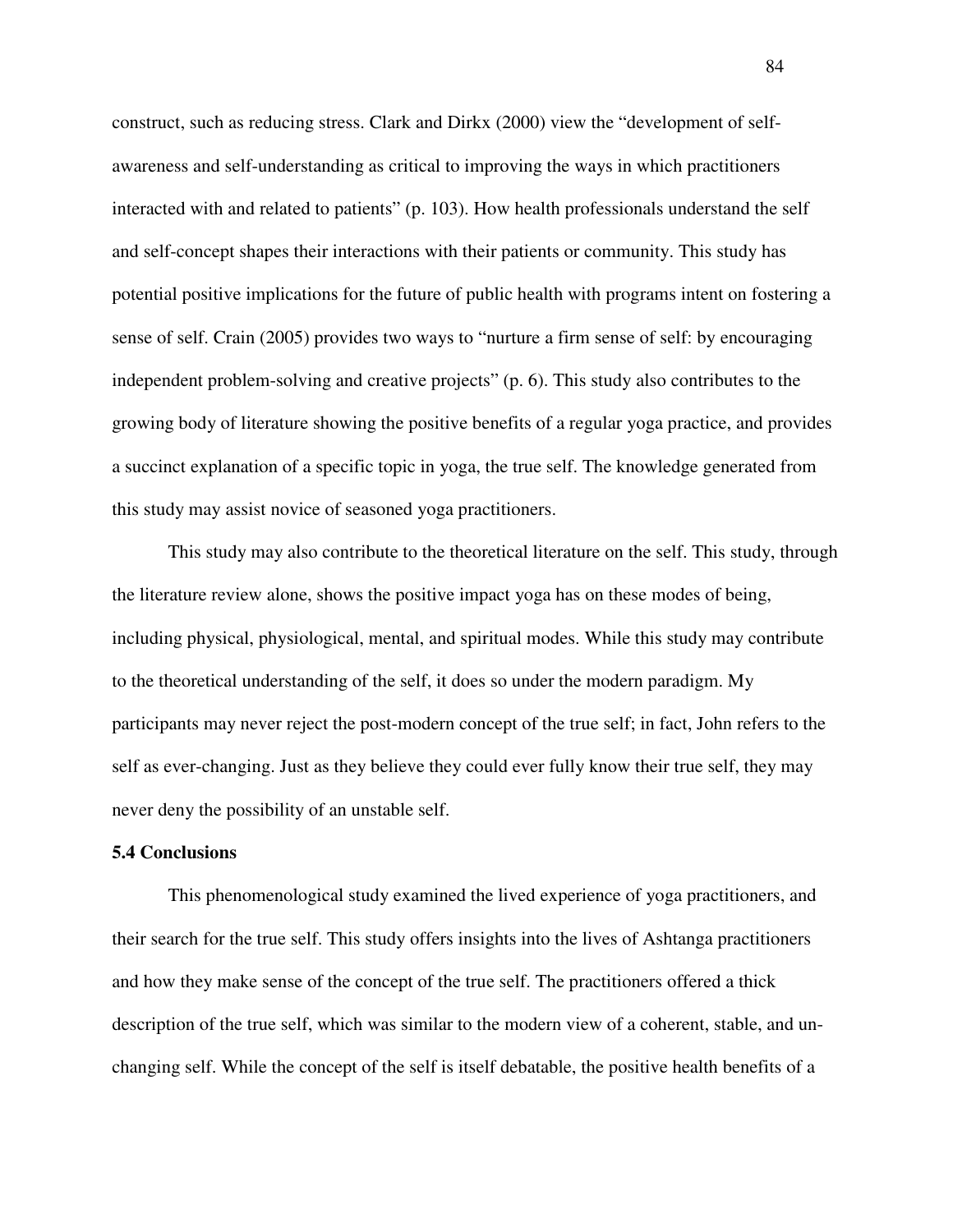construct, such as reducing stress. Clark and Dirkx (2000) view the "development of self-awareness and self-understanding as critical to improving the ways in which practitioners interacted with and related to patients" (p. 103). How health professionals understand the self and self-concept shapes their interactions with their patients or community. This study has potential positive implications for the future of public health with programs intent on fostering a sense of self. Crain (2005) provides two ways to "nurture a firm sense of self: by encouraging independent problem-solving and creative projects" (p. 6). This study also contributes to the growing body of literature showing the positive benefits of a regular yoga practice, and provides a succinct explanation of a specific topic in yoga, the true self. The knowledge generated from this study may assist novice of seasoned yoga practitioners.

This study may also contribute to the theoretical literature on the self. This study, through the literature review alone, shows the positive impact yoga has on these modes of being, including physical, physiological, mental, and spiritual modes. While this study may contribute to the theoretical understanding of the self, it does so under the modern paradigm. My participants may never reject the post-modern concept of the true self; in fact, John refers to the self as ever-changing. Just as they believe they could ever fully know their true self, they may never deny the possibility of an unstable self.

**5.4 Conclusions**

This phenomenological study examined the lived experience of yoga practitioners, and their search for the true self. This study offers insights into the lives of Ashtanga practitioners and how they make sense of the concept of the true self. The practitioners offered a thick description of the true self, which was similar to the modern view of a coherent, stable, and un-changing self. While the concept of the self is itself debatable, the positive health benefits of a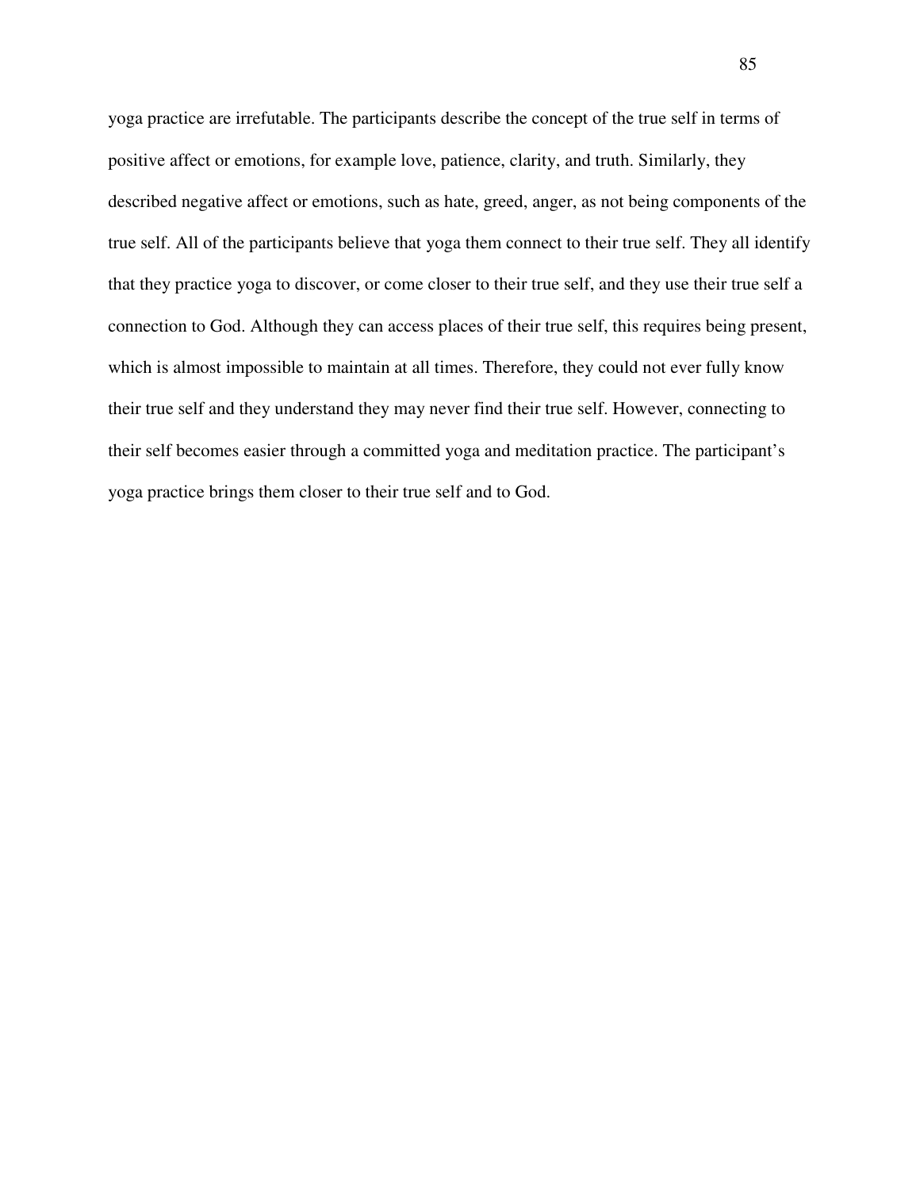yoga practice are irrefutable. The participants describe the concept of the true self in terms of positive affect or emotions, for example love, patience, clarity, and truth. Similarly, they described negative affect or emotions, such as hate, greed, anger, as not being components of the true self. All of the participants believe that yoga them connect to their true self. They all identify that they practice yoga to discover, or come closer to their true self, and they use their true self a connection to God. Although they can access places of their true self, this requires being present, which is almost impossible to maintain at all times. Therefore, they could not ever fully know their true self and they understand they may never find their true self. However, connecting to their self becomes easier through a committed yoga and meditation practice. The participant's yoga practice brings them closer to their true self and to God.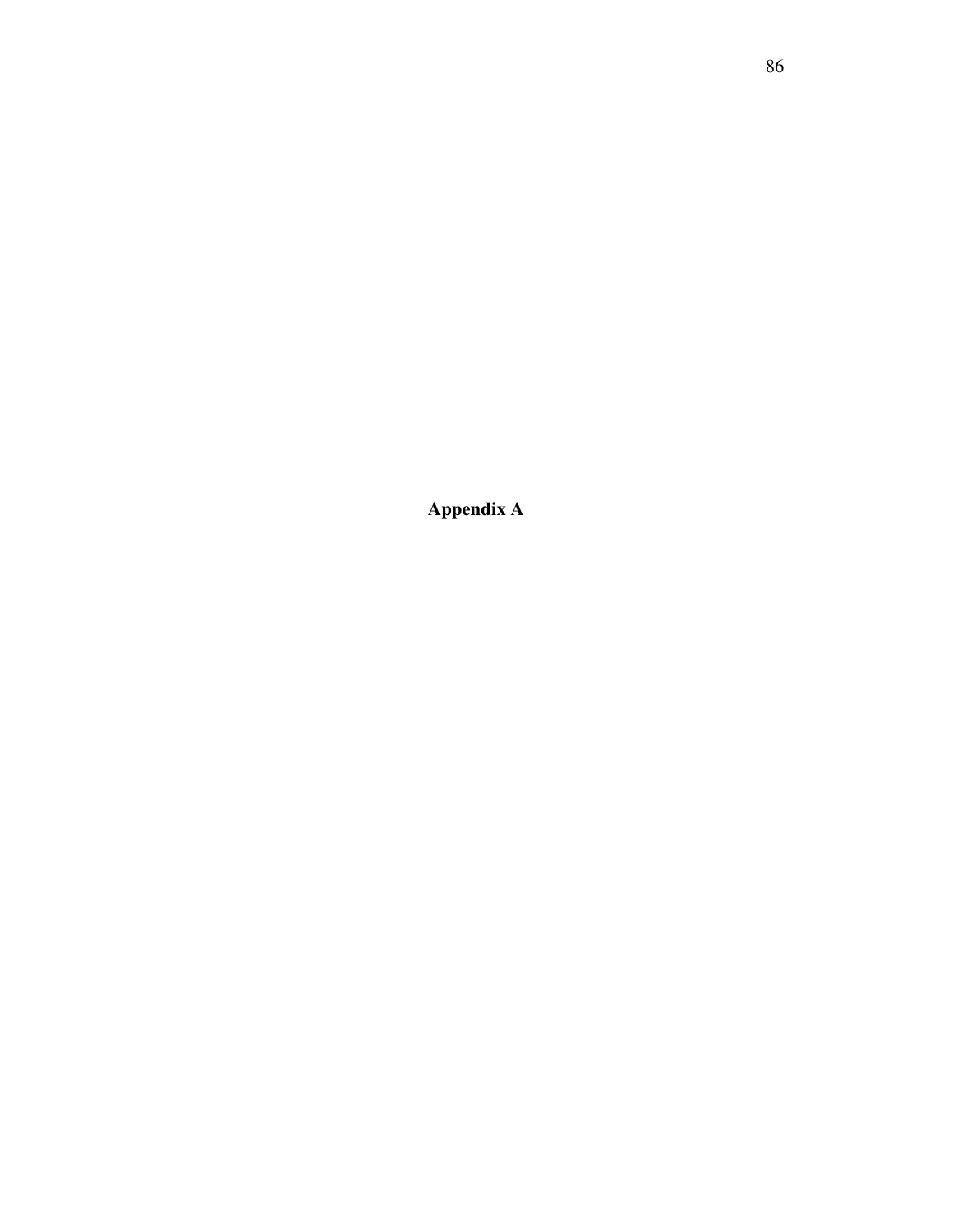# Appendix A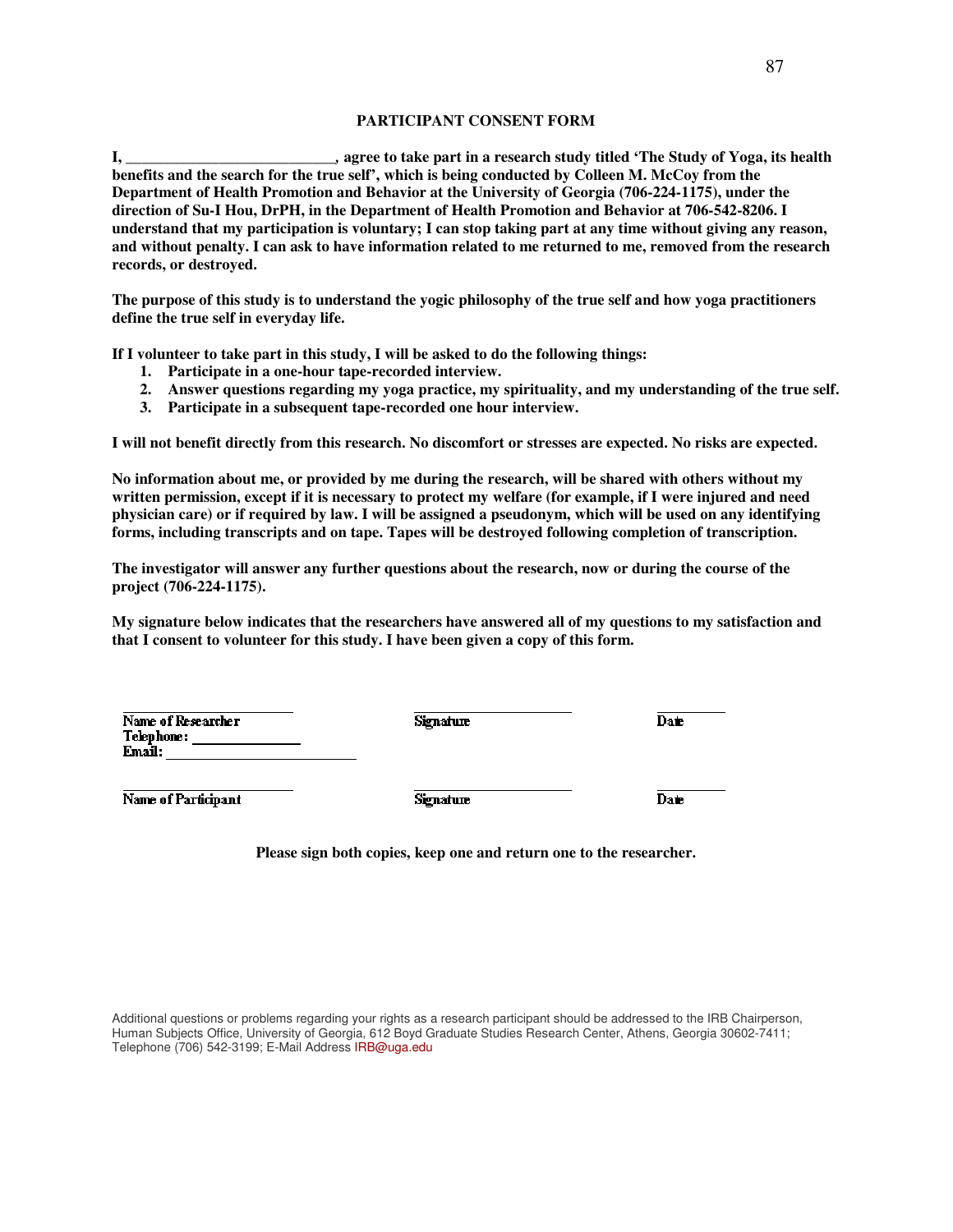## PARTICIPANT CONSENT FORM

**I, ___________________________, agree to take part in a research study titled 'The Study of Yoga, its health benefits and the search for the true self', which is being conducted by Colleen M. McCoy from the Department of Health Promotion and Behavior at the University of Georgia (706-224-1175), under the direction of Su-I Hou, DrPH, in the Department of Health Promotion and Behavior at 706-542-8206. I understand that my participation is voluntary; I can stop taking part at any time without giving any reason, and without penalty. I can ask to have information related to me returned to me, removed from the research records, or destroyed.**

**The purpose of this study is to understand the yogic philosophy of the true self and how yoga practitioners define the true self in everyday life.**

**If I volunteer to take part in this study, I will be asked to do the following things:**

1. **Participate in a one-hour tape-recorded interview.**
2. **Answer questions regarding my yoga practice, my spirituality, and my understanding of the true self.**
3. **Participate in a subsequent tape-recorded one hour interview.**

**I will not benefit directly from this research. No discomfort or stresses are expected. No risks are expected.**

**No information about me, or provided by me during the research, will be shared with others without my written permission, except if it is necessary to protect my welfare (for example, if I were injured and need physician care) or if required by law. I will be assigned a pseudonym, which will be used on any identifying forms, including transcripts and on tape. Tapes will be destroyed following completion of transcription.**

**The investigator will answer any further questions about the research, now or during the course of the project (706-224-1175).**

**My signature below indicates that the researchers have answered all of my questions to my satisfaction and that I consent to volunteer for this study. I have been given a copy of this form.**

| ______________________ | ______________________ | __________ |
|---|---|---|
| **Name of Researcher**<br>**Telephone:** ______________<br>**Email:** ______________________ | **Signature** | **Date** |
| ______________________ | ______________________ | __________ |
| **Name of Participant** | **Signature** | **Date** |

**Please sign both copies, keep one and return one to the researcher.**

Additional questions or problems regarding your rights as a research participant should be addressed to the IRB Chairperson, Human Subjects Office, University of Georgia, 612 Boyd Graduate Studies Research Center, Athens, Georgia 30602-7411; Telephone (706) 542-3199; E-Mail Address IRB@uga.edu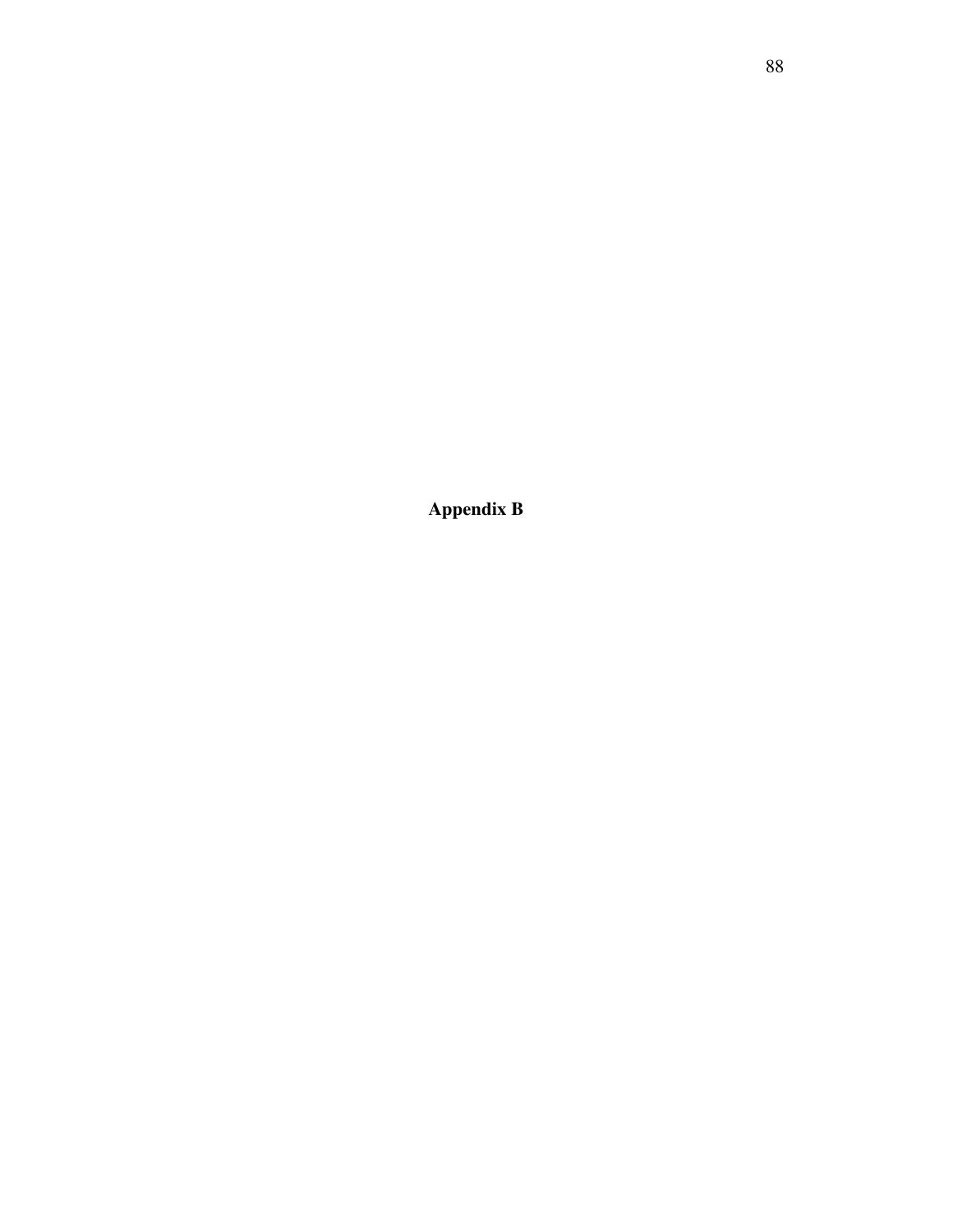# Appendix B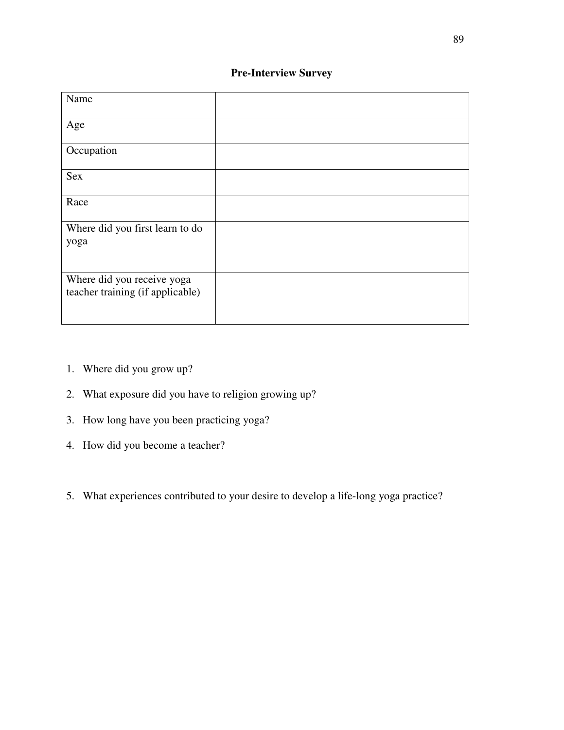## Pre-Interview Survey

| | |
|---|---|
| Name | |
| Age | |
| Occupation | |
| Sex | |
| Race | |
| Where did you first learn to do yoga | |
| Where did you receive yoga teacher training (if applicable) | |

1. Where did you grow up?
2. What exposure did you have to religion growing up?
3. How long have you been practicing yoga?
4. How did you become a teacher?
5. What experiences contributed to your desire to develop a life-long yoga practice?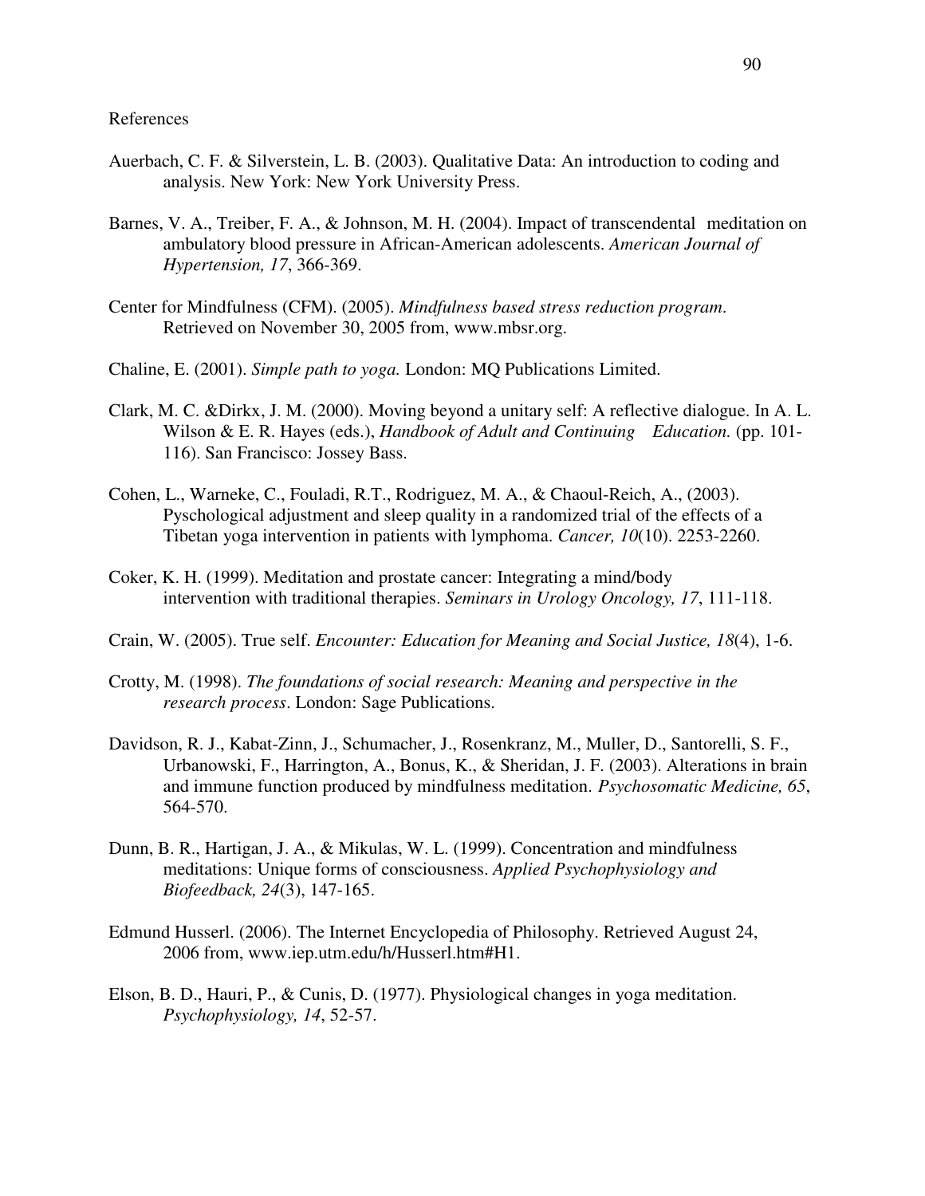References

Auerbach, C. F. & Silverstein, L. B. (2003). Qualitative Data: An introduction to coding and analysis. New York: New York University Press.

Barnes, V. A., Treiber, F. A., & Johnson, M. H. (2004). Impact of transcendental meditation on ambulatory blood pressure in African-American adolescents. *American Journal of Hypertension, 17*, 366-369.

Center for Mindfulness (CFM). (2005). *Mindfulness based stress reduction program.* Retrieved on November 30, 2005 from, www.mbsr.org.

Chaline, E. (2001). *Simple path to yoga.* London: MQ Publications Limited.

Clark, M. C. &Dirkx, J. M. (2000). Moving beyond a unitary self: A reflective dialogue. In A. L. Wilson & E. R. Hayes (eds.), *Handbook of Adult and Continuing Education.* (pp. 101-116). San Francisco: Jossey Bass.

Cohen, L., Warneke, C., Fouladi, R.T., Rodriguez, M. A., & Chaoul-Reich, A., (2003). Pyschological adjustment and sleep quality in a randomized trial of the effects of a Tibetan yoga intervention in patients with lymphoma. *Cancer, 10*(10). 2253-2260.

Coker, K. H. (1999). Meditation and prostate cancer: Integrating a mind/body intervention with traditional therapies. *Seminars in Urology Oncology, 17*, 111-118.

Crain, W. (2005). True self. *Encounter: Education for Meaning and Social Justice, 18*(4), 1-6.

Crotty, M. (1998). *The foundations of social research: Meaning and perspective in the research process*. London: Sage Publications.

Davidson, R. J., Kabat-Zinn, J., Schumacher, J., Rosenkranz, M., Muller, D., Santorelli, S. F., Urbanowski, F., Harrington, A., Bonus, K., & Sheridan, J. F. (2003). Alterations in brain and immune function produced by mindfulness meditation. *Psychosomatic Medicine, 65*, 564-570.

Dunn, B. R., Hartigan, J. A., & Mikulas, W. L. (1999). Concentration and mindfulness meditations: Unique forms of consciousness. *Applied Psychophysiology and Biofeedback, 24*(3), 147-165.

Edmund Husserl. (2006). The Internet Encyclopedia of Philosophy. Retrieved August 24, 2006 from, www.iep.utm.edu/h/Husserl.htm#H1.

Elson, B. D., Hauri, P., & Cunis, D. (1977). Physiological changes in yoga meditation. *Psychophysiology, 14*, 52-57.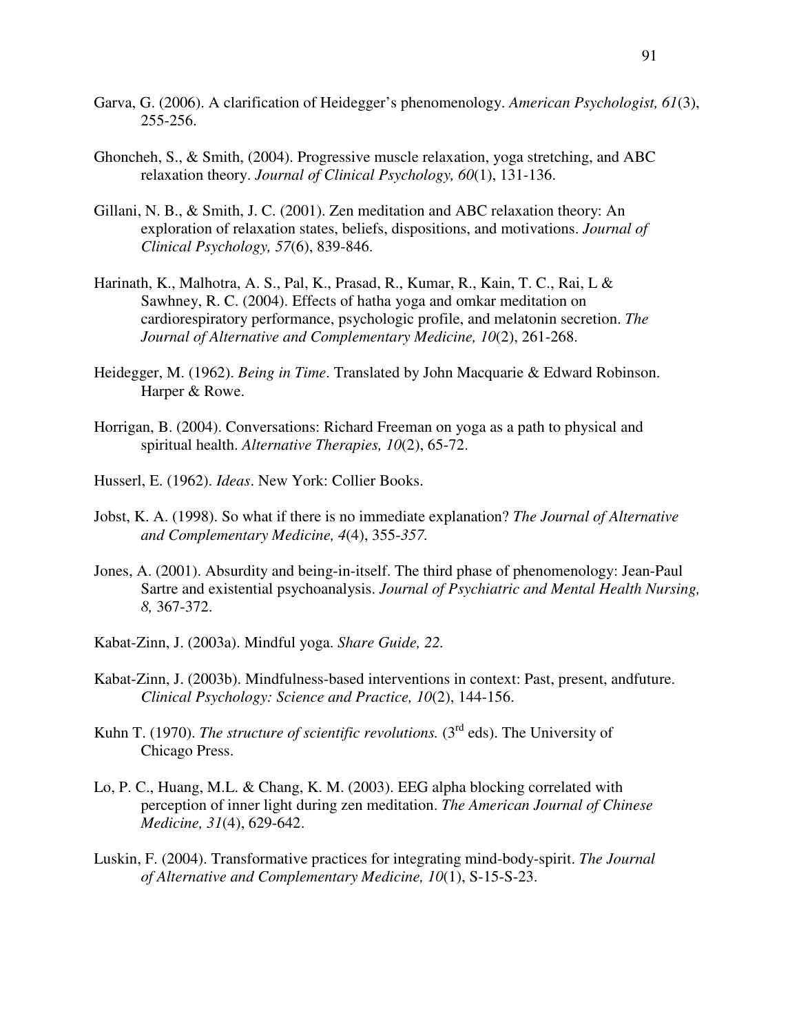Garva, G. (2006). A clarification of Heidegger's phenomenology. *American Psychologist, 61*(3), 255-256.

Ghoncheh, S., & Smith, (2004). Progressive muscle relaxation, yoga stretching, and ABC relaxation theory. *Journal of Clinical Psychology, 60*(1), 131-136.

Gillani, N. B., & Smith, J. C. (2001). Zen meditation and ABC relaxation theory: An exploration of relaxation states, beliefs, dispositions, and motivations. *Journal of Clinical Psychology, 57*(6), 839-846.

Harinath, K., Malhotra, A. S., Pal, K., Prasad, R., Kumar, R., Kain, T. C., Rai, L & Sawhney, R. C. (2004). Effects of hatha yoga and omkar meditation on cardiorespiratory performance, psychologic profile, and melatonin secretion. *The Journal of Alternative and Complementary Medicine, 10*(2), 261-268.

Heidegger, M. (1962). *Being in Time*. Translated by John Macquarie & Edward Robinson. Harper & Rowe.

Horrigan, B. (2004). Conversations: Richard Freeman on yoga as a path to physical and spiritual health. *Alternative Therapies, 10*(2), 65-72.

Husserl, E. (1962). *Ideas*. New York: Collier Books.

Jobst, K. A. (1998). So what if there is no immediate explanation? *The Journal of Alternative and Complementary Medicine, 4*(4), 355-*357.*

Jones, A. (2001). Absurdity and being-in-itself. The third phase of phenomenology: Jean-Paul Sartre and existential psychoanalysis. *Journal of Psychiatric and Mental Health Nursing, 8,* 367-372.

Kabat-Zinn, J. (2003a). Mindful yoga. *Share Guide, 22.*

Kabat-Zinn, J. (2003b). Mindfulness-based interventions in context: Past, present, andfuture. *Clinical Psychology: Science and Practice, 10*(2), 144-156.

Kuhn T. (1970). *The structure of scientific revolutions.* (3rd eds). The University of Chicago Press.

Lo, P. C., Huang, M.L. & Chang, K. M. (2003). EEG alpha blocking correlated with perception of inner light during zen meditation. *The American Journal of Chinese Medicine, 31*(4), 629-642.

Luskin, F. (2004). Transformative practices for integrating mind-body-spirit. *The Journal of Alternative and Complementary Medicine, 10*(1), S-15-S-23.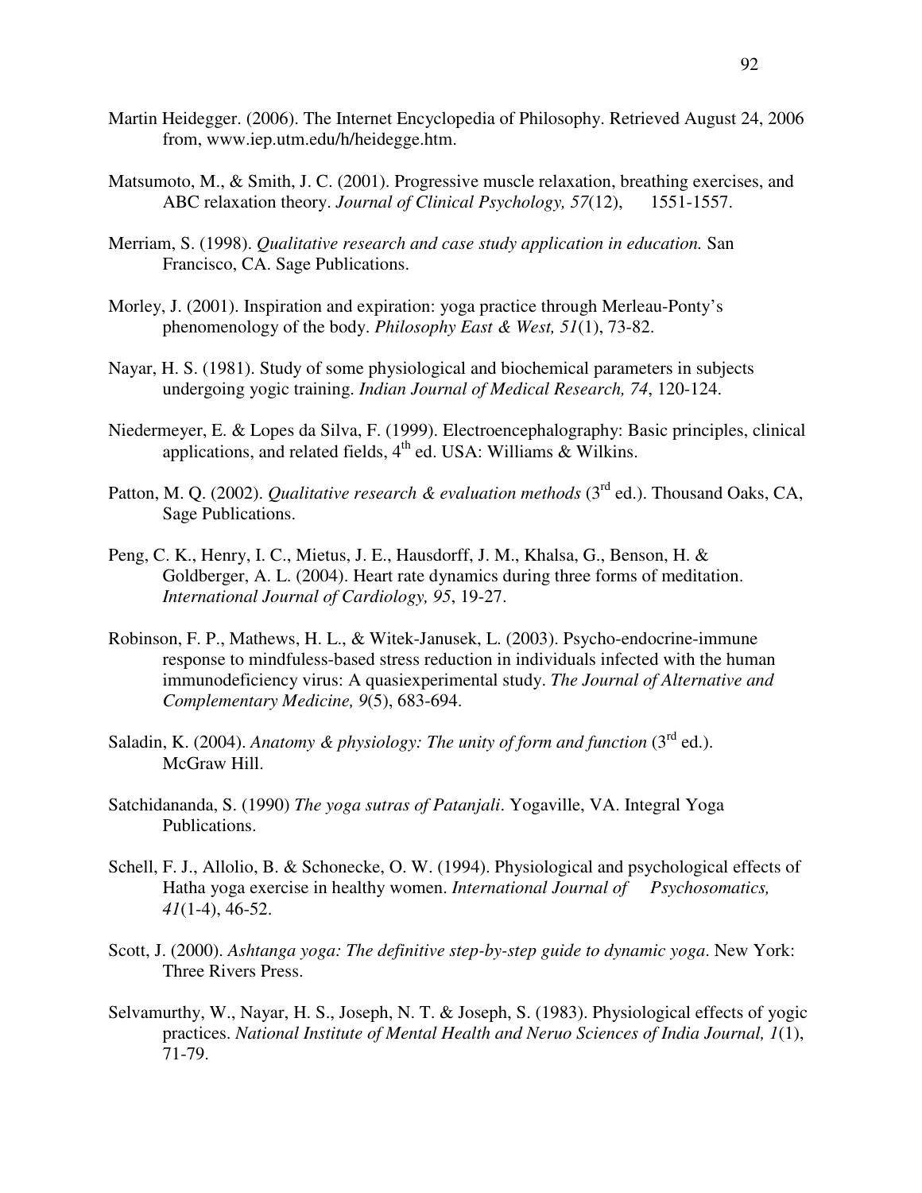Martin Heidegger. (2006). The Internet Encyclopedia of Philosophy. Retrieved August 24, 2006 from, www.iep.utm.edu/h/heidegge.htm.

Matsumoto, M., & Smith, J. C. (2001). Progressive muscle relaxation, breathing exercises, and ABC relaxation theory. *Journal of Clinical Psychology, 57*(12), 1551-1557.

Merriam, S. (1998). *Qualitative research and case study application in education.* San Francisco, CA. Sage Publications.

Morley, J. (2001). Inspiration and expiration: yoga practice through Merleau-Ponty's phenomenology of the body. *Philosophy East & West, 51*(1), 73-82.

Nayar, H. S. (1981). Study of some physiological and biochemical parameters in subjects undergoing yogic training. *Indian Journal of Medical Research, 74*, 120-124.

Niedermeyer, E. & Lopes da Silva, F. (1999). Electroencephalography: Basic principles, clinical applications, and related fields, 4th ed. USA: Williams & Wilkins.

Patton, M. Q. (2002). *Qualitative research & evaluation methods* (3rd ed.). Thousand Oaks, CA, Sage Publications.

Peng, C. K., Henry, I. C., Mietus, J. E., Hausdorff, J. M., Khalsa, G., Benson, H. & Goldberger, A. L. (2004). Heart rate dynamics during three forms of meditation. *International Journal of Cardiology, 95*, 19-27.

Robinson, F. P., Mathews, H. L., & Witek-Janusek, L. (2003). Psycho-endocrine-immune response to mindfuless-based stress reduction in individuals infected with the human immunodeficiency virus: A quasiexperimental study. *The Journal of Alternative and Complementary Medicine, 9*(5), 683-694.

Saladin, K. (2004). *Anatomy & physiology: The unity of form and function* (3rd ed.). McGraw Hill.

Satchidananda, S. (1990) *The yoga sutras of Patanjali*. Yogaville, VA. Integral Yoga Publications.

Schell, F. J., Allolio, B. & Schonecke, O. W. (1994). Physiological and psychological effects of Hatha yoga exercise in healthy women. *International Journal of Psychosomatics, 41*(1-4), 46-52.

Scott, J. (2000). *Ashtanga yoga: The definitive step-by-step guide to dynamic yoga*. New York: Three Rivers Press.

Selvamurthy, W., Nayar, H. S., Joseph, N. T. & Joseph, S. (1983). Physiological effects of yogic practices. *National Institute of Mental Health and Neruo Sciences of India Journal, 1*(1), 71-79.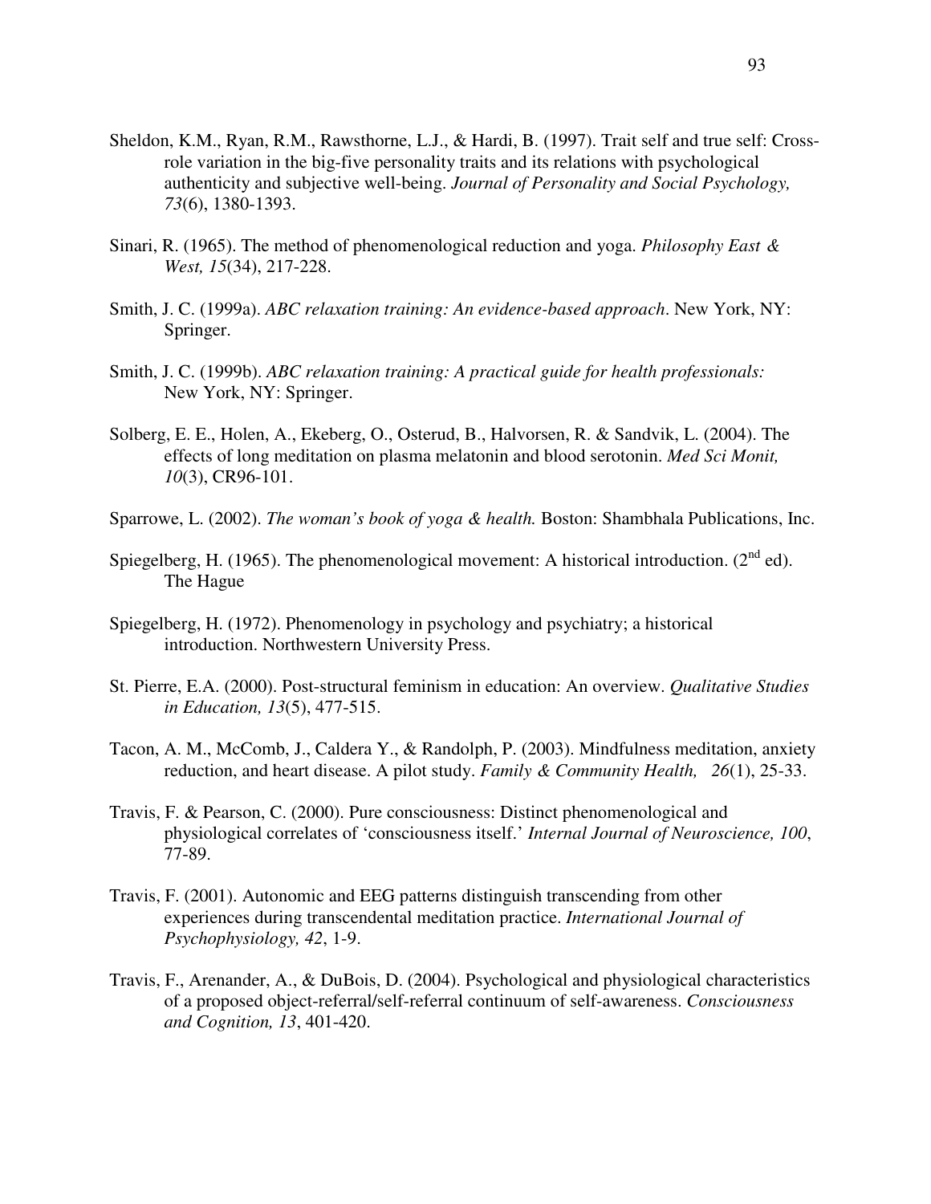Sheldon, K.M., Ryan, R.M., Rawsthorne, L.J., & Hardi, B. (1997). Trait self and true self: Cross-role variation in the big-five personality traits and its relations with psychological authenticity and subjective well-being. *Journal of Personality and Social Psychology, 73*(6), 1380-1393.

Sinari, R. (1965). The method of phenomenological reduction and yoga. *Philosophy East & West, 15*(34), 217-228.

Smith, J. C. (1999a). *ABC relaxation training: An evidence-based approach*. New York, NY: Springer.

Smith, J. C. (1999b). *ABC relaxation training: A practical guide for health professionals:* New York, NY: Springer.

Solberg, E. E., Holen, A., Ekeberg, O., Osterud, B., Halvorsen, R. & Sandvik, L. (2004). The effects of long meditation on plasma melatonin and blood serotonin. *Med Sci Monit, 10*(3), CR96-101.

Sparrowe, L. (2002). *The woman's book of yoga & health.* Boston: Shambhala Publications, Inc.

Spiegelberg, H. (1965). The phenomenological movement: A historical introduction. (2nd ed). The Hague

Spiegelberg, H. (1972). Phenomenology in psychology and psychiatry; a historical introduction. Northwestern University Press.

St. Pierre, E.A. (2000). Post-structural feminism in education: An overview. *Qualitative Studies in Education, 13*(5), 477-515.

Tacon, A. M., McComb, J., Caldera Y., & Randolph, P. (2003). Mindfulness meditation, anxiety reduction, and heart disease. A pilot study. *Family & Community Health, 26*(1), 25-33.

Travis, F. & Pearson, C. (2000). Pure consciousness: Distinct phenomenological and physiological correlates of 'consciousness itself.' *Internal Journal of Neuroscience, 100*, 77-89.

Travis, F. (2001). Autonomic and EEG patterns distinguish transcending from other experiences during transcendental meditation practice. *International Journal of Psychophysiology, 42*, 1-9.

Travis, F., Arenander, A., & DuBois, D. (2004). Psychological and physiological characteristics of a proposed object-referral/self-referral continuum of self-awareness. *Consciousness and Cognition, 13*, 401-420.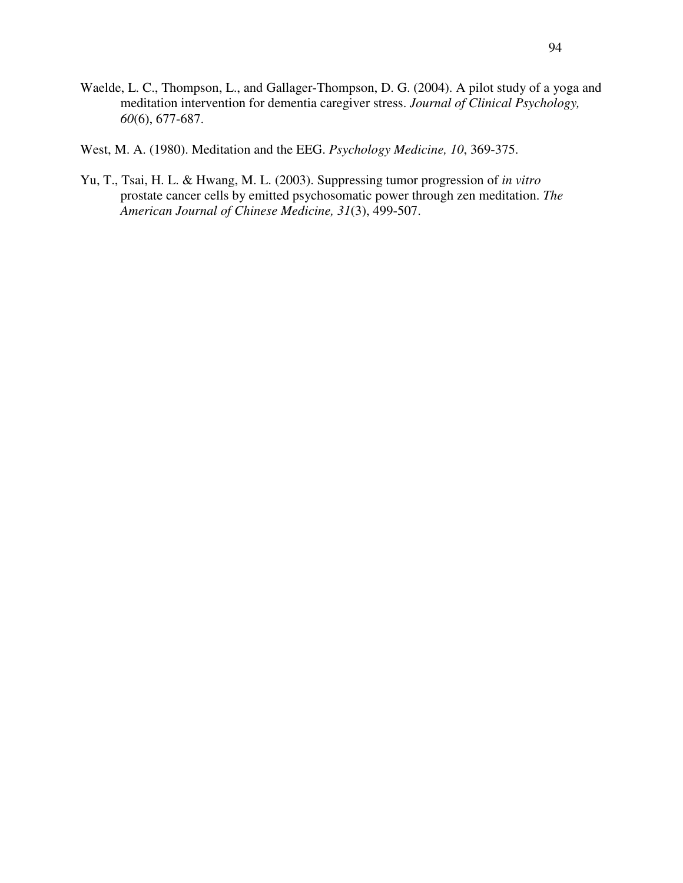Waelde, L. C., Thompson, L., and Gallager-Thompson, D. G. (2004). A pilot study of a yoga and meditation intervention for dementia caregiver stress. *Journal of Clinical Psychology, 60*(6), 677-687.

West, M. A. (1980). Meditation and the EEG. *Psychology Medicine, 10*, 369-375.

Yu, T., Tsai, H. L. & Hwang, M. L. (2003). Suppressing tumor progression of *in vitro* prostate cancer cells by emitted psychosomatic power through zen meditation. *The American Journal of Chinese Medicine, 31*(3), 499-507.